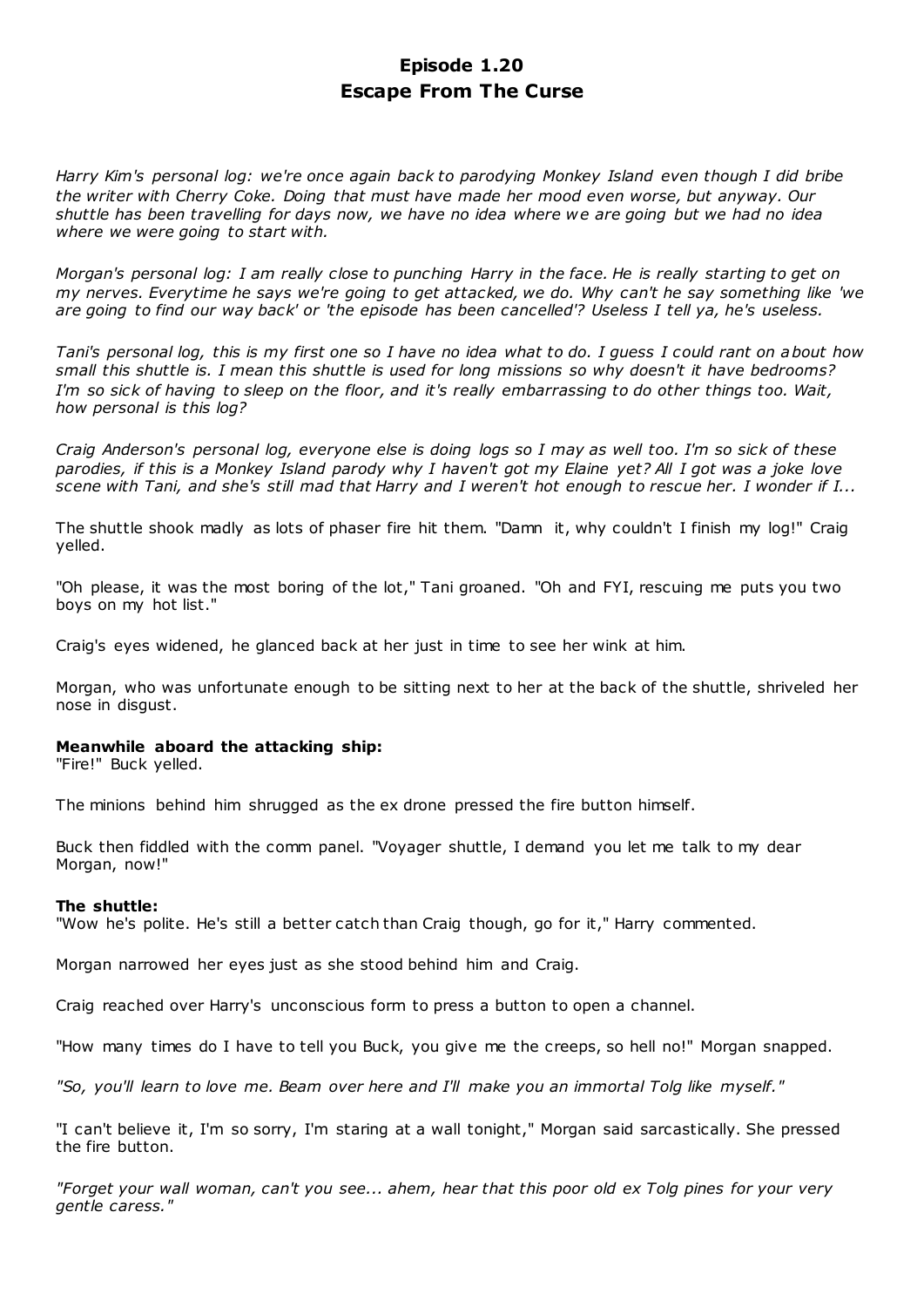# Episode 1.20
# Escape From The Curse

*Harry Kim's personal log: we're once again back to parodying Monkey Island even though I did bribe the writer with Cherry Coke. Doing that must have made her mood even worse, but anyway. Our shuttle has been travelling for days now, we have no idea where we are going but we had no idea where we were going to start with.*

*Morgan's personal log: I am really close to punching Harry in the face. He is really starting to get on my nerves. Everytime he says we're going to get attacked, we do. Why can't he say something like 'we are going to find our way back' or 'the episode has been cancelled'? Useless I tell ya, he's useless.*

*Tani's personal log, this is my first one so I have no idea what to do. I guess I could rant on about how small this shuttle is. I mean this shuttle is used for long missions so why doesn't it have bedrooms? I'm so sick of having to sleep on the floor, and it's really embarrassing to do other things too. Wait, how personal is this log?*

*Craig Anderson's personal log, everyone else is doing logs so I may as well too. I'm so sick of these parodies, if this is a Monkey Island parody why I haven't got my Elaine yet? All I got was a joke love scene with Tani, and she's still mad that Harry and I weren't hot enough to rescue her. I wonder if I...*

The shuttle shook madly as lots of phaser fire hit them. "Damn it, why couldn't I finish my log!" Craig yelled.

"Oh please, it was the most boring of the lot," Tani groaned. "Oh and FYI, rescuing me puts you two boys on my hot list."

Craig's eyes widened, he glanced back at her just in time to see her wink at him.

Morgan, who was unfortunate enough to be sitting next to her at the back of the shuttle, shriveled her nose in disgust.

**Meanwhile aboard the attacking ship:**
"Fire!" Buck yelled.

The minions behind him shrugged as the ex drone pressed the fire button himself.

Buck then fiddled with the comm panel. "Voyager shuttle, I demand you let me talk to my dear Morgan, now!"

**The shuttle:**
"Wow he's polite. He's still a better catch than Craig though, go for it," Harry commented.

Morgan narrowed her eyes just as she stood behind him and Craig.

Craig reached over Harry's unconscious form to press a button to open a channel.

"How many times do I have to tell you Buck, you give me the creeps, so hell no!" Morgan snapped.

*"So, you'll learn to love me. Beam over here and I'll make you an immortal Tolg like myself."*

"I can't believe it, I'm so sorry, I'm staring at a wall tonight," Morgan said sarcastically. She pressed the fire button.

*"Forget your wall woman, can't you see... ahem, hear that this poor old ex Tolg pines for your very gentle caress."*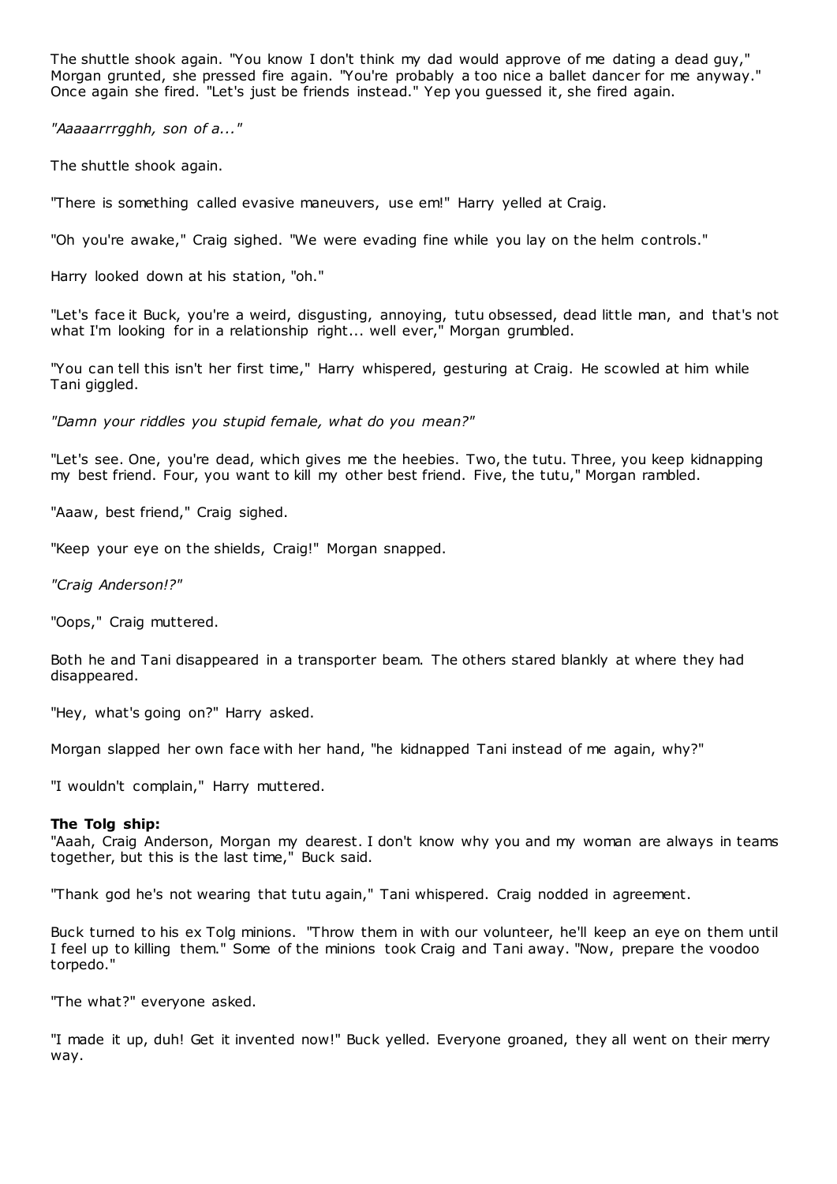The shuttle shook again. "You know I don't think my dad would approve of me dating a dead guy," Morgan grunted, she pressed fire again. "You're probably a too nice a ballet dancer for me anyway." Once again she fired. "Let's just be friends instead." Yep you guessed it, she fired again.

*"Aaaaarrrgghh, son of a..."*

The shuttle shook again.

"There is something called evasive maneuvers, use em!" Harry yelled at Craig.

"Oh you're awake," Craig sighed. "We were evading fine while you lay on the helm controls."

Harry looked down at his station, "oh."

"Let's face it Buck, you're a weird, disgusting, annoying, tutu obsessed, dead little man, and that's not what I'm looking for in a relationship right... well ever," Morgan grumbled.

"You can tell this isn't her first time," Harry whispered, gesturing at Craig. He scowled at him while Tani giggled.

*"Damn your riddles you stupid female, what do you mean?"*

"Let's see. One, you're dead, which gives me the heebies. Two, the tutu. Three, you keep kidnapping my best friend. Four, you want to kill my other best friend. Five, the tutu," Morgan rambled.

"Aaaw, best friend," Craig sighed.

"Keep your eye on the shields, Craig!" Morgan snapped.

*"Craig Anderson!?"*

"Oops," Craig muttered.

Both he and Tani disappeared in a transporter beam. The others stared blankly at where they had disappeared.

"Hey, what's going on?" Harry asked.

Morgan slapped her own face with her hand, "he kidnapped Tani instead of me again, why?"

"I wouldn't complain," Harry muttered.

**The Tolg ship:**

"Aaah, Craig Anderson, Morgan my dearest. I don't know why you and my woman are always in teams together, but this is the last time," Buck said.

"Thank god he's not wearing that tutu again," Tani whispered. Craig nodded in agreement.

Buck turned to his ex Tolg minions. "Throw them in with our volunteer, he'll keep an eye on them until I feel up to killing them." Some of the minions took Craig and Tani away. "Now, prepare the voodoo torpedo."

"The what?" everyone asked.

"I made it up, duh! Get it invented now!" Buck yelled. Everyone groaned, they all went on their merry way.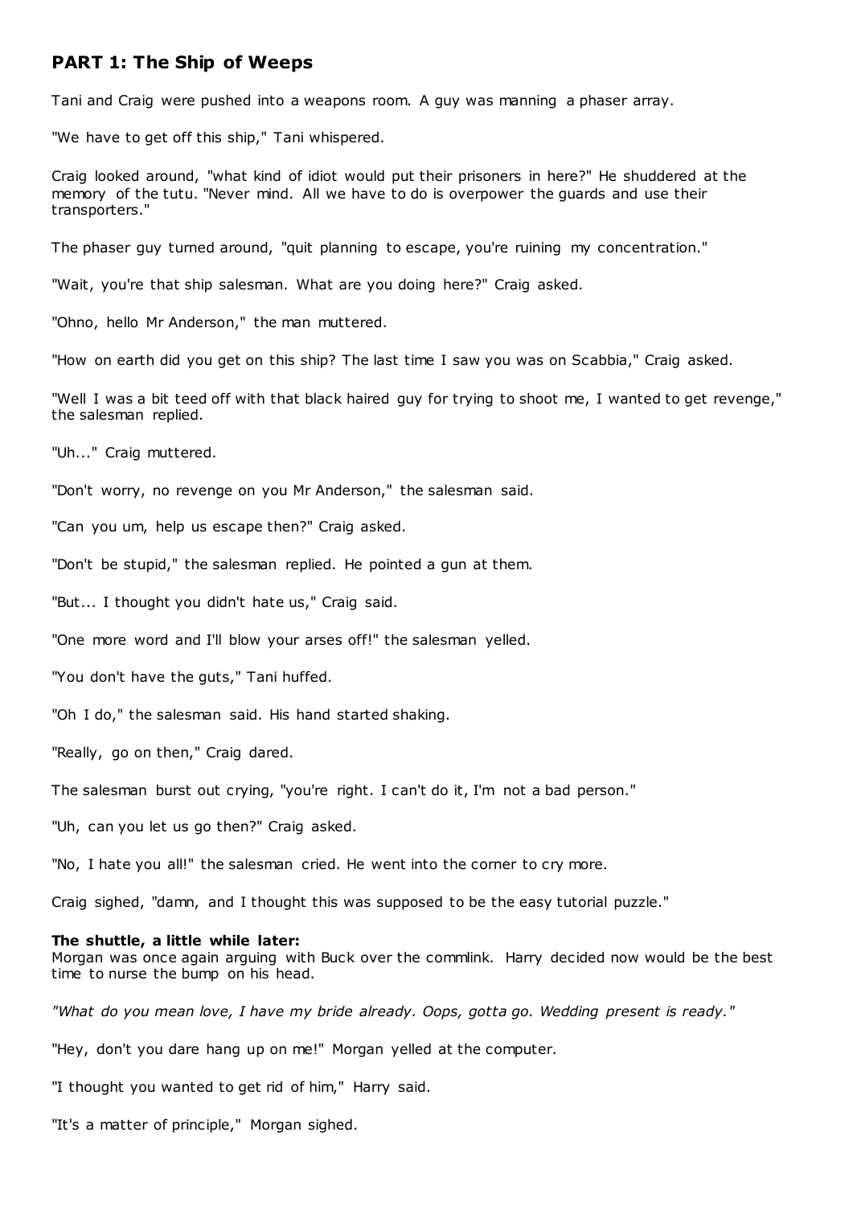## PART 1: The Ship of Weeps

Tani and Craig were pushed into a weapons room. A guy was manning a phaser array.

"We have to get off this ship," Tani whispered.

Craig looked around, "what kind of idiot would put their prisoners in here?" He shuddered at the memory of the tutu. "Never mind. All we have to do is overpower the guards and use their transporters."

The phaser guy turned around, "quit planning to escape, you're ruining my concentration."

"Wait, you're that ship salesman. What are you doing here?" Craig asked.

"Ohno, hello Mr Anderson," the man muttered.

"How on earth did you get on this ship? The last time I saw you was on Scabbia," Craig asked.

"Well I was a bit teed off with that black haired guy for trying to shoot me, I wanted to get revenge," the salesman replied.

"Uh..." Craig muttered.

"Don't worry, no revenge on you Mr Anderson," the salesman said.

"Can you um, help us escape then?" Craig asked.

"Don't be stupid," the salesman replied. He pointed a gun at them.

"But... I thought you didn't hate us," Craig said.

"One more word and I'll blow your arses off!" the salesman yelled.

"You don't have the guts," Tani huffed.

"Oh I do," the salesman said. His hand started shaking.

"Really, go on then," Craig dared.

The salesman burst out crying, "you're right. I can't do it, I'm not a bad person."

"Uh, can you let us go then?" Craig asked.

"No, I hate you all!" the salesman cried. He went into the corner to cry more.

Craig sighed, "damn, and I thought this was supposed to be the easy tutorial puzzle."

**The shuttle, a little while later:**
Morgan was once again arguing with Buck over the commlink. Harry decided now would be the best time to nurse the bump on his head.

*"What do you mean love, I have my bride already. Oops, gotta go. Wedding present is ready."*

"Hey, don't you dare hang up on me!" Morgan yelled at the computer.

"I thought you wanted to get rid of him," Harry said.

"It's a matter of principle," Morgan sighed.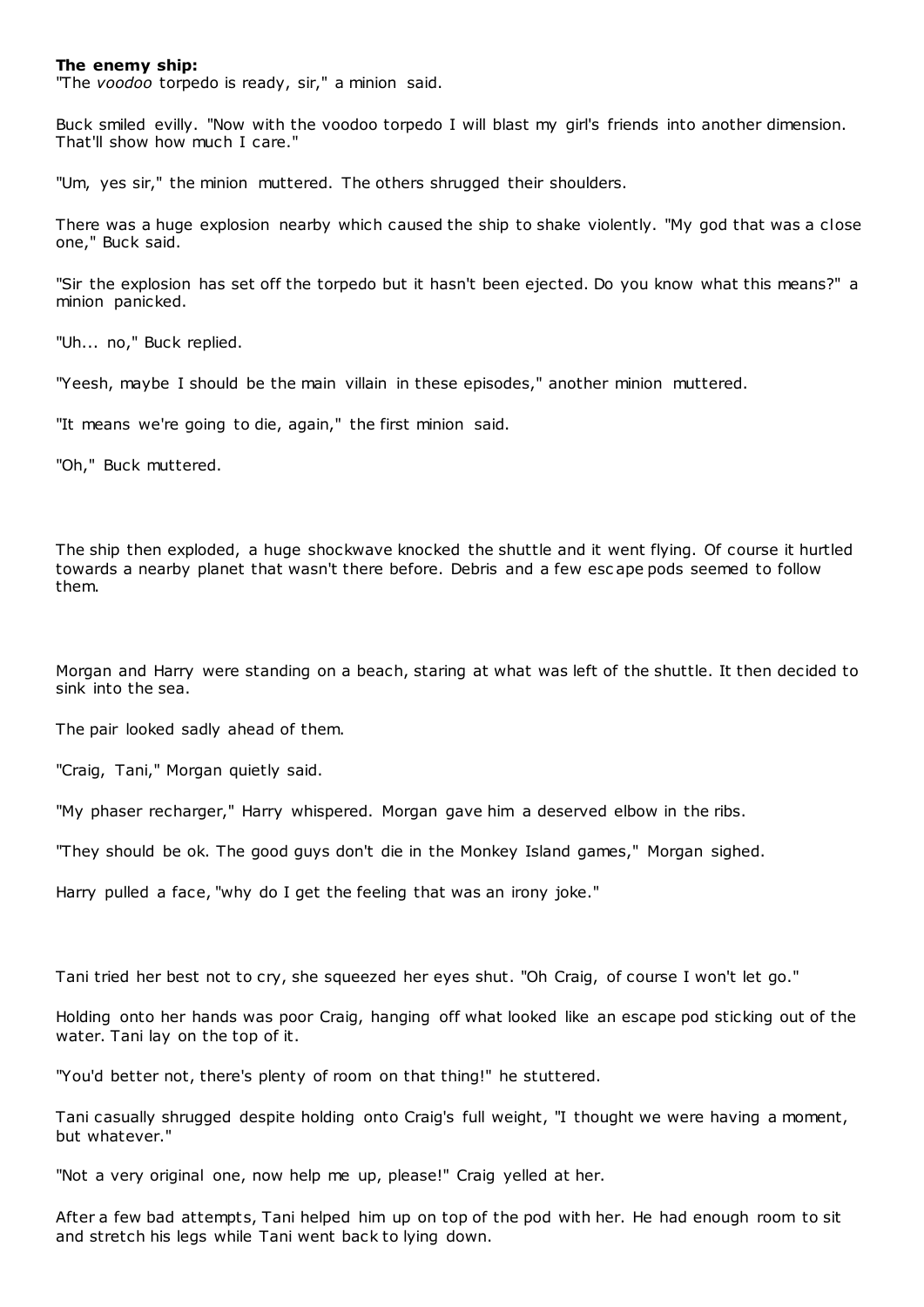**The enemy ship:**

"The *voodoo* torpedo is ready, sir," a minion said.

Buck smiled evilly. "Now with the voodoo torpedo I will blast my girl's friends into another dimension. That'll show how much I care."

"Um, yes sir," the minion muttered. The others shrugged their shoulders.

There was a huge explosion nearby which caused the ship to shake violently. "My god that was a close one," Buck said.

"Sir the explosion has set off the torpedo but it hasn't been ejected. Do you know what this means?" a minion panicked.

"Uh... no," Buck replied.

"Yeesh, maybe I should be the main villain in these episodes," another minion muttered.

"It means we're going to die, again," the first minion said.

"Oh," Buck muttered.

The ship then exploded, a huge shockwave knocked the shuttle and it went flying. Of course it hurtled towards a nearby planet that wasn't there before. Debris and a few escape pods seemed to follow them.

Morgan and Harry were standing on a beach, staring at what was left of the shuttle. It then decided to sink into the sea.

The pair looked sadly ahead of them.

"Craig, Tani," Morgan quietly said.

"My phaser recharger," Harry whispered. Morgan gave him a deserved elbow in the ribs.

"They should be ok. The good guys don't die in the Monkey Island games," Morgan sighed.

Harry pulled a face, "why do I get the feeling that was an irony joke."

Tani tried her best not to cry, she squeezed her eyes shut. "Oh Craig, of course I won't let go."

Holding onto her hands was poor Craig, hanging off what looked like an escape pod sticking out of the water. Tani lay on the top of it.

"You'd better not, there's plenty of room on that thing!" he stuttered.

Tani casually shrugged despite holding onto Craig's full weight, "I thought we were having a moment, but whatever."

"Not a very original one, now help me up, please!" Craig yelled at her.

After a few bad attempts, Tani helped him up on top of the pod with her. He had enough room to sit and stretch his legs while Tani went back to lying down.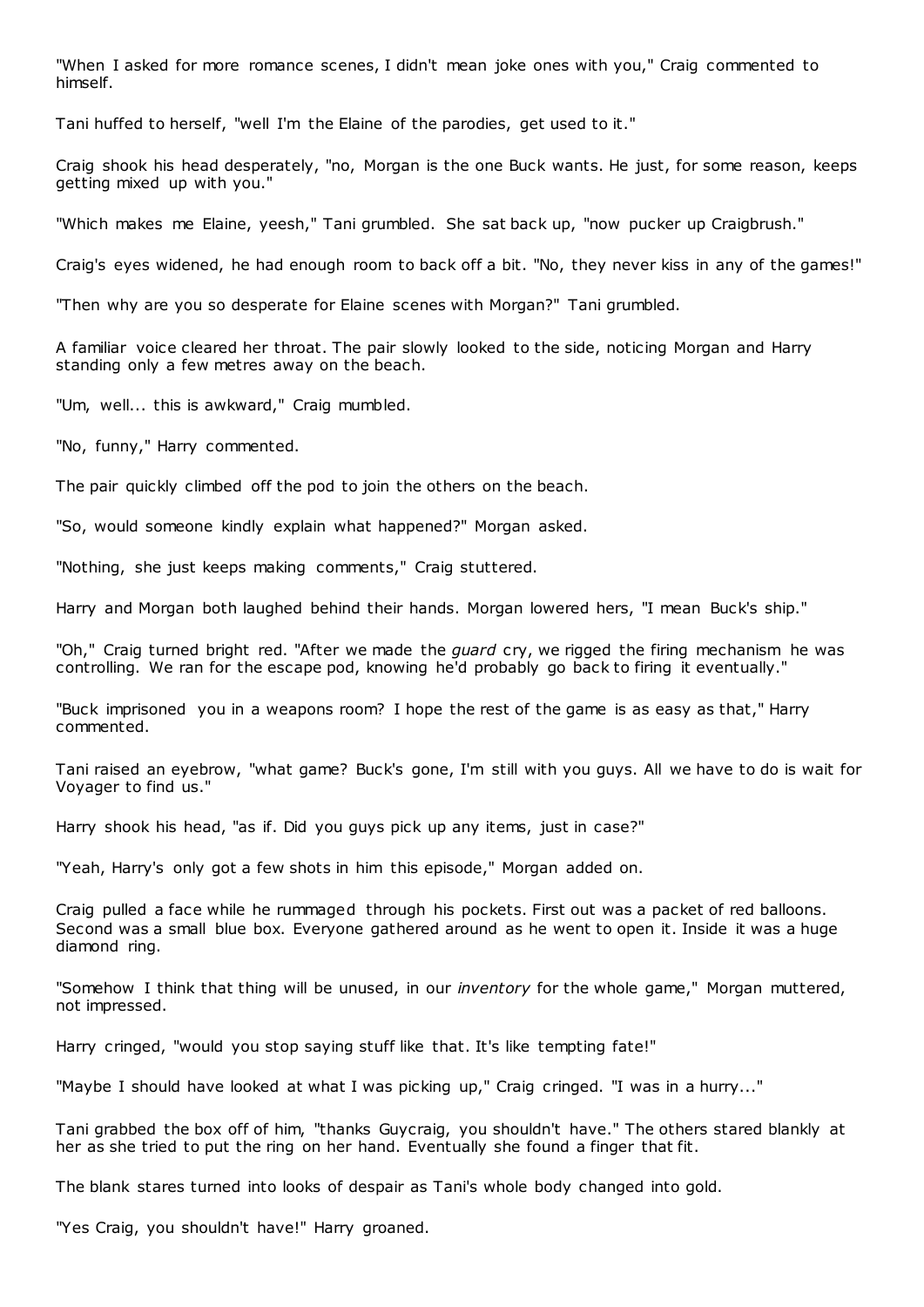"When I asked for more romance scenes, I didn't mean joke ones with you," Craig commented to himself.

Tani huffed to herself, "well I'm the Elaine of the parodies, get used to it."

Craig shook his head desperately, "no, Morgan is the one Buck wants. He just, for some reason, keeps getting mixed up with you."

"Which makes me Elaine, yeesh," Tani grumbled. She sat back up, "now pucker up Craigbrush."

Craig's eyes widened, he had enough room to back off a bit. "No, they never kiss in any of the games!"

"Then why are you so desperate for Elaine scenes with Morgan?" Tani grumbled.

A familiar voice cleared her throat. The pair slowly looked to the side, noticing Morgan and Harry standing only a few metres away on the beach.

"Um, well... this is awkward," Craig mumbled.

"No, funny," Harry commented.

The pair quickly climbed off the pod to join the others on the beach.

"So, would someone kindly explain what happened?" Morgan asked.

"Nothing, she just keeps making comments," Craig stuttered.

Harry and Morgan both laughed behind their hands. Morgan lowered hers, "I mean Buck's ship."

"Oh," Craig turned bright red. "After we made the *guard* cry, we rigged the firing mechanism he was controlling. We ran for the escape pod, knowing he'd probably go back to firing it eventually."

"Buck imprisoned you in a weapons room? I hope the rest of the game is as easy as that," Harry commented.

Tani raised an eyebrow, "what game? Buck's gone, I'm still with you guys. All we have to do is wait for Voyager to find us."

Harry shook his head, "as if. Did you guys pick up any items, just in case?"

"Yeah, Harry's only got a few shots in him this episode," Morgan added on.

Craig pulled a face while he rummaged through his pockets. First out was a packet of red balloons. Second was a small blue box. Everyone gathered around as he went to open it. Inside it was a huge diamond ring.

"Somehow I think that thing will be unused, in our *inventory* for the whole game," Morgan muttered, not impressed.

Harry cringed, "would you stop saying stuff like that. It's like tempting fate!"

"Maybe I should have looked at what I was picking up," Craig cringed. "I was in a hurry..."

Tani grabbed the box off of him, "thanks Guycraig, you shouldn't have." The others stared blankly at her as she tried to put the ring on her hand. Eventually she found a finger that fit.

The blank stares turned into looks of despair as Tani's whole body changed into gold.

"Yes Craig, you shouldn't have!" Harry groaned.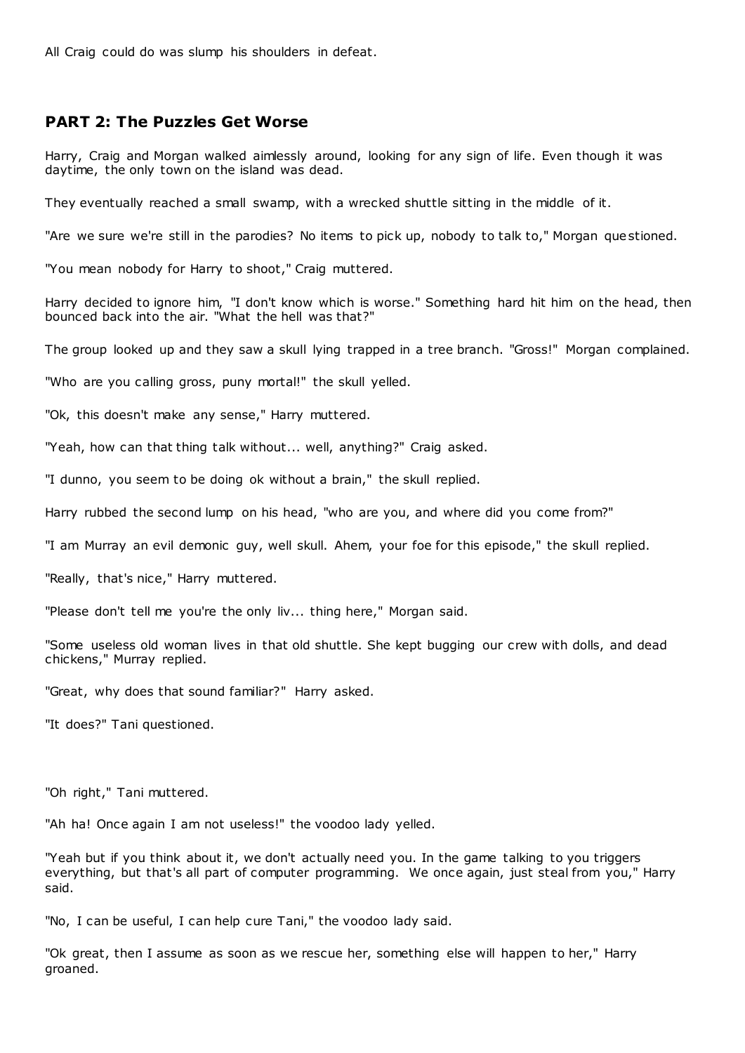All Craig could do was slump his shoulders in defeat.

## PART 2: The Puzzles Get Worse

Harry, Craig and Morgan walked aimlessly around, looking for any sign of life. Even though it was daytime, the only town on the island was dead.

They eventually reached a small swamp, with a wrecked shuttle sitting in the middle of it.

"Are we sure we're still in the parodies? No items to pick up, nobody to talk to," Morgan questioned.

"You mean nobody for Harry to shoot," Craig muttered.

Harry decided to ignore him, "I don't know which is worse." Something hard hit him on the head, then bounced back into the air. "What the hell was that?"

The group looked up and they saw a skull lying trapped in a tree branch. "Gross!" Morgan complained.

"Who are you calling gross, puny mortal!" the skull yelled.

"Ok, this doesn't make any sense," Harry muttered.

"Yeah, how can that thing talk without... well, anything?" Craig asked.

"I dunno, you seem to be doing ok without a brain," the skull replied.

Harry rubbed the second lump on his head, "who are you, and where did you come from?"

"I am Murray an evil demonic guy, well skull. Ahem, your foe for this episode," the skull replied.

"Really, that's nice," Harry muttered.

"Please don't tell me you're the only liv... thing here," Morgan said.

"Some useless old woman lives in that old shuttle. She kept bugging our crew with dolls, and dead chickens," Murray replied.

"Great, why does that sound familiar?" Harry asked.

"It does?" Tani questioned.

"Oh right," Tani muttered.

"Ah ha! Once again I am not useless!" the voodoo lady yelled.

"Yeah but if you think about it, we don't actually need you. In the game talking to you triggers everything, but that's all part of computer programming. We once again, just steal from you," Harry said.

"No, I can be useful, I can help cure Tani," the voodoo lady said.

"Ok great, then I assume as soon as we rescue her, something else will happen to her," Harry groaned.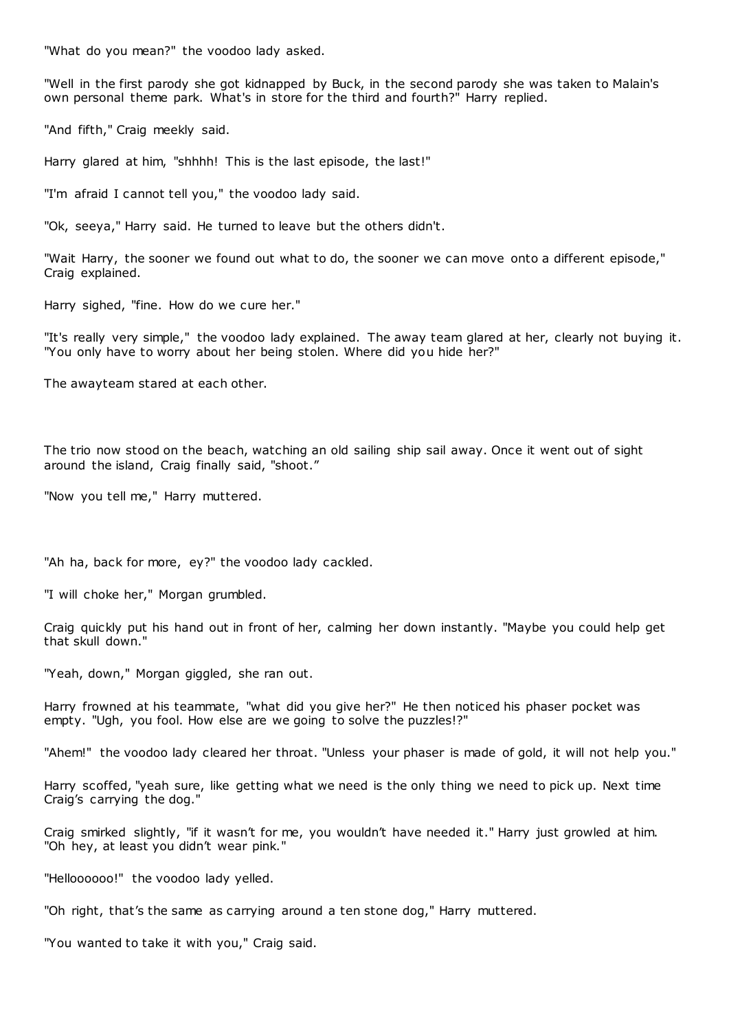"What do you mean?" the voodoo lady asked.

"Well in the first parody she got kidnapped by Buck, in the second parody she was taken to Malain's own personal theme park. What's in store for the third and fourth?" Harry replied.

"And fifth," Craig meekly said.

Harry glared at him, "shhhh! This is the last episode, the last!"

"I'm afraid I cannot tell you," the voodoo lady said.

"Ok, seeya," Harry said. He turned to leave but the others didn't.

"Wait Harry, the sooner we found out what to do, the sooner we can move onto a different episode," Craig explained.

Harry sighed, "fine. How do we cure her."

"It's really very simple," the voodoo lady explained. The away team glared at her, clearly not buying it. "You only have to worry about her being stolen. Where did you hide her?"

The awayteam stared at each other.

The trio now stood on the beach, watching an old sailing ship sail away. Once it went out of sight around the island, Craig finally said, "shoot."

"Now you tell me," Harry muttered.

"Ah ha, back for more, ey?" the voodoo lady cackled.

"I will choke her," Morgan grumbled.

Craig quickly put his hand out in front of her, calming her down instantly. "Maybe you could help get that skull down."

"Yeah, down," Morgan giggled, she ran out.

Harry frowned at his teammate, "what did you give her?" He then noticed his phaser pocket was empty. "Ugh, you fool. How else are we going to solve the puzzles!?"

"Ahem!" the voodoo lady cleared her throat. "Unless your phaser is made of gold, it will not help you."

Harry scoffed, "yeah sure, like getting what we need is the only thing we need to pick up. Next time Craig's carrying the dog."

Craig smirked slightly, "if it wasn't for me, you wouldn't have needed it." Harry just growled at him. "Oh hey, at least you didn't wear pink."

"Helloooooo!" the voodoo lady yelled.

"Oh right, that's the same as carrying around a ten stone dog," Harry muttered.

"You wanted to take it with you," Craig said.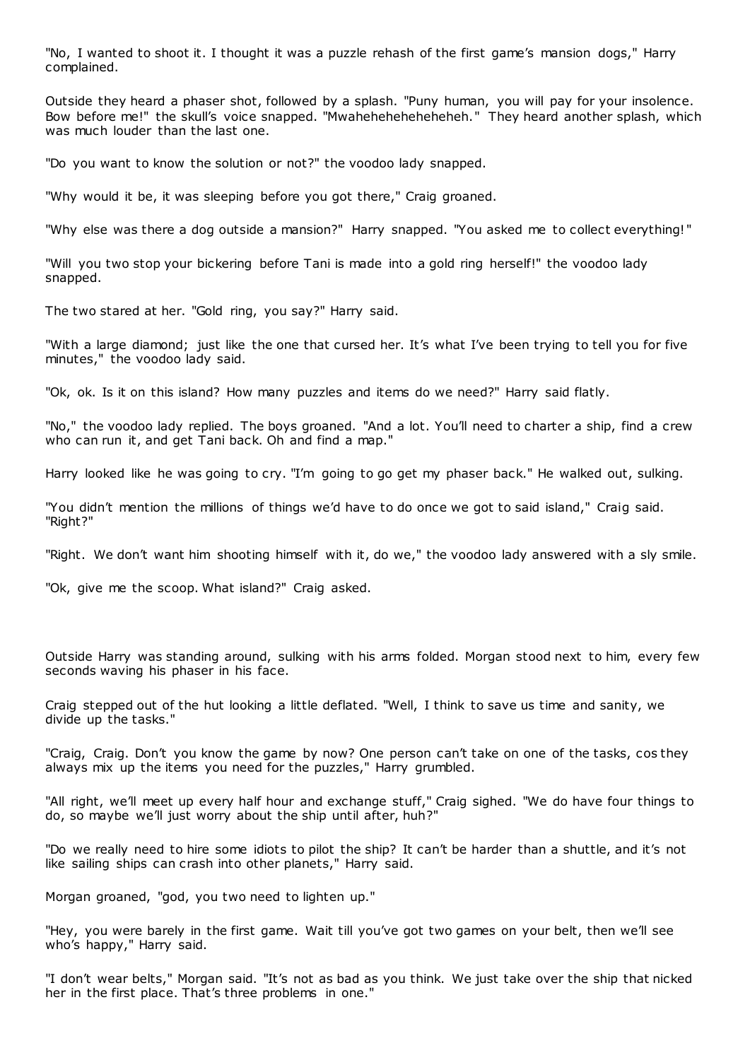"No, I wanted to shoot it. I thought it was a puzzle rehash of the first game's mansion dogs," Harry complained.

Outside they heard a phaser shot, followed by a splash. "Puny human, you will pay for your insolence. Bow before me!" the skull's voice snapped. "Mwahehehehehehehehehe." They heard another splash, which was much louder than the last one.

"Do you want to know the solution or not?" the voodoo lady snapped.

"Why would it be, it was sleeping before you got there," Craig groaned.

"Why else was there a dog outside a mansion?" Harry snapped. "You asked me to collect everything!"

"Will you two stop your bickering before Tani is made into a gold ring herself!" the voodoo lady snapped.

The two stared at her. "Gold ring, you say?" Harry said.

"With a large diamond; just like the one that cursed her. It's what I've been trying to tell you for five minutes," the voodoo lady said.

"Ok, ok. Is it on this island? How many puzzles and items do we need?" Harry said flatly.

"No," the voodoo lady replied. The boys groaned. "And a lot. You'll need to charter a ship, find a crew who can run it, and get Tani back. Oh and find a map."

Harry looked like he was going to cry. "I'm going to go get my phaser back." He walked out, sulking.

"You didn't mention the millions of things we'd have to do once we got to said island," Craig said. "Right?"

"Right. We don't want him shooting himself with it, do we," the voodoo lady answered with a sly smile.

"Ok, give me the scoop. What island?" Craig asked.

Outside Harry was standing around, sulking with his arms folded. Morgan stood next to him, every few seconds waving his phaser in his face.

Craig stepped out of the hut looking a little deflated. "Well, I think to save us time and sanity, we divide up the tasks."

"Craig, Craig. Don't you know the game by now? One person can't take on one of the tasks, cos they always mix up the items you need for the puzzles," Harry grumbled.

"All right, we'll meet up every half hour and exchange stuff," Craig sighed. "We do have four things to do, so maybe we'll just worry about the ship until after, huh?"

"Do we really need to hire some idiots to pilot the ship? It can't be harder than a shuttle, and it's not like sailing ships can crash into other planets," Harry said.

Morgan groaned, "god, you two need to lighten up."

"Hey, you were barely in the first game. Wait till you've got two games on your belt, then we'll see who's happy," Harry said.

"I don't wear belts," Morgan said. "It's not as bad as you think. We just take over the ship that nicked her in the first place. That's three problems in one."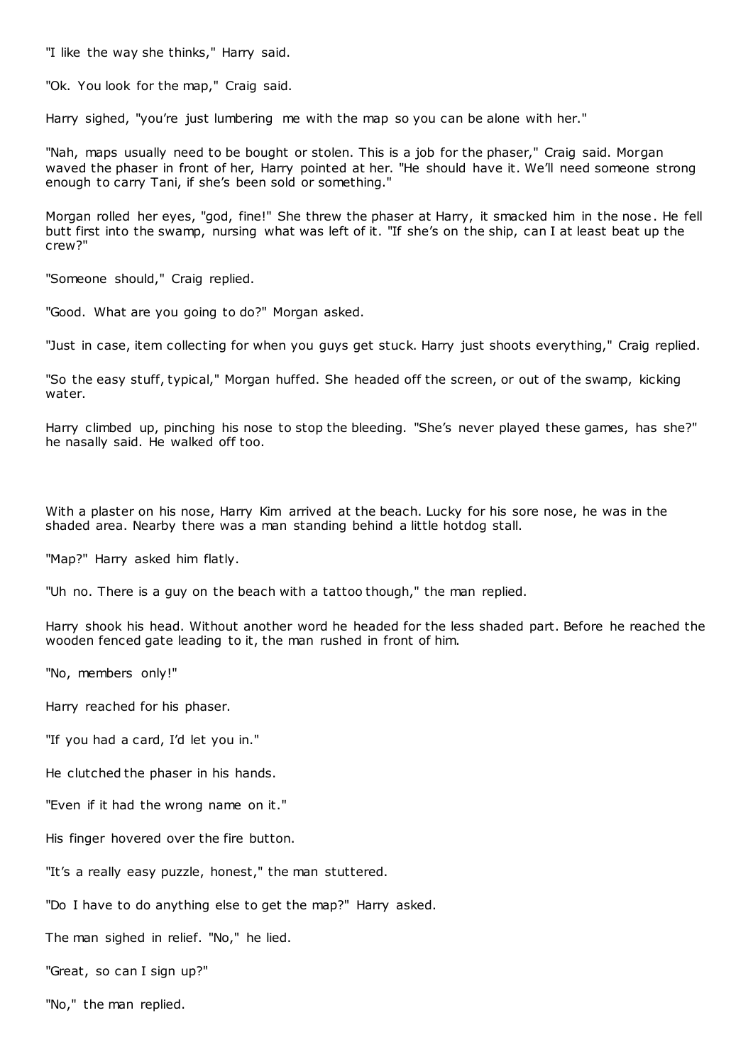"I like the way she thinks," Harry said.

"Ok. You look for the map," Craig said.

Harry sighed, "you're just lumbering me with the map so you can be alone with her."

"Nah, maps usually need to be bought or stolen. This is a job for the phaser," Craig said. Morgan waved the phaser in front of her, Harry pointed at her. "He should have it. We'll need someone strong enough to carry Tani, if she's been sold or something."

Morgan rolled her eyes, "god, fine!" She threw the phaser at Harry, it smacked him in the nose. He fell butt first into the swamp, nursing what was left of it. "If she's on the ship, can I at least beat up the crew?"

"Someone should," Craig replied.

"Good. What are you going to do?" Morgan asked.

"Just in case, item collecting for when you guys get stuck. Harry just shoots everything," Craig replied.

"So the easy stuff, typical," Morgan huffed. She headed off the screen, or out of the swamp, kicking water.

Harry climbed up, pinching his nose to stop the bleeding. "She's never played these games, has she?" he nasally said. He walked off too.

With a plaster on his nose, Harry Kim arrived at the beach. Lucky for his sore nose, he was in the shaded area. Nearby there was a man standing behind a little hotdog stall.

"Map?" Harry asked him flatly.

"Uh no. There is a guy on the beach with a tattoo though," the man replied.

Harry shook his head. Without another word he headed for the less shaded part. Before he reached the wooden fenced gate leading to it, the man rushed in front of him.

"No, members only!"

Harry reached for his phaser.

"If you had a card, I'd let you in."

He clutched the phaser in his hands.

"Even if it had the wrong name on it."

His finger hovered over the fire button.

"It's a really easy puzzle, honest," the man stuttered.

"Do I have to do anything else to get the map?" Harry asked.

The man sighed in relief. "No," he lied.

"Great, so can I sign up?"

"No," the man replied.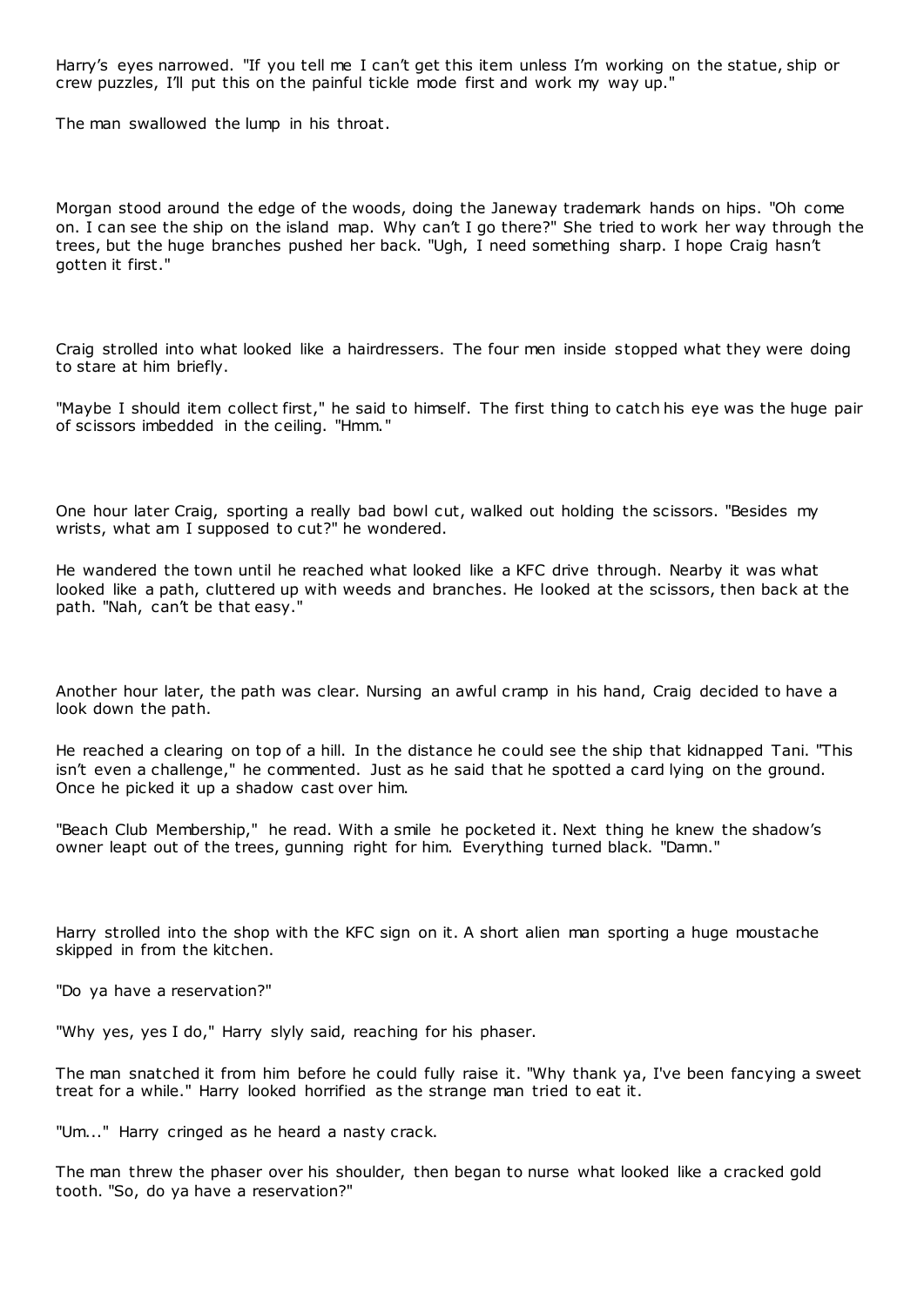Harry's eyes narrowed. "If you tell me I can't get this item unless I'm working on the statue, ship or crew puzzles, I'll put this on the painful tickle mode first and work my way up."

The man swallowed the lump in his throat.

Morgan stood around the edge of the woods, doing the Janeway trademark hands on hips. "Oh come on. I can see the ship on the island map. Why can't I go there?" She tried to work her way through the trees, but the huge branches pushed her back. "Ugh, I need something sharp. I hope Craig hasn't gotten it first."

Craig strolled into what looked like a hairdressers. The four men inside stopped what they were doing to stare at him briefly.

"Maybe I should item collect first," he said to himself. The first thing to catch his eye was the huge pair of scissors imbedded in the ceiling. "Hmm."

One hour later Craig, sporting a really bad bowl cut, walked out holding the scissors. "Besides my wrists, what am I supposed to cut?" he wondered.

He wandered the town until he reached what looked like a KFC drive through. Nearby it was what looked like a path, cluttered up with weeds and branches. He looked at the scissors, then back at the path. "Nah, can't be that easy."

Another hour later, the path was clear. Nursing an awful cramp in his hand, Craig decided to have a look down the path.

He reached a clearing on top of a hill. In the distance he could see the ship that kidnapped Tani. "This isn't even a challenge," he commented. Just as he said that he spotted a card lying on the ground. Once he picked it up a shadow cast over him.

"Beach Club Membership," he read. With a smile he pocketed it. Next thing he knew the shadow's owner leapt out of the trees, gunning right for him. Everything turned black. "Damn."

Harry strolled into the shop with the KFC sign on it. A short alien man sporting a huge moustache skipped in from the kitchen.

"Do ya have a reservation?"

"Why yes, yes I do," Harry slyly said, reaching for his phaser.

The man snatched it from him before he could fully raise it. "Why thank ya, I've been fancying a sweet treat for a while." Harry looked horrified as the strange man tried to eat it.

"Um..." Harry cringed as he heard a nasty crack.

The man threw the phaser over his shoulder, then began to nurse what looked like a cracked gold tooth. "So, do ya have a reservation?"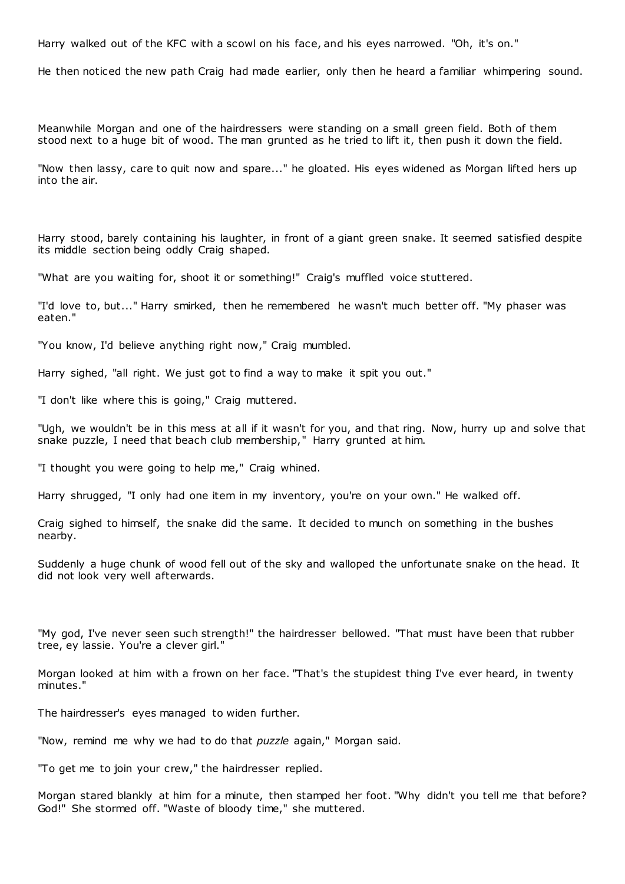Harry walked out of the KFC with a scowl on his face, and his eyes narrowed. "Oh, it's on."

He then noticed the new path Craig had made earlier, only then he heard a familiar whimpering sound.

Meanwhile Morgan and one of the hairdressers were standing on a small green field. Both of them stood next to a huge bit of wood. The man grunted as he tried to lift it, then push it down the field.

"Now then lassy, care to quit now and spare..." he gloated. His eyes widened as Morgan lifted hers up into the air.

Harry stood, barely containing his laughter, in front of a giant green snake. It seemed satisfied despite its middle section being oddly Craig shaped.

"What are you waiting for, shoot it or something!" Craig's muffled voice stuttered.

"I'd love to, but..." Harry smirked, then he remembered he wasn't much better off. "My phaser was eaten."

"You know, I'd believe anything right now," Craig mumbled.

Harry sighed, "all right. We just got to find a way to make it spit you out."

"I don't like where this is going," Craig muttered.

"Ugh, we wouldn't be in this mess at all if it wasn't for you, and that ring. Now, hurry up and solve that snake puzzle, I need that beach club membership," Harry grunted at him.

"I thought you were going to help me," Craig whined.

Harry shrugged, "I only had one item in my inventory, you're on your own." He walked off.

Craig sighed to himself, the snake did the same. It decided to munch on something in the bushes nearby.

Suddenly a huge chunk of wood fell out of the sky and walloped the unfortunate snake on the head. It did not look very well afterwards.

"My god, I've never seen such strength!" the hairdresser bellowed. "That must have been that rubber tree, ey lassie. You're a clever girl."

Morgan looked at him with a frown on her face. "That's the stupidest thing I've ever heard, in twenty minutes."

The hairdresser's eyes managed to widen further.

"Now, remind me why we had to do that *puzzle* again," Morgan said.

"To get me to join your crew," the hairdresser replied.

Morgan stared blankly at him for a minute, then stamped her foot. "Why didn't you tell me that before? God!" She stormed off. "Waste of bloody time," she muttered.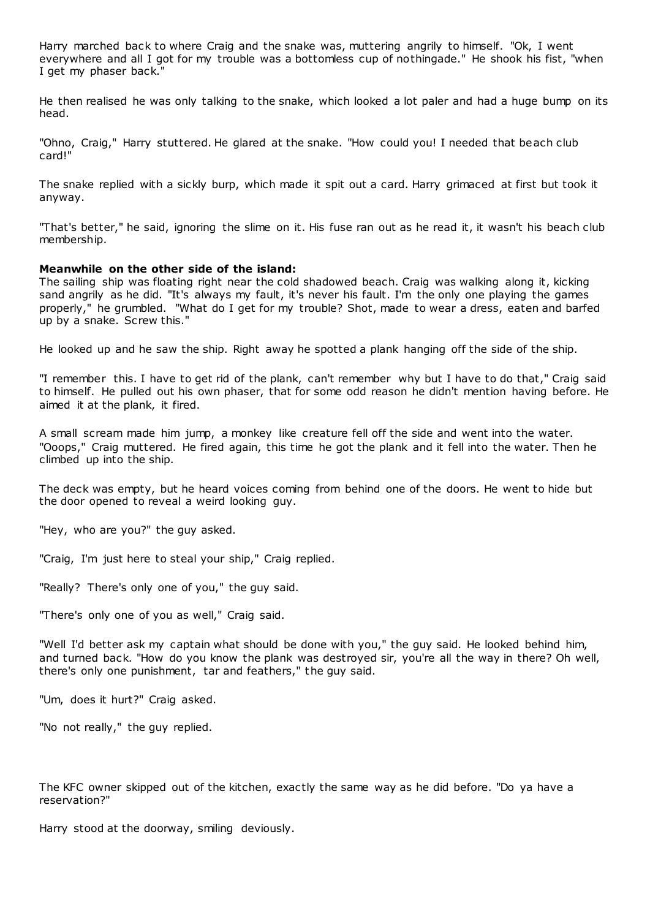Harry marched back to where Craig and the snake was, muttering angrily to himself. "Ok, I went everywhere and all I got for my trouble was a bottomless cup of nothingade." He shook his fist, "when I get my phaser back."

He then realised he was only talking to the snake, which looked a lot paler and had a huge bump on its head.

"Ohno, Craig," Harry stuttered. He glared at the snake. "How could you! I needed that beach club card!"

The snake replied with a sickly burp, which made it spit out a card. Harry grimaced at first but took it anyway.

"That's better," he said, ignoring the slime on it. His fuse ran out as he read it, it wasn't his beach club membership.

**Meanwhile on the other side of the island:**

The sailing ship was floating right near the cold shadowed beach. Craig was walking along it, kicking sand angrily as he did. "It's always my fault, it's never his fault. I'm the only one playing the games properly," he grumbled. "What do I get for my trouble? Shot, made to wear a dress, eaten and barfed up by a snake. Screw this."

He looked up and he saw the ship. Right away he spotted a plank hanging off the side of the ship.

"I remember this. I have to get rid of the plank, can't remember why but I have to do that," Craig said to himself. He pulled out his own phaser, that for some odd reason he didn't mention having before. He aimed it at the plank, it fired.

A small scream made him jump, a monkey like creature fell off the side and went into the water. "Ooops," Craig muttered. He fired again, this time he got the plank and it fell into the water. Then he climbed up into the ship.

The deck was empty, but he heard voices coming from behind one of the doors. He went to hide but the door opened to reveal a weird looking guy.

"Hey, who are you?" the guy asked.

"Craig, I'm just here to steal your ship," Craig replied.

"Really? There's only one of you," the guy said.

"There's only one of you as well," Craig said.

"Well I'd better ask my captain what should be done with you," the guy said. He looked behind him, and turned back. "How do you know the plank was destroyed sir, you're all the way in there? Oh well, there's only one punishment, tar and feathers," the guy said.

"Um, does it hurt?" Craig asked.

"No not really," the guy replied.

The KFC owner skipped out of the kitchen, exactly the same way as he did before. "Do ya have a reservation?"

Harry stood at the doorway, smiling deviously.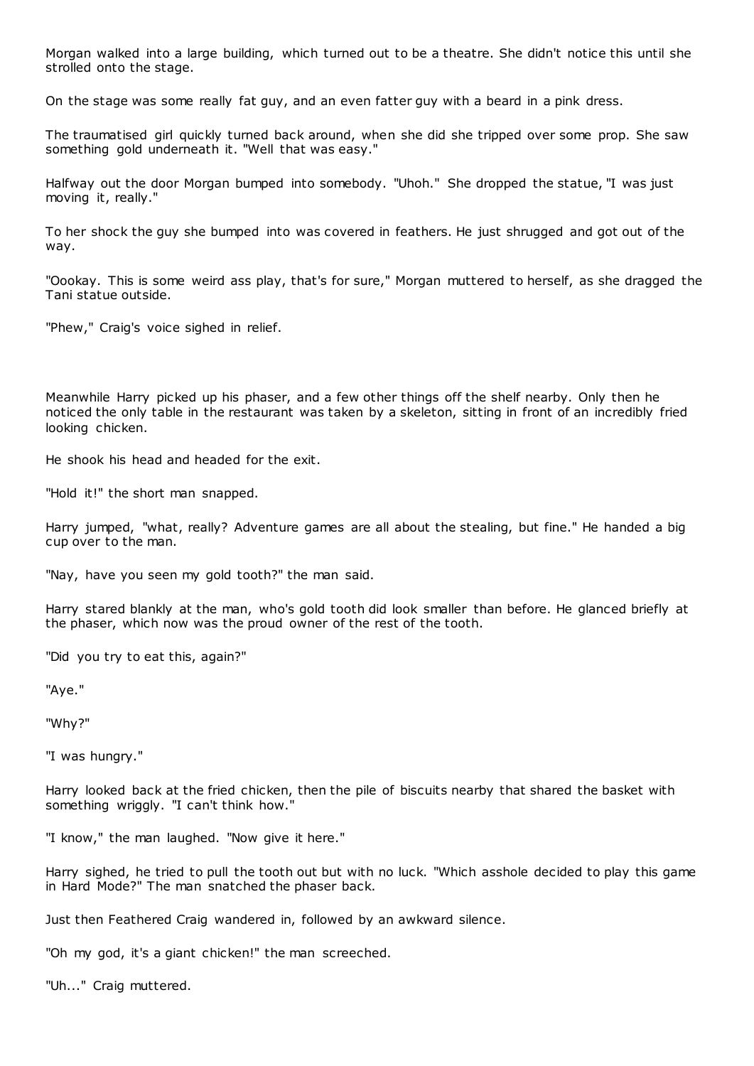Morgan walked into a large building, which turned out to be a theatre. She didn't notice this until she strolled onto the stage.

On the stage was some really fat guy, and an even fatter guy with a beard in a pink dress.

The traumatised girl quickly turned back around, when she did she tripped over some prop. She saw something gold underneath it. "Well that was easy."

Halfway out the door Morgan bumped into somebody. "Uhoh." She dropped the statue, "I was just moving it, really."

To her shock the guy she bumped into was covered in feathers. He just shrugged and got out of the way.

"Oookay. This is some weird ass play, that's for sure," Morgan muttered to herself, as she dragged the Tani statue outside.

"Phew," Craig's voice sighed in relief.

Meanwhile Harry picked up his phaser, and a few other things off the shelf nearby. Only then he noticed the only table in the restaurant was taken by a skeleton, sitting in front of an incredibly fried looking chicken.

He shook his head and headed for the exit.

"Hold it!" the short man snapped.

Harry jumped, "what, really? Adventure games are all about the stealing, but fine." He handed a big cup over to the man.

"Nay, have you seen my gold tooth?" the man said.

Harry stared blankly at the man, who's gold tooth did look smaller than before. He glanced briefly at the phaser, which now was the proud owner of the rest of the tooth.

"Did you try to eat this, again?"

"Aye."

"Why?"

"I was hungry."

Harry looked back at the fried chicken, then the pile of biscuits nearby that shared the basket with something wriggly. "I can't think how."

"I know," the man laughed. "Now give it here."

Harry sighed, he tried to pull the tooth out but with no luck. "Which asshole decided to play this game in Hard Mode?" The man snatched the phaser back.

Just then Feathered Craig wandered in, followed by an awkward silence.

"Oh my god, it's a giant chicken!" the man screeched.

"Uh..." Craig muttered.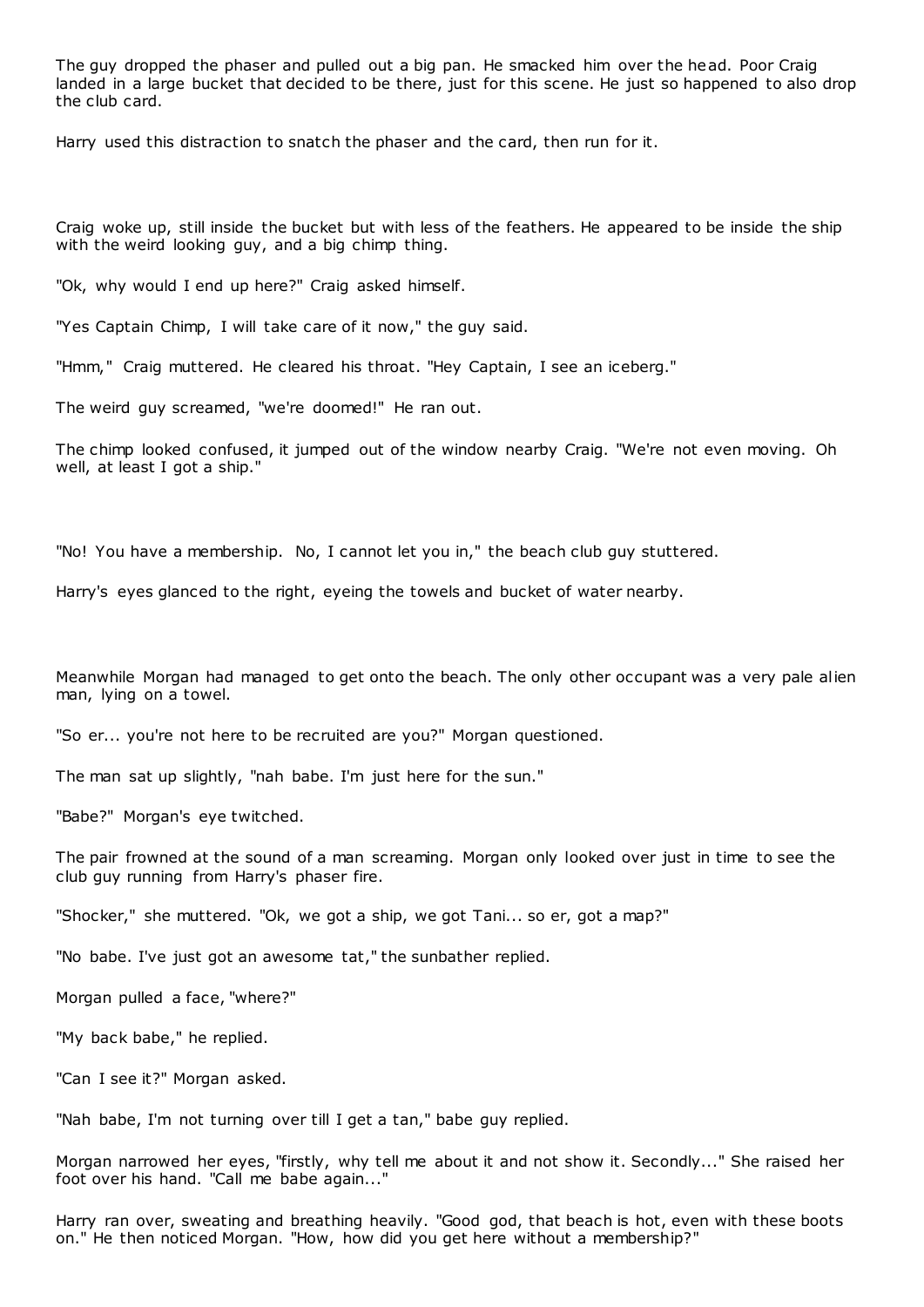The guy dropped the phaser and pulled out a big pan. He smacked him over the head. Poor Craig landed in a large bucket that decided to be there, just for this scene. He just so happened to also drop the club card.

Harry used this distraction to snatch the phaser and the card, then run for it.

Craig woke up, still inside the bucket but with less of the feathers. He appeared to be inside the ship with the weird looking guy, and a big chimp thing.

"Ok, why would I end up here?" Craig asked himself.

"Yes Captain Chimp, I will take care of it now," the guy said.

"Hmm," Craig muttered. He cleared his throat. "Hey Captain, I see an iceberg."

The weird guy screamed, "we're doomed!" He ran out.

The chimp looked confused, it jumped out of the window nearby Craig. "We're not even moving. Oh well, at least I got a ship."

"No! You have a membership. No, I cannot let you in," the beach club guy stuttered.

Harry's eyes glanced to the right, eyeing the towels and bucket of water nearby.

Meanwhile Morgan had managed to get onto the beach. The only other occupant was a very pale alien man, lying on a towel.

"So er... you're not here to be recruited are you?" Morgan questioned.

The man sat up slightly, "nah babe. I'm just here for the sun."

"Babe?" Morgan's eye twitched.

The pair frowned at the sound of a man screaming. Morgan only looked over just in time to see the club guy running from Harry's phaser fire.

"Shocker," she muttered. "Ok, we got a ship, we got Tani... so er, got a map?"

"No babe. I've just got an awesome tat," the sunbather replied.

Morgan pulled a face, "where?"

"My back babe," he replied.

"Can I see it?" Morgan asked.

"Nah babe, I'm not turning over till I get a tan," babe guy replied.

Morgan narrowed her eyes, "firstly, why tell me about it and not show it. Secondly..." She raised her foot over his hand. "Call me babe again..."

Harry ran over, sweating and breathing heavily. "Good god, that beach is hot, even with these boots on." He then noticed Morgan. "How, how did you get here without a membership?"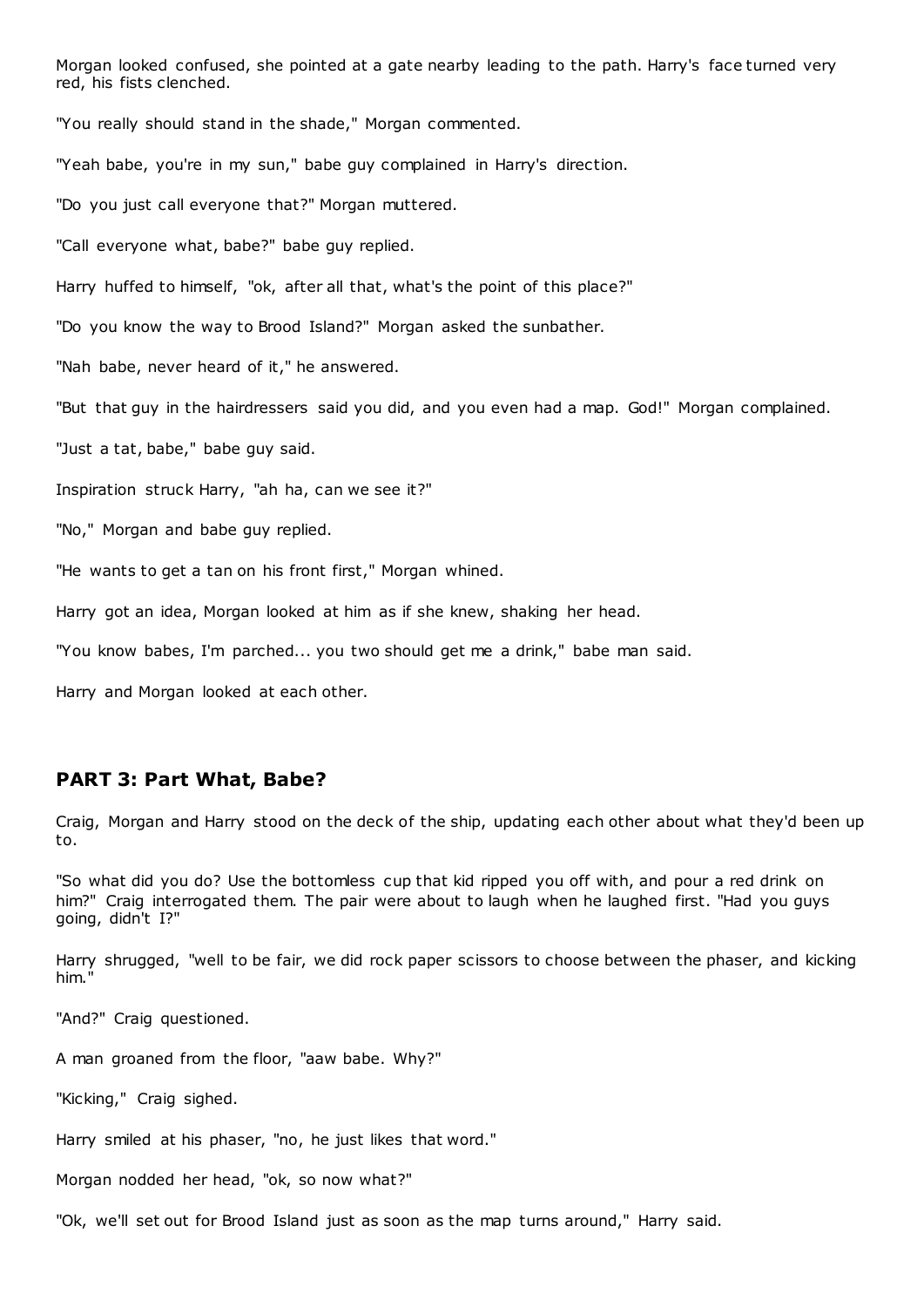Morgan looked confused, she pointed at a gate nearby leading to the path. Harry's face turned very red, his fists clenched.

"You really should stand in the shade," Morgan commented.

"Yeah babe, you're in my sun," babe guy complained in Harry's direction.

"Do you just call everyone that?" Morgan muttered.

"Call everyone what, babe?" babe guy replied.

Harry huffed to himself, "ok, after all that, what's the point of this place?"

"Do you know the way to Brood Island?" Morgan asked the sunbather.

"Nah babe, never heard of it," he answered.

"But that guy in the hairdressers said you did, and you even had a map. God!" Morgan complained.

"Just a tat, babe," babe guy said.

Inspiration struck Harry, "ah ha, can we see it?"

"No," Morgan and babe guy replied.

"He wants to get a tan on his front first," Morgan whined.

Harry got an idea, Morgan looked at him as if she knew, shaking her head.

"You know babes, I'm parched... you two should get me a drink," babe man said.

Harry and Morgan looked at each other.

## PART 3: Part What, Babe?

Craig, Morgan and Harry stood on the deck of the ship, updating each other about what they'd been up to.

"So what did you do? Use the bottomless cup that kid ripped you off with, and pour a red drink on him?" Craig interrogated them. The pair were about to laugh when he laughed first. "Had you guys going, didn't I?"

Harry shrugged, "well to be fair, we did rock paper scissors to choose between the phaser, and kicking him."

"And?" Craig questioned.

A man groaned from the floor, "aaw babe. Why?"

"Kicking," Craig sighed.

Harry smiled at his phaser, "no, he just likes that word."

Morgan nodded her head, "ok, so now what?"

"Ok, we'll set out for Brood Island just as soon as the map turns around," Harry said.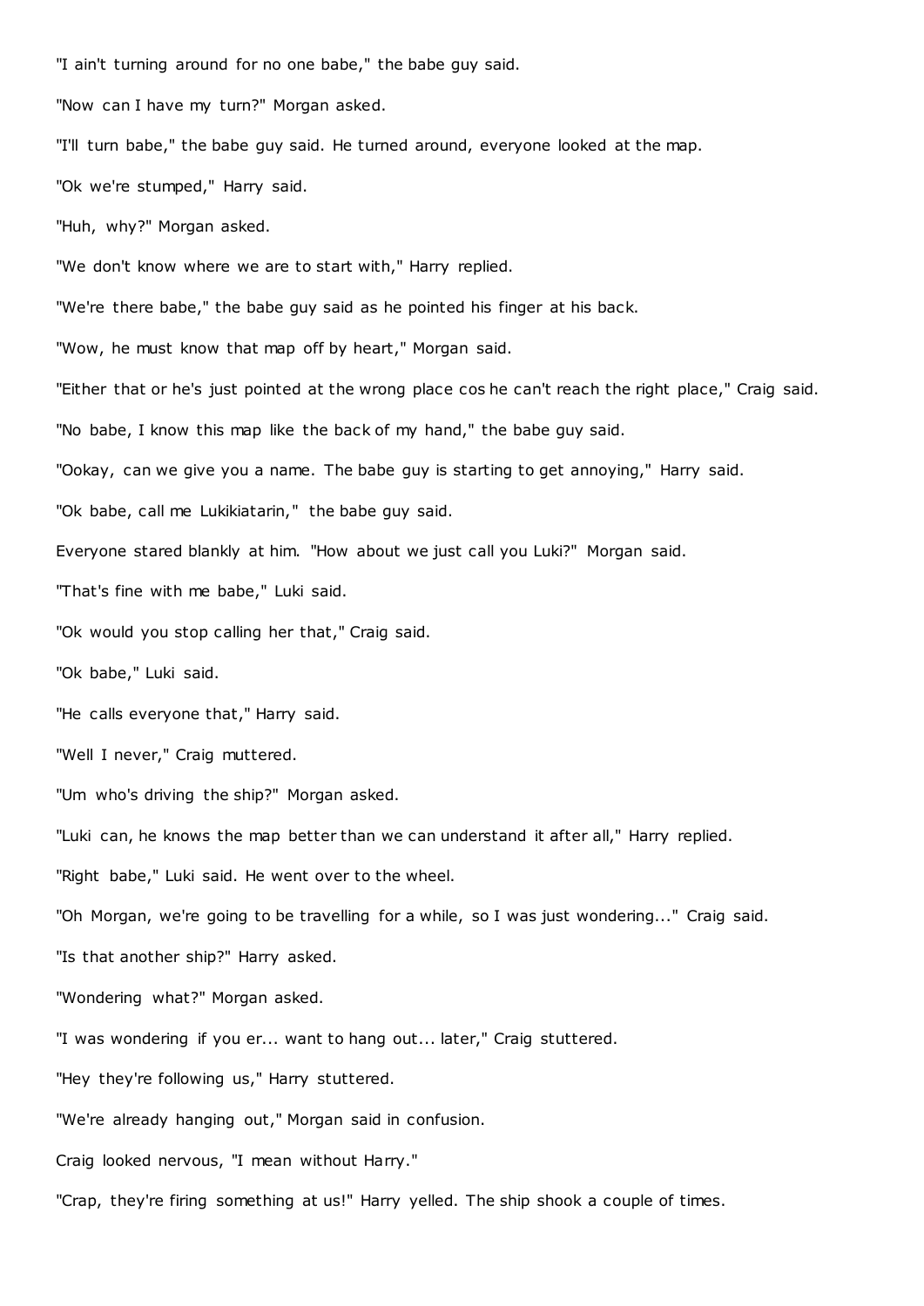"I ain't turning around for no one babe," the babe guy said.

"Now can I have my turn?" Morgan asked.

"I'll turn babe," the babe guy said. He turned around, everyone looked at the map.

"Ok we're stumped," Harry said.

"Huh, why?" Morgan asked.

"We don't know where we are to start with," Harry replied.

"We're there babe," the babe guy said as he pointed his finger at his back.

"Wow, he must know that map off by heart," Morgan said.

"Either that or he's just pointed at the wrong place cos he can't reach the right place," Craig said.

"No babe, I know this map like the back of my hand," the babe guy said.

"Ookay, can we give you a name. The babe guy is starting to get annoying," Harry said.

"Ok babe, call me Lukikiatarin," the babe guy said.

Everyone stared blankly at him. "How about we just call you Luki?" Morgan said.

"That's fine with me babe," Luki said.

"Ok would you stop calling her that," Craig said.

"Ok babe," Luki said.

"He calls everyone that," Harry said.

"Well I never," Craig muttered.

"Um who's driving the ship?" Morgan asked.

"Luki can, he knows the map better than we can understand it after all," Harry replied.

"Right babe," Luki said. He went over to the wheel.

"Oh Morgan, we're going to be travelling for a while, so I was just wondering..." Craig said.

"Is that another ship?" Harry asked.

"Wondering what?" Morgan asked.

"I was wondering if you er... want to hang out... later," Craig stuttered.

"Hey they're following us," Harry stuttered.

"We're already hanging out," Morgan said in confusion.

Craig looked nervous, "I mean without Harry."

"Crap, they're firing something at us!" Harry yelled. The ship shook a couple of times.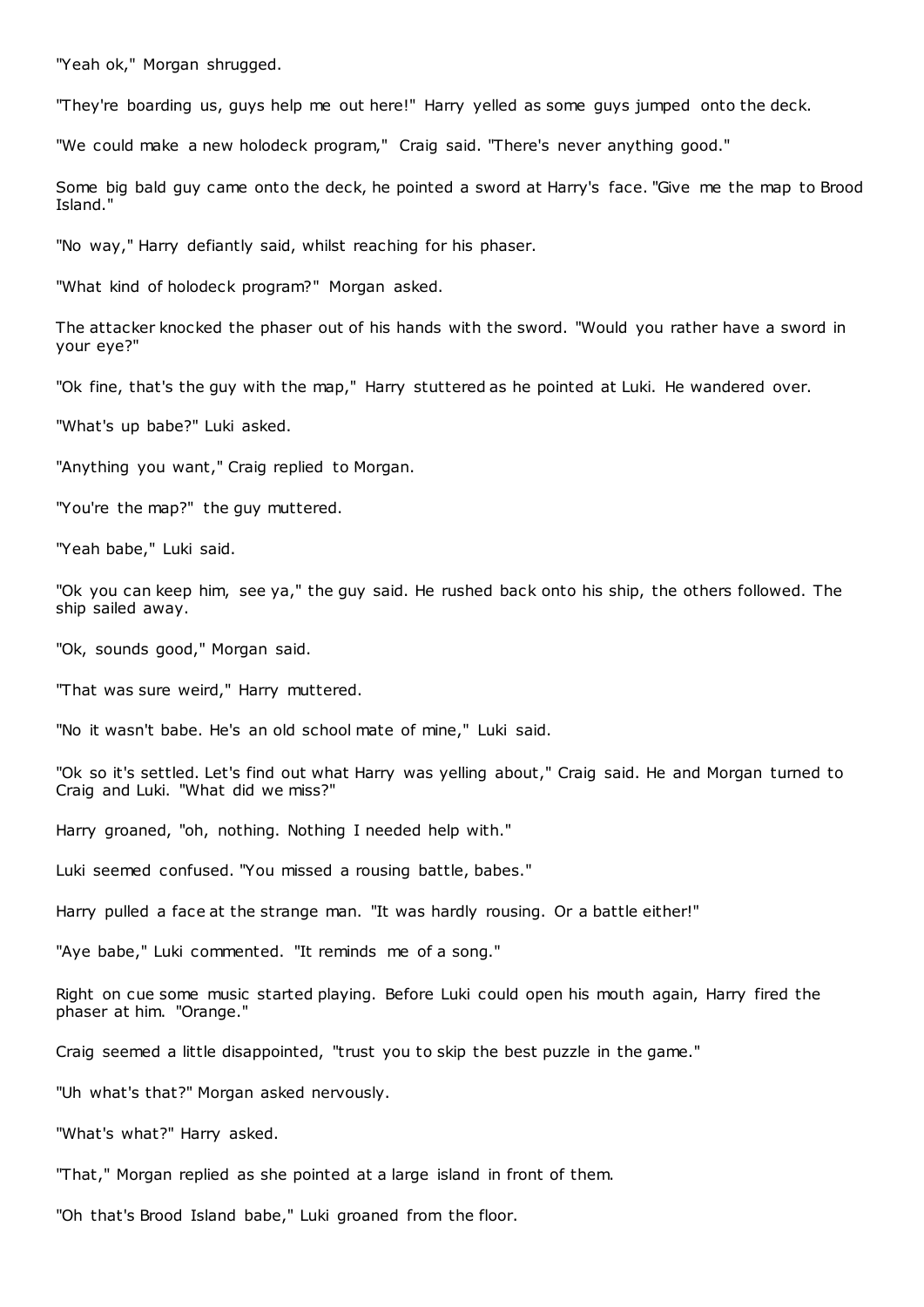"Yeah ok," Morgan shrugged.

"They're boarding us, guys help me out here!" Harry yelled as some guys jumped onto the deck.

"We could make a new holodeck program," Craig said. "There's never anything good."

Some big bald guy came onto the deck, he pointed a sword at Harry's face. "Give me the map to Brood Island."

"No way," Harry defiantly said, whilst reaching for his phaser.

"What kind of holodeck program?" Morgan asked.

The attacker knocked the phaser out of his hands with the sword. "Would you rather have a sword in your eye?"

"Ok fine, that's the guy with the map," Harry stuttered as he pointed at Luki. He wandered over.

"What's up babe?" Luki asked.

"Anything you want," Craig replied to Morgan.

"You're the map?" the guy muttered.

"Yeah babe," Luki said.

"Ok you can keep him, see ya," the guy said. He rushed back onto his ship, the others followed. The ship sailed away.

"Ok, sounds good," Morgan said.

"That was sure weird," Harry muttered.

"No it wasn't babe. He's an old school mate of mine," Luki said.

"Ok so it's settled. Let's find out what Harry was yelling about," Craig said. He and Morgan turned to Craig and Luki. "What did we miss?"

Harry groaned, "oh, nothing. Nothing I needed help with."

Luki seemed confused. "You missed a rousing battle, babes."

Harry pulled a face at the strange man. "It was hardly rousing. Or a battle either!"

"Aye babe," Luki commented. "It reminds me of a song."

Right on cue some music started playing. Before Luki could open his mouth again, Harry fired the phaser at him. "Orange."

Craig seemed a little disappointed, "trust you to skip the best puzzle in the game."

"Uh what's that?" Morgan asked nervously.

"What's what?" Harry asked.

"That," Morgan replied as she pointed at a large island in front of them.

"Oh that's Brood Island babe," Luki groaned from the floor.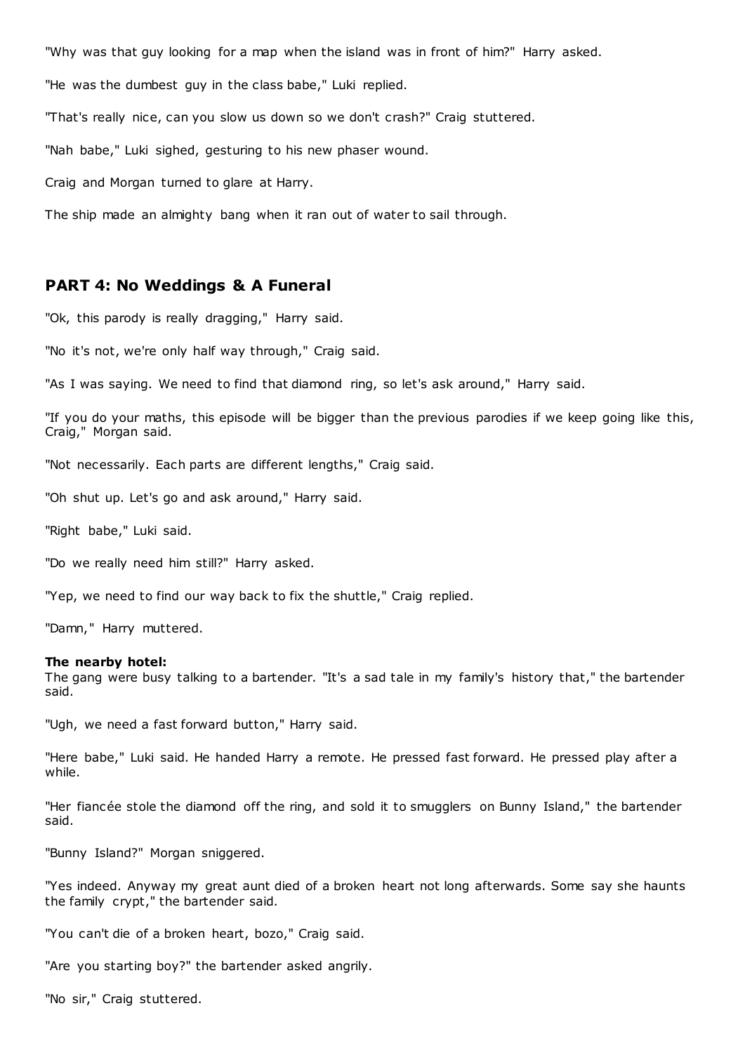"Why was that guy looking for a map when the island was in front of him?" Harry asked.

"He was the dumbest guy in the class babe," Luki replied.

"That's really nice, can you slow us down so we don't crash?" Craig stuttered.

"Nah babe," Luki sighed, gesturing to his new phaser wound.

Craig and Morgan turned to glare at Harry.

The ship made an almighty bang when it ran out of water to sail through.

## PART 4: No Weddings & A Funeral

"Ok, this parody is really dragging," Harry said.

"No it's not, we're only half way through," Craig said.

"As I was saying. We need to find that diamond ring, so let's ask around," Harry said.

"If you do your maths, this episode will be bigger than the previous parodies if we keep going like this, Craig," Morgan said.

"Not necessarily. Each parts are different lengths," Craig said.

"Oh shut up. Let's go and ask around," Harry said.

"Right babe," Luki said.

"Do we really need him still?" Harry asked.

"Yep, we need to find our way back to fix the shuttle," Craig replied.

"Damn," Harry muttered.

**The nearby hotel:**
The gang were busy talking to a bartender. "It's a sad tale in my family's history that," the bartender said.

"Ugh, we need a fast forward button," Harry said.

"Here babe," Luki said. He handed Harry a remote. He pressed fast forward. He pressed play after a while.

"Her fiancée stole the diamond off the ring, and sold it to smugglers on Bunny Island," the bartender said.

"Bunny Island?" Morgan sniggered.

"Yes indeed. Anyway my great aunt died of a broken heart not long afterwards. Some say she haunts the family crypt," the bartender said.

"You can't die of a broken heart, bozo," Craig said.

"Are you starting boy?" the bartender asked angrily.

"No sir," Craig stuttered.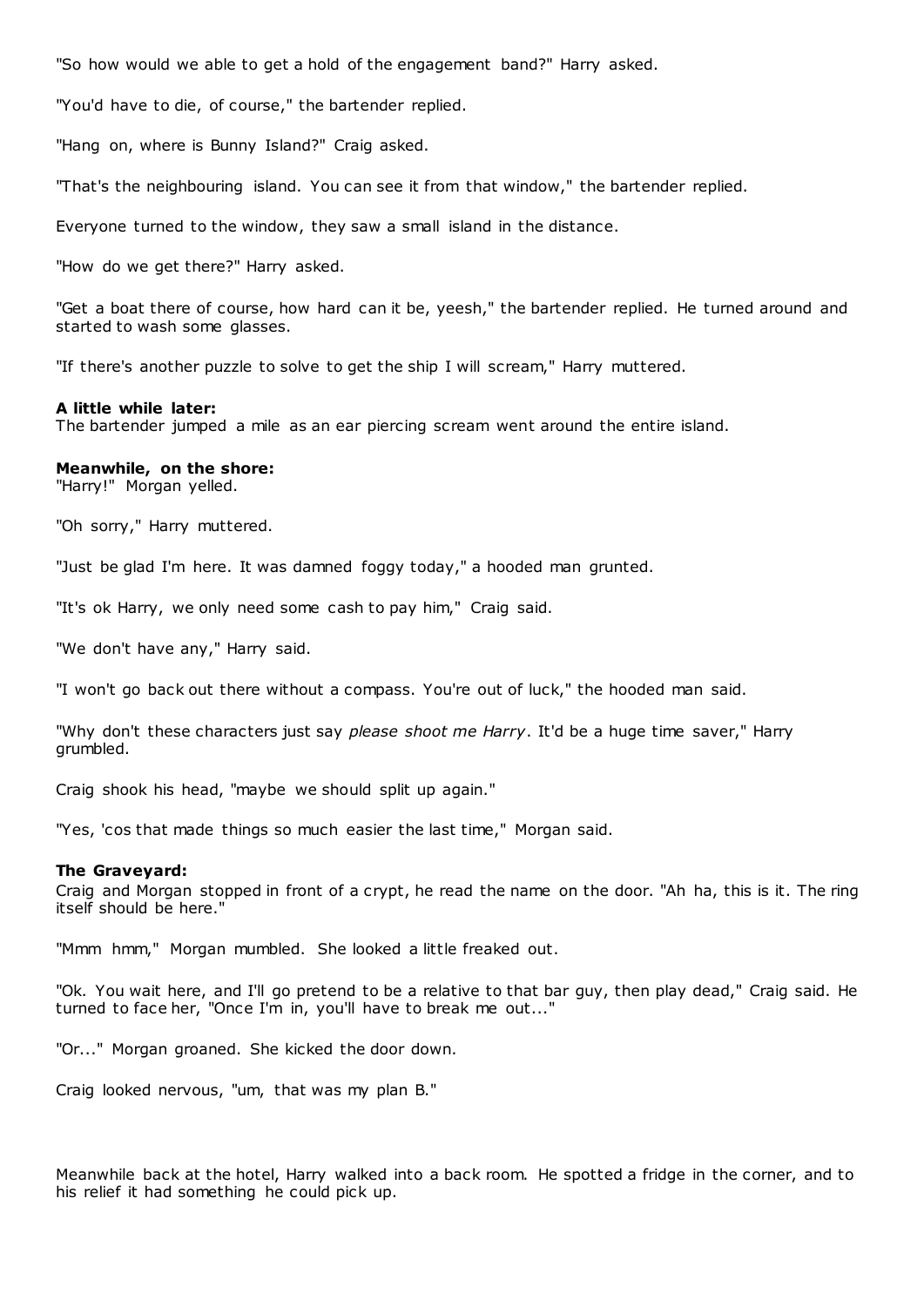"So how would we able to get a hold of the engagement band?" Harry asked.

"You'd have to die, of course," the bartender replied.

"Hang on, where is Bunny Island?" Craig asked.

"That's the neighbouring island. You can see it from that window," the bartender replied.

Everyone turned to the window, they saw a small island in the distance.

"How do we get there?" Harry asked.

"Get a boat there of course, how hard can it be, yeesh," the bartender replied. He turned around and started to wash some glasses.

"If there's another puzzle to solve to get the ship I will scream," Harry muttered.

**A little while later:**
The bartender jumped a mile as an ear piercing scream went around the entire island.

**Meanwhile, on the shore:**
"Harry!" Morgan yelled.

"Oh sorry," Harry muttered.

"Just be glad I'm here. It was damned foggy today," a hooded man grunted.

"It's ok Harry, we only need some cash to pay him," Craig said.

"We don't have any," Harry said.

"I won't go back out there without a compass. You're out of luck," the hooded man said.

"Why don't these characters just say *please shoot me Harry*. It'd be a huge time saver," Harry grumbled.

Craig shook his head, "maybe we should split up again."

"Yes, 'cos that made things so much easier the last time," Morgan said.

**The Graveyard:**
Craig and Morgan stopped in front of a crypt, he read the name on the door. "Ah ha, this is it. The ring itself should be here."

"Mmm hmm," Morgan mumbled. She looked a little freaked out.

"Ok. You wait here, and I'll go pretend to be a relative to that bar guy, then play dead," Craig said. He turned to face her, "Once I'm in, you'll have to break me out..."

"Or..." Morgan groaned. She kicked the door down.

Craig looked nervous, "um, that was my plan B."

Meanwhile back at the hotel, Harry walked into a back room. He spotted a fridge in the corner, and to his relief it had something he could pick up.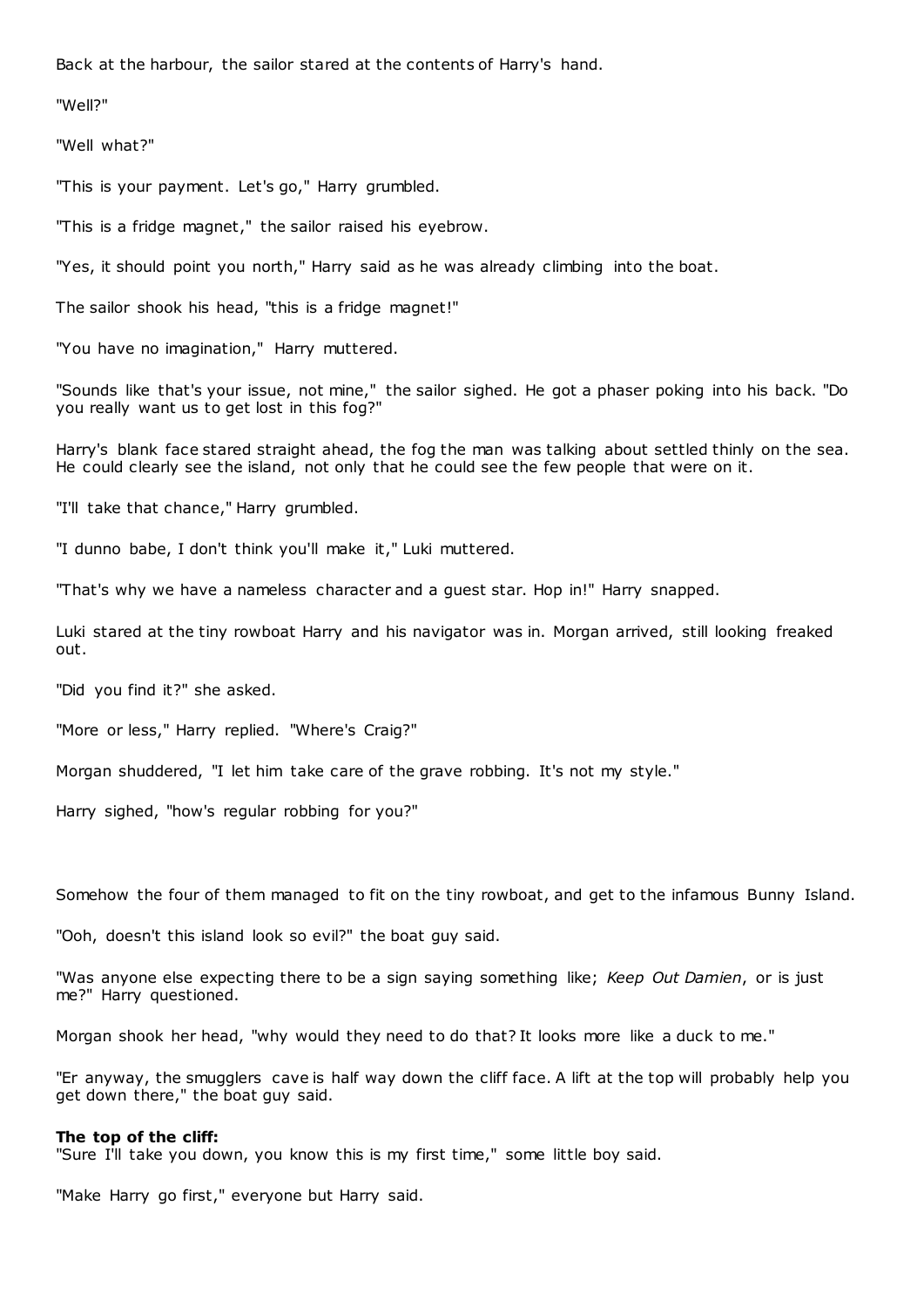Back at the harbour, the sailor stared at the contents of Harry's hand.

"Well?"

"Well what?"

"This is your payment. Let's go," Harry grumbled.

"This is a fridge magnet," the sailor raised his eyebrow.

"Yes, it should point you north," Harry said as he was already climbing into the boat.

The sailor shook his head, "this is a fridge magnet!"

"You have no imagination," Harry muttered.

"Sounds like that's your issue, not mine," the sailor sighed. He got a phaser poking into his back. "Do you really want us to get lost in this fog?"

Harry's blank face stared straight ahead, the fog the man was talking about settled thinly on the sea. He could clearly see the island, not only that he could see the few people that were on it.

"I'll take that chance," Harry grumbled.

"I dunno babe, I don't think you'll make it," Luki muttered.

"That's why we have a nameless character and a guest star. Hop in!" Harry snapped.

Luki stared at the tiny rowboat Harry and his navigator was in. Morgan arrived, still looking freaked out.

"Did you find it?" she asked.

"More or less," Harry replied. "Where's Craig?"

Morgan shuddered, "I let him take care of the grave robbing. It's not my style."

Harry sighed, "how's regular robbing for you?"

Somehow the four of them managed to fit on the tiny rowboat, and get to the infamous Bunny Island.

"Ooh, doesn't this island look so evil?" the boat guy said.

"Was anyone else expecting there to be a sign saying something like; *Keep Out Damien*, or is just me?" Harry questioned.

Morgan shook her head, "why would they need to do that? It looks more like a duck to me."

"Er anyway, the smugglers cave is half way down the cliff face. A lift at the top will probably help you get down there," the boat guy said.

**The top of the cliff:**
"Sure I'll take you down, you know this is my first time," some little boy said.

"Make Harry go first," everyone but Harry said.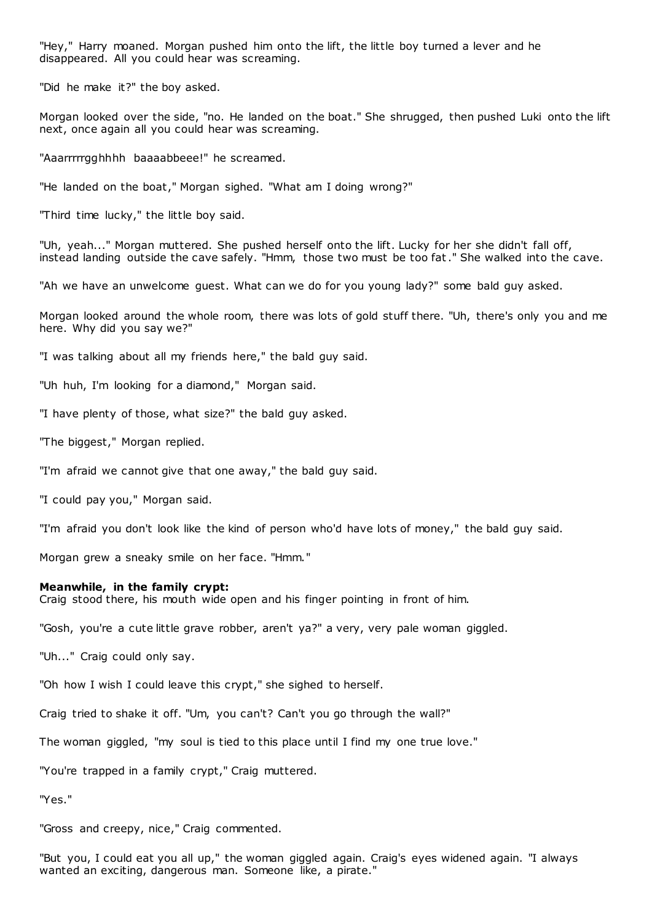"Hey," Harry moaned. Morgan pushed him onto the lift, the little boy turned a lever and he disappeared. All you could hear was screaming.

"Did he make it?" the boy asked.

Morgan looked over the side, "no. He landed on the boat." She shrugged, then pushed Luki onto the lift next, once again all you could hear was screaming.

"Aaarrrrrgghhhh baaaabbeee!" he screamed.

"He landed on the boat," Morgan sighed. "What am I doing wrong?"

"Third time lucky," the little boy said.

"Uh, yeah..." Morgan muttered. She pushed herself onto the lift. Lucky for her she didn't fall off, instead landing outside the cave safely. "Hmm, those two must be too fat." She walked into the cave.

"Ah we have an unwelcome guest. What can we do for you young lady?" some bald guy asked.

Morgan looked around the whole room, there was lots of gold stuff there. "Uh, there's only you and me here. Why did you say we?"

"I was talking about all my friends here," the bald guy said.

"Uh huh, I'm looking for a diamond," Morgan said.

"I have plenty of those, what size?" the bald guy asked.

"The biggest," Morgan replied.

"I'm afraid we cannot give that one away," the bald guy said.

"I could pay you," Morgan said.

"I'm afraid you don't look like the kind of person who'd have lots of money," the bald guy said.

Morgan grew a sneaky smile on her face. "Hmm."

**Meanwhile, in the family crypt:**
Craig stood there, his mouth wide open and his finger pointing in front of him.

"Gosh, you're a cute little grave robber, aren't ya?" a very, very pale woman giggled.

"Uh..." Craig could only say.

"Oh how I wish I could leave this crypt," she sighed to herself.

Craig tried to shake it off. "Um, you can't? Can't you go through the wall?"

The woman giggled, "my soul is tied to this place until I find my one true love."

"You're trapped in a family crypt," Craig muttered.

"Yes."

"Gross and creepy, nice," Craig commented.

"But you, I could eat you all up," the woman giggled again. Craig's eyes widened again. "I always wanted an exciting, dangerous man. Someone like, a pirate."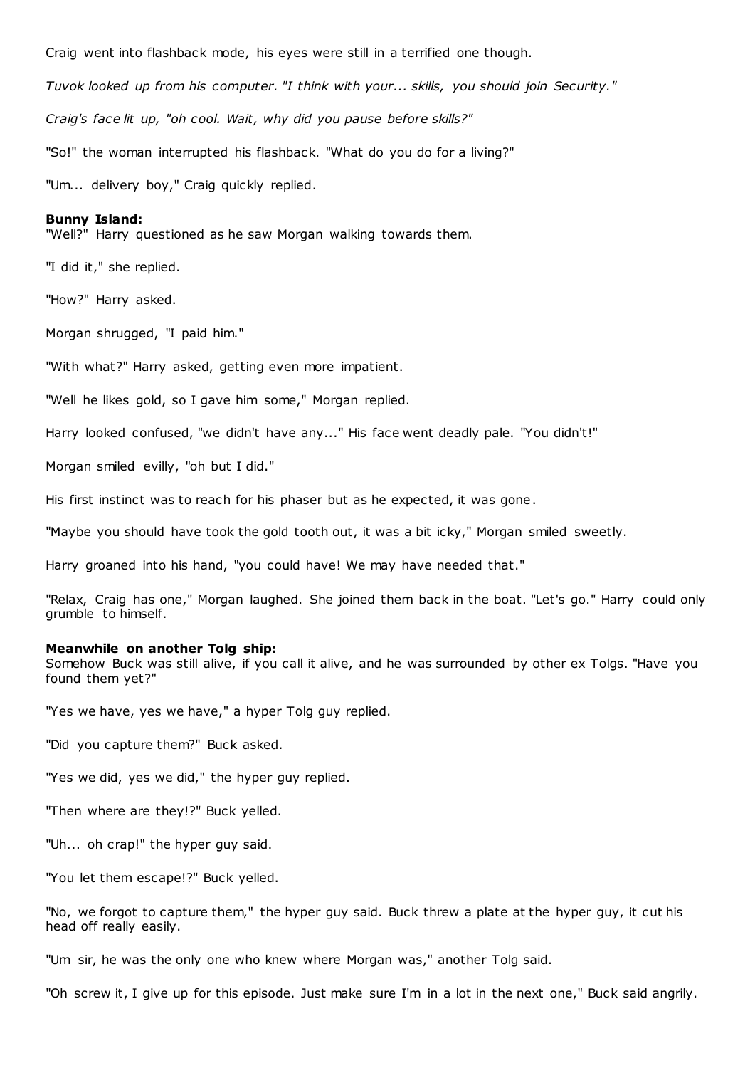Craig went into flashback mode, his eyes were still in a terrified one though.

*Tuvok looked up from his computer. "I think with your... skills, you should join Security."*

*Craig's face lit up, "oh cool. Wait, why did you pause before skills?"*

"So!" the woman interrupted his flashback. "What do you do for a living?"

"Um... delivery boy," Craig quickly replied.

**Bunny Island:**
"Well?" Harry questioned as he saw Morgan walking towards them.

"I did it," she replied.

"How?" Harry asked.

Morgan shrugged, "I paid him."

"With what?" Harry asked, getting even more impatient.

"Well he likes gold, so I gave him some," Morgan replied.

Harry looked confused, "we didn't have any..." His face went deadly pale. "You didn't!"

Morgan smiled evilly, "oh but I did."

His first instinct was to reach for his phaser but as he expected, it was gone.

"Maybe you should have took the gold tooth out, it was a bit icky," Morgan smiled sweetly.

Harry groaned into his hand, "you could have! We may have needed that."

"Relax, Craig has one," Morgan laughed. She joined them back in the boat. "Let's go." Harry could only grumble to himself.

**Meanwhile on another Tolg ship:**
Somehow Buck was still alive, if you call it alive, and he was surrounded by other ex Tolgs. "Have you found them yet?"

"Yes we have, yes we have," a hyper Tolg guy replied.

"Did you capture them?" Buck asked.

"Yes we did, yes we did," the hyper guy replied.

"Then where are they!?" Buck yelled.

"Uh... oh crap!" the hyper guy said.

"You let them escape!?" Buck yelled.

"No, we forgot to capture them," the hyper guy said. Buck threw a plate at the hyper guy, it cut his head off really easily.

"Um sir, he was the only one who knew where Morgan was," another Tolg said.

"Oh screw it, I give up for this episode. Just make sure I'm in a lot in the next one," Buck said angrily.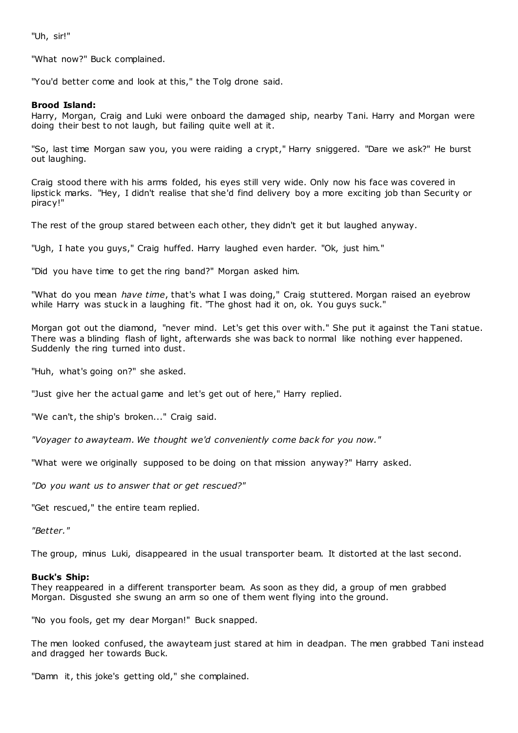"Uh, sir!"

"What now?" Buck complained.

"You'd better come and look at this," the Tolg drone said.

**Brood Island:**
Harry, Morgan, Craig and Luki were onboard the damaged ship, nearby Tani. Harry and Morgan were doing their best to not laugh, but failing quite well at it.

"So, last time Morgan saw you, you were raiding a crypt," Harry sniggered. "Dare we ask?" He burst out laughing.

Craig stood there with his arms folded, his eyes still very wide. Only now his face was covered in lipstick marks. "Hey, I didn't realise that she'd find delivery boy a more exciting job than Security or piracy!"

The rest of the group stared between each other, they didn't get it but laughed anyway.

"Ugh, I hate you guys," Craig huffed. Harry laughed even harder. "Ok, just him."

"Did you have time to get the ring band?" Morgan asked him.

"What do you mean *have time*, that's what I was doing," Craig stuttered. Morgan raised an eyebrow while Harry was stuck in a laughing fit. "The ghost had it on, ok. You guys suck."

Morgan got out the diamond, "never mind. Let's get this over with." She put it against the Tani statue. There was a blinding flash of light, afterwards she was back to normal like nothing ever happened. Suddenly the ring turned into dust.

"Huh, what's going on?" she asked.

"Just give her the actual game and let's get out of here," Harry replied.

"We can't, the ship's broken..." Craig said.

*"Voyager to awayteam. We thought we'd conveniently come back for you now."*

"What were we originally supposed to be doing on that mission anyway?" Harry asked.

*"Do you want us to answer that or get rescued?"*

"Get rescued," the entire team replied.

*"Better."*

The group, minus Luki, disappeared in the usual transporter beam. It distorted at the last second.

**Buck's Ship:**
They reappeared in a different transporter beam. As soon as they did, a group of men grabbed Morgan. Disgusted she swung an arm so one of them went flying into the ground.

"No you fools, get my dear Morgan!" Buck snapped.

The men looked confused, the awayteam just stared at him in deadpan. The men grabbed Tani instead and dragged her towards Buck.

"Damn it, this joke's getting old," she complained.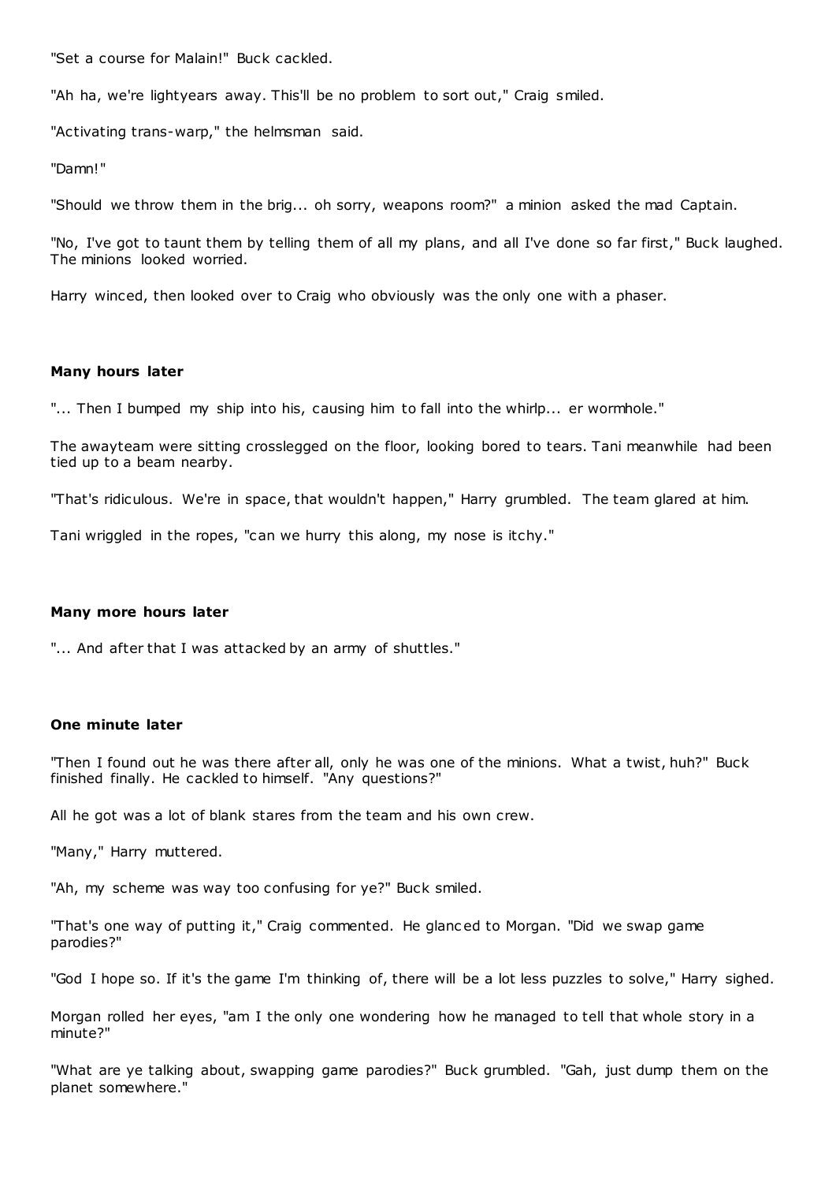"Set a course for Malain!" Buck cackled.

"Ah ha, we're lightyears away. This'll be no problem to sort out," Craig smiled.

"Activating trans-warp," the helmsman said.

"Damn!"

"Should we throw them in the brig... oh sorry, weapons room?" a minion asked the mad Captain.

"No, I've got to taunt them by telling them of all my plans, and all I've done so far first," Buck laughed. The minions looked worried.

Harry winced, then looked over to Craig who obviously was the only one with a phaser.

**Many hours later**

"... Then I bumped my ship into his, causing him to fall into the whirlp... er wormhole."

The awayteam were sitting crosslegged on the floor, looking bored to tears. Tani meanwhile had been tied up to a beam nearby.

"That's ridiculous. We're in space, that wouldn't happen," Harry grumbled. The team glared at him.

Tani wriggled in the ropes, "can we hurry this along, my nose is itchy."

**Many more hours later**

"... And after that I was attacked by an army of shuttles."

**One minute later**

"Then I found out he was there after all, only he was one of the minions. What a twist, huh?" Buck finished finally. He cackled to himself. "Any questions?"

All he got was a lot of blank stares from the team and his own crew.

"Many," Harry muttered.

"Ah, my scheme was way too confusing for ye?" Buck smiled.

"That's one way of putting it," Craig commented. He glanced to Morgan. "Did we swap game parodies?"

"God I hope so. If it's the game I'm thinking of, there will be a lot less puzzles to solve," Harry sighed.

Morgan rolled her eyes, "am I the only one wondering how he managed to tell that whole story in a minute?"

"What are ye talking about, swapping game parodies?" Buck grumbled. "Gah, just dump them on the planet somewhere."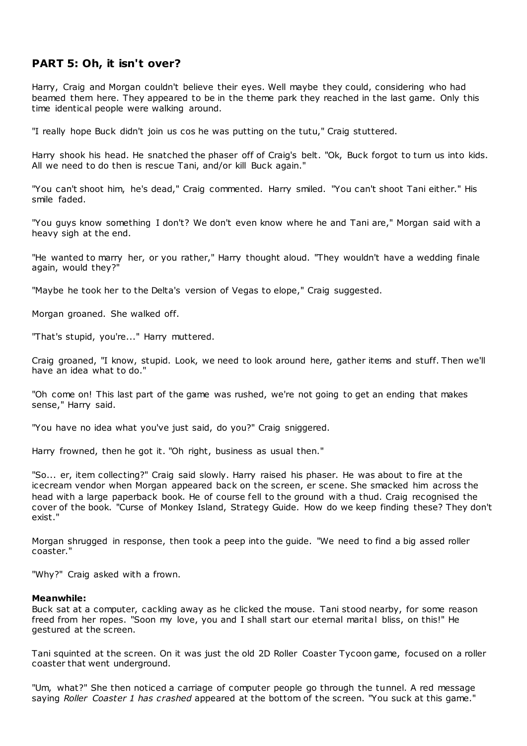## PART 5: Oh, it isn't over?

Harry, Craig and Morgan couldn't believe their eyes. Well maybe they could, considering who had beamed them here. They appeared to be in the theme park they reached in the last game. Only this time identical people were walking around.

"I really hope Buck didn't join us cos he was putting on the tutu," Craig stuttered.

Harry shook his head. He snatched the phaser off of Craig's belt. "Ok, Buck forgot to turn us into kids. All we need to do then is rescue Tani, and/or kill Buck again."

"You can't shoot him, he's dead," Craig commented. Harry smiled. "You can't shoot Tani either." His smile faded.

"You guys know something I don't? We don't even know where he and Tani are," Morgan said with a heavy sigh at the end.

"He wanted to marry her, or you rather," Harry thought aloud. "They wouldn't have a wedding finale again, would they?"

"Maybe he took her to the Delta's version of Vegas to elope," Craig suggested.

Morgan groaned. She walked off.

"That's stupid, you're..." Harry muttered.

Craig groaned, "I know, stupid. Look, we need to look around here, gather items and stuff. Then we'll have an idea what to do."

"Oh come on! This last part of the game was rushed, we're not going to get an ending that makes sense," Harry said.

"You have no idea what you've just said, do you?" Craig sniggered.

Harry frowned, then he got it. "Oh right, business as usual then."

"So... er, item collecting?" Craig said slowly. Harry raised his phaser. He was about to fire at the icecream vendor when Morgan appeared back on the screen, er scene. She smacked him across the head with a large paperback book. He of course fell to the ground with a thud. Craig recognised the cover of the book. "Curse of Monkey Island, Strategy Guide. How do we keep finding these? They don't exist."

Morgan shrugged in response, then took a peep into the guide. "We need to find a big assed roller coaster."

"Why?" Craig asked with a frown.

**Meanwhile:**
Buck sat at a computer, cackling away as he clicked the mouse. Tani stood nearby, for some reason freed from her ropes. "Soon my love, you and I shall start our eternal marital bliss, on this!" He gestured at the screen.

Tani squinted at the screen. On it was just the old 2D Roller Coaster Tycoon game, focused on a roller coaster that went underground.

"Um, what?" She then noticed a carriage of computer people go through the tunnel. A red message saying *Roller Coaster 1 has crashed* appeared at the bottom of the screen. "You suck at this game."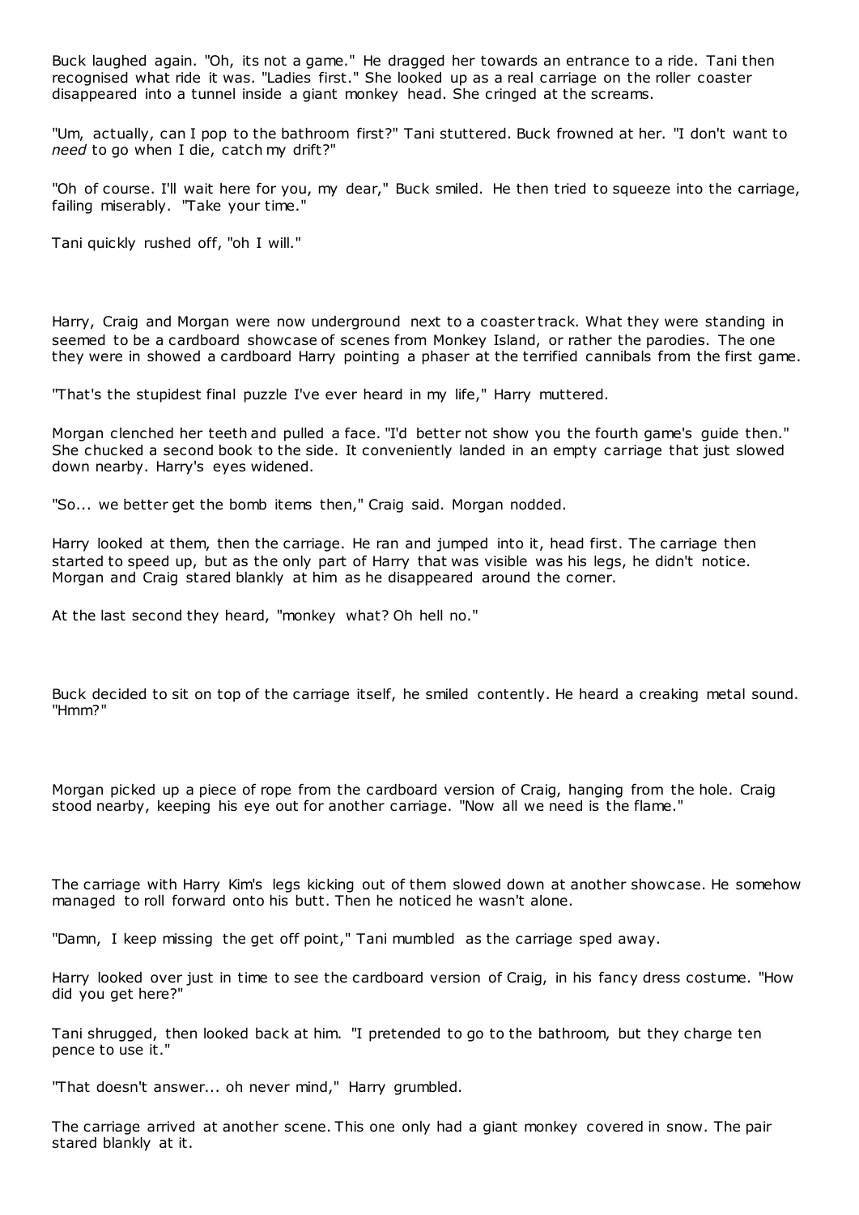Buck laughed again. "Oh, its not a game." He dragged her towards an entrance to a ride. Tani then recognised what ride it was. "Ladies first." She looked up as a real carriage on the roller coaster disappeared into a tunnel inside a giant monkey head. She cringed at the screams.

"Um, actually, can I pop to the bathroom first?" Tani stuttered. Buck frowned at her. "I don't want to *need* to go when I die, catch my drift?"

"Oh of course. I'll wait here for you, my dear," Buck smiled. He then tried to squeeze into the carriage, failing miserably. "Take your time."

Tani quickly rushed off, "oh I will."

Harry, Craig and Morgan were now underground next to a coaster track. What they were standing in seemed to be a cardboard showcase of scenes from Monkey Island, or rather the parodies. The one they were in showed a cardboard Harry pointing a phaser at the terrified cannibals from the first game.

"That's the stupidest final puzzle I've ever heard in my life," Harry muttered.

Morgan clenched her teeth and pulled a face. "I'd better not show you the fourth game's guide then." She chucked a second book to the side. It conveniently landed in an empty carriage that just slowed down nearby. Harry's eyes widened.

"So... we better get the bomb items then," Craig said. Morgan nodded.

Harry looked at them, then the carriage. He ran and jumped into it, head first. The carriage then started to speed up, but as the only part of Harry that was visible was his legs, he didn't notice. Morgan and Craig stared blankly at him as he disappeared around the corner.

At the last second they heard, "monkey what? Oh hell no."

Buck decided to sit on top of the carriage itself, he smiled contently. He heard a creaking metal sound. "Hmm?"

Morgan picked up a piece of rope from the cardboard version of Craig, hanging from the hole. Craig stood nearby, keeping his eye out for another carriage. "Now all we need is the flame."

The carriage with Harry Kim's legs kicking out of them slowed down at another showcase. He somehow managed to roll forward onto his butt. Then he noticed he wasn't alone.

"Damn, I keep missing the get off point," Tani mumbled as the carriage sped away.

Harry looked over just in time to see the cardboard version of Craig, in his fancy dress costume. "How did you get here?"

Tani shrugged, then looked back at him. "I pretended to go to the bathroom, but they charge ten pence to use it."

"That doesn't answer... oh never mind," Harry grumbled.

The carriage arrived at another scene. This one only had a giant monkey covered in snow. The pair stared blankly at it.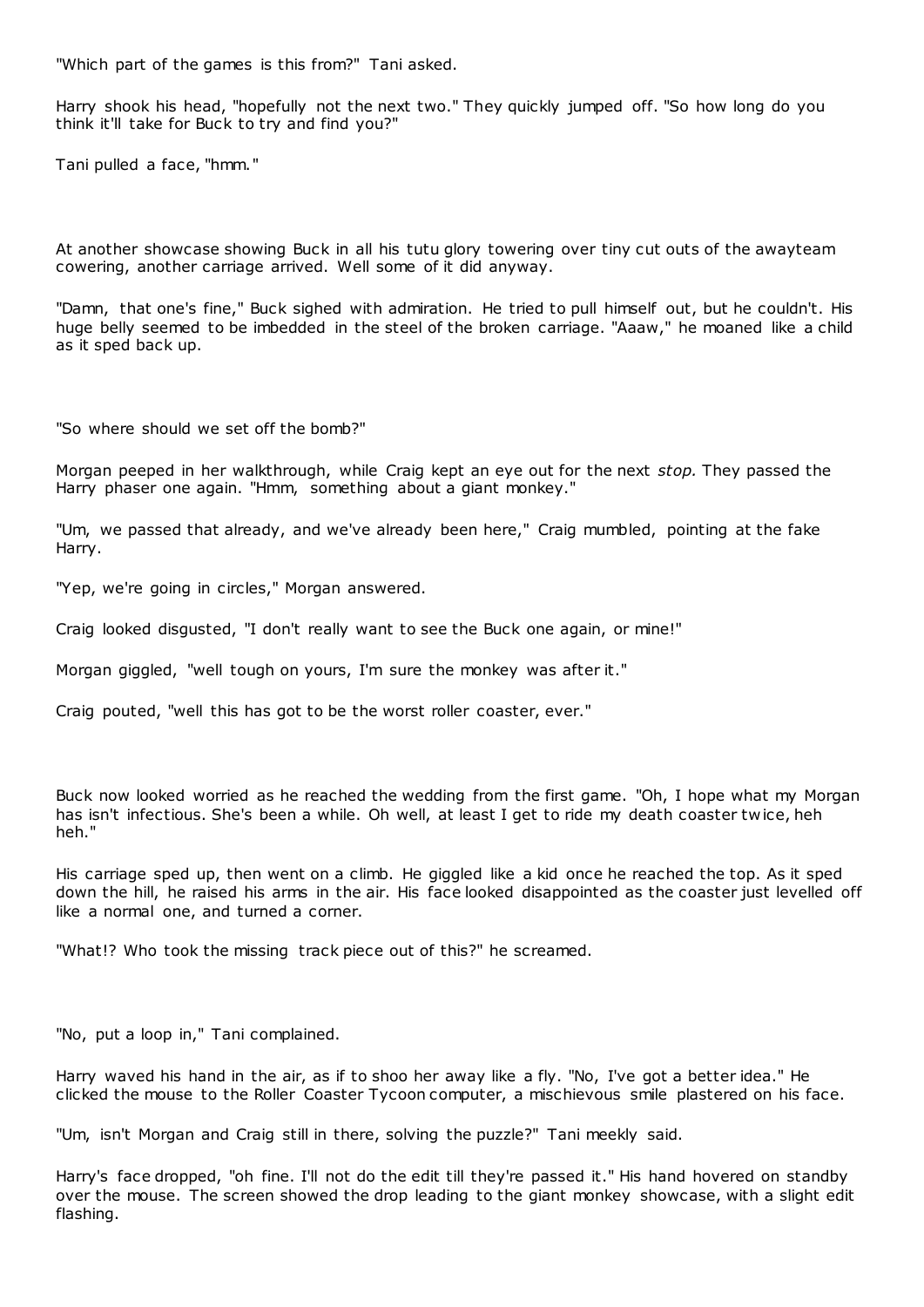"Which part of the games is this from?" Tani asked.

Harry shook his head, "hopefully not the next two." They quickly jumped off. "So how long do you think it'll take for Buck to try and find you?"

Tani pulled a face, "hmm."

At another showcase showing Buck in all his tutu glory towering over tiny cut outs of the awayteam cowering, another carriage arrived. Well some of it did anyway.

"Damn, that one's fine," Buck sighed with admiration. He tried to pull himself out, but he couldn't. His huge belly seemed to be imbedded in the steel of the broken carriage. "Aaaw," he moaned like a child as it sped back up.

"So where should we set off the bomb?"

Morgan peeped in her walkthrough, while Craig kept an eye out for the next *stop.* They passed the Harry phaser one again. "Hmm, something about a giant monkey."

"Um, we passed that already, and we've already been here," Craig mumbled, pointing at the fake Harry.

"Yep, we're going in circles," Morgan answered.

Craig looked disgusted, "I don't really want to see the Buck one again, or mine!"

Morgan giggled, "well tough on yours, I'm sure the monkey was after it."

Craig pouted, "well this has got to be the worst roller coaster, ever."

Buck now looked worried as he reached the wedding from the first game. "Oh, I hope what my Morgan has isn't infectious. She's been a while. Oh well, at least I get to ride my death coaster twice, heh heh."

His carriage sped up, then went on a climb. He giggled like a kid once he reached the top. As it sped down the hill, he raised his arms in the air. His face looked disappointed as the coaster just levelled off like a normal one, and turned a corner.

"What!? Who took the missing track piece out of this?" he screamed.

"No, put a loop in," Tani complained.

Harry waved his hand in the air, as if to shoo her away like a fly. "No, I've got a better idea." He clicked the mouse to the Roller Coaster Tycoon computer, a mischievous smile plastered on his face.

"Um, isn't Morgan and Craig still in there, solving the puzzle?" Tani meekly said.

Harry's face dropped, "oh fine. I'll not do the edit till they're passed it." His hand hovered on standby over the mouse. The screen showed the drop leading to the giant monkey showcase, with a slight edit flashing.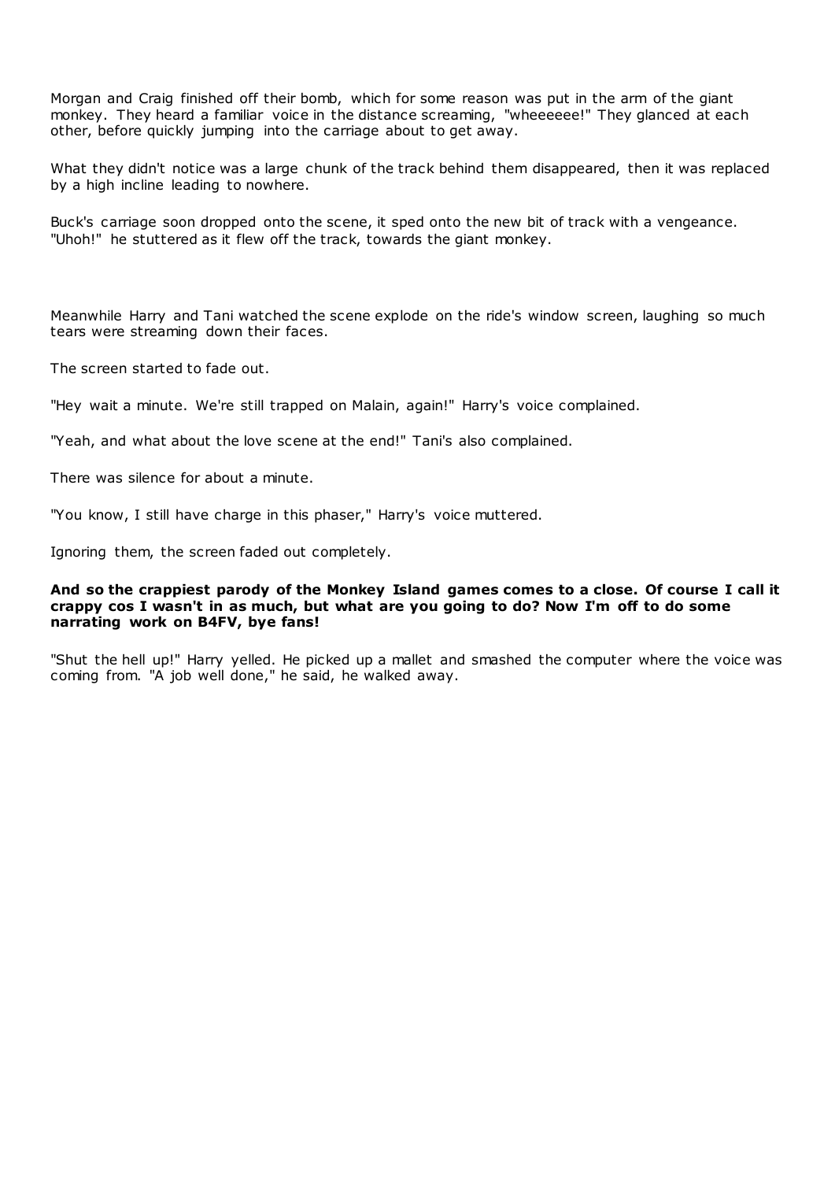Morgan and Craig finished off their bomb, which for some reason was put in the arm of the giant monkey. They heard a familiar voice in the distance screaming, "wheeeeee!" They glanced at each other, before quickly jumping into the carriage about to get away.

What they didn't notice was a large chunk of the track behind them disappeared, then it was replaced by a high incline leading to nowhere.

Buck's carriage soon dropped onto the scene, it sped onto the new bit of track with a vengeance. "Uhoh!" he stuttered as it flew off the track, towards the giant monkey.

Meanwhile Harry and Tani watched the scene explode on the ride's window screen, laughing so much tears were streaming down their faces.

The screen started to fade out.

"Hey wait a minute. We're still trapped on Malain, again!" Harry's voice complained.

"Yeah, and what about the love scene at the end!" Tani's also complained.

There was silence for about a minute.

"You know, I still have charge in this phaser," Harry's voice muttered.

Ignoring them, the screen faded out completely.

**And so the crappiest parody of the Monkey Island games comes to a close. Of course I call it crappy cos I wasn't in as much, but what are you going to do? Now I'm off to do some narrating work on B4FV, bye fans!**

"Shut the hell up!" Harry yelled. He picked up a mallet and smashed the computer where the voice was coming from. "A job well done," he said, he walked away.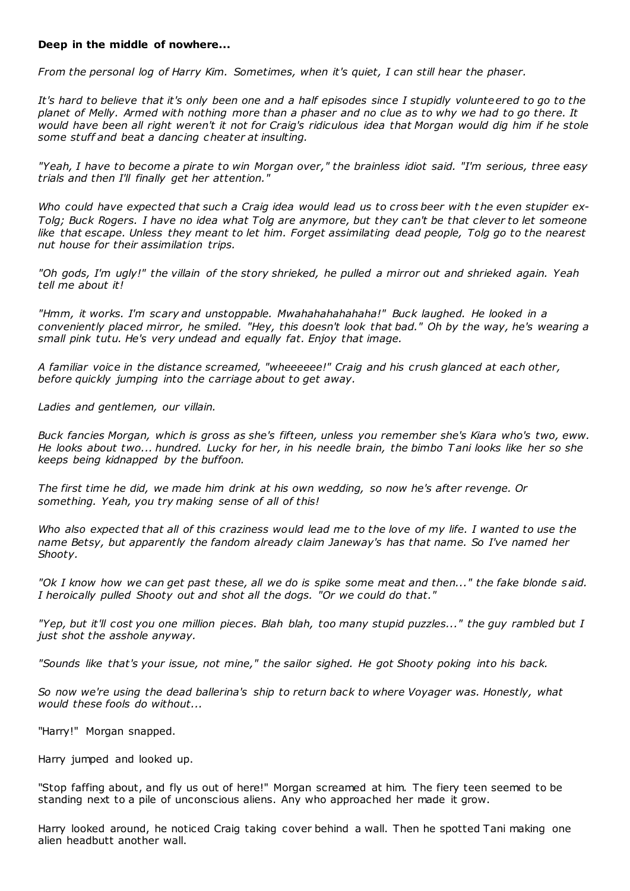**Deep in the middle of nowhere...**

*From the personal log of Harry Kim. Sometimes, when it's quiet, I can still hear the phaser.*

*It's hard to believe that it's only been one and a half episodes since I stupidly volunteered to go to the planet of Melly. Armed with nothing more than a phaser and no clue as to why we had to go there. It would have been all right weren't it not for Craig's ridiculous idea that Morgan would dig him if he stole some stuff and beat a dancing cheater at insulting.*

*"Yeah, I have to become a pirate to win Morgan over," the brainless idiot said. "I'm serious, three easy trials and then I'll finally get her attention."*

*Who could have expected that such a Craig idea would lead us to cross beer with the even stupider ex-Tolg; Buck Rogers. I have no idea what Tolg are anymore, but they can't be that clever to let someone like that escape. Unless they meant to let him. Forget assimilating dead people, Tolg go to the nearest nut house for their assimilation trips.*

*"Oh gods, I'm ugly!" the villain of the story shrieked, he pulled a mirror out and shrieked again. Yeah tell me about it!*

*"Hmm, it works. I'm scary and unstoppable. Mwahahahahahaha!" Buck laughed. He looked in a conveniently placed mirror, he smiled. "Hey, this doesn't look that bad." Oh by the way, he's wearing a small pink tutu. He's very undead and equally fat. Enjoy that image.*

*A familiar voice in the distance screamed, "wheeeeee!" Craig and his crush glanced at each other, before quickly jumping into the carriage about to get away.*

*Ladies and gentlemen, our villain.*

*Buck fancies Morgan, which is gross as she's fifteen, unless you remember she's Kiara who's two, eww. He looks about two... hundred. Lucky for her, in his needle brain, the bimbo Tani looks like her so she keeps being kidnapped by the buffoon.*

*The first time he did, we made him drink at his own wedding, so now he's after revenge. Or something. Yeah, you try making sense of all of this!*

*Who also expected that all of this craziness would lead me to the love of my life. I wanted to use the name Betsy, but apparently the fandom already claim Janeway's has that name. So I've named her Shooty.*

*"Ok I know how we can get past these, all we do is spike some meat and then..." the fake blonde said. I heroically pulled Shooty out and shot all the dogs. "Or we could do that."*

*"Yep, but it'll cost you one million pieces. Blah blah, too many stupid puzzles..." the guy rambled but I just shot the asshole anyway.*

*"Sounds like that's your issue, not mine," the sailor sighed. He got Shooty poking into his back.*

*So now we're using the dead ballerina's ship to return back to where Voyager was. Honestly, what would these fools do without...*

"Harry!" Morgan snapped.

Harry jumped and looked up.

"Stop faffing about, and fly us out of here!" Morgan screamed at him. The fiery teen seemed to be standing next to a pile of unconscious aliens. Any who approached her made it grow.

Harry looked around, he noticed Craig taking cover behind a wall. Then he spotted Tani making one alien headbutt another wall.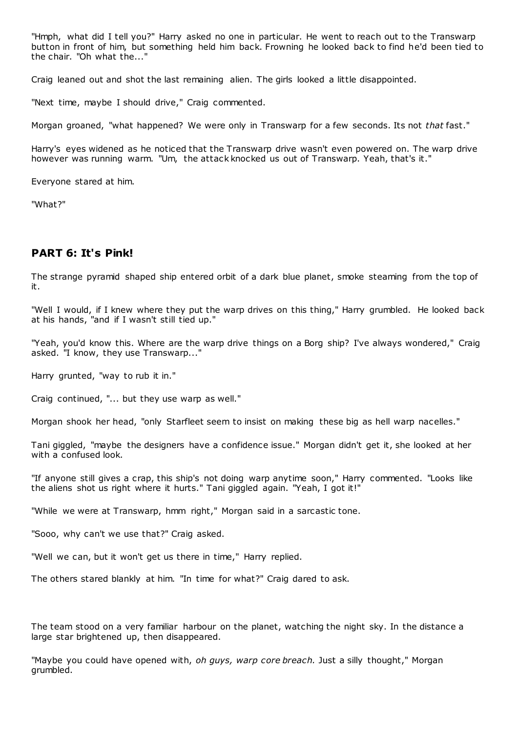"Hmph, what did I tell you?" Harry asked no one in particular. He went to reach out to the Transwarp button in front of him, but something held him back. Frowning he looked back to find he'd been tied to the chair. "Oh what the..."

Craig leaned out and shot the last remaining alien. The girls looked a little disappointed.

"Next time, maybe I should drive," Craig commented.

Morgan groaned, "what happened? We were only in Transwarp for a few seconds. Its not *that* fast."

Harry's eyes widened as he noticed that the Transwarp drive wasn't even powered on. The warp drive however was running warm. "Um, the attack knocked us out of Transwarp. Yeah, that's it."

Everyone stared at him.

"What?"

## PART 6: It's Pink!

The strange pyramid shaped ship entered orbit of a dark blue planet, smoke steaming from the top of it.

"Well I would, if I knew where they put the warp drives on this thing," Harry grumbled. He looked back at his hands, "and if I wasn't still tied up."

"Yeah, you'd know this. Where are the warp drive things on a Borg ship? I've always wondered," Craig asked. "I know, they use Transwarp..."

Harry grunted, "way to rub it in."

Craig continued, "... but they use warp as well."

Morgan shook her head, "only Starfleet seem to insist on making these big as hell warp nacelles."

Tani giggled, "maybe the designers have a confidence issue." Morgan didn't get it, she looked at her with a confused look.

"If anyone still gives a crap, this ship's not doing warp anytime soon," Harry commented. "Looks like the aliens shot us right where it hurts." Tani giggled again. "Yeah, I got it!"

"While we were at Transwarp, hmm right," Morgan said in a sarcastic tone.

"Sooo, why can't we use that?" Craig asked.

"Well we can, but it won't get us there in time," Harry replied.

The others stared blankly at him. "In time for what?" Craig dared to ask.

The team stood on a very familiar harbour on the planet, watching the night sky. In the distance a large star brightened up, then disappeared.

"Maybe you could have opened with, *oh guys, warp core breach.* Just a silly thought," Morgan grumbled.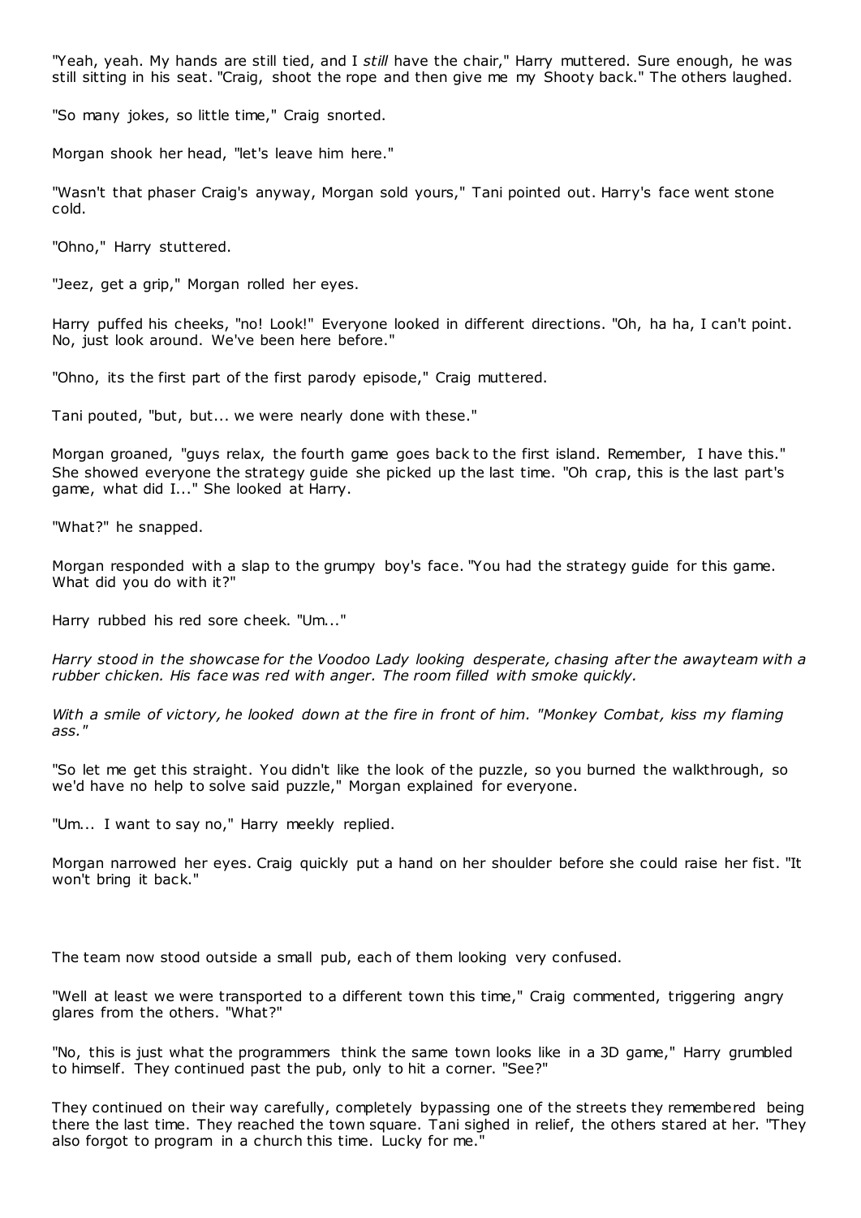"Yeah, yeah. My hands are still tied, and I *still* have the chair," Harry muttered. Sure enough, he was still sitting in his seat. "Craig, shoot the rope and then give me my Shooty back." The others laughed.

"So many jokes, so little time," Craig snorted.

Morgan shook her head, "let's leave him here."

"Wasn't that phaser Craig's anyway, Morgan sold yours," Tani pointed out. Harry's face went stone cold.

"Ohno," Harry stuttered.

"Jeez, get a grip," Morgan rolled her eyes.

Harry puffed his cheeks, "no! Look!" Everyone looked in different directions. "Oh, ha ha, I can't point. No, just look around. We've been here before."

"Ohno, its the first part of the first parody episode," Craig muttered.

Tani pouted, "but, but... we were nearly done with these."

Morgan groaned, "guys relax, the fourth game goes back to the first island. Remember, I have this." She showed everyone the strategy guide she picked up the last time. "Oh crap, this is the last part's game, what did I..." She looked at Harry.

"What?" he snapped.

Morgan responded with a slap to the grumpy boy's face. "You had the strategy guide for this game. What did you do with it?"

Harry rubbed his red sore cheek. "Um..."

*Harry stood in the showcase for the Voodoo Lady looking desperate, chasing after the awayteam with a rubber chicken. His face was red with anger. The room filled with smoke quickly.*

*With a smile of victory, he looked down at the fire in front of him. "Monkey Combat, kiss my flaming ass."*

"So let me get this straight. You didn't like the look of the puzzle, so you burned the walkthrough, so we'd have no help to solve said puzzle," Morgan explained for everyone.

"Um... I want to say no," Harry meekly replied.

Morgan narrowed her eyes. Craig quickly put a hand on her shoulder before she could raise her fist. "It won't bring it back."

The team now stood outside a small pub, each of them looking very confused.

"Well at least we were transported to a different town this time," Craig commented, triggering angry glares from the others. "What?"

"No, this is just what the programmers think the same town looks like in a 3D game," Harry grumbled to himself. They continued past the pub, only to hit a corner. "See?"

They continued on their way carefully, completely bypassing one of the streets they remembered being there the last time. They reached the town square. Tani sighed in relief, the others stared at her. "They also forgot to program in a church this time. Lucky for me."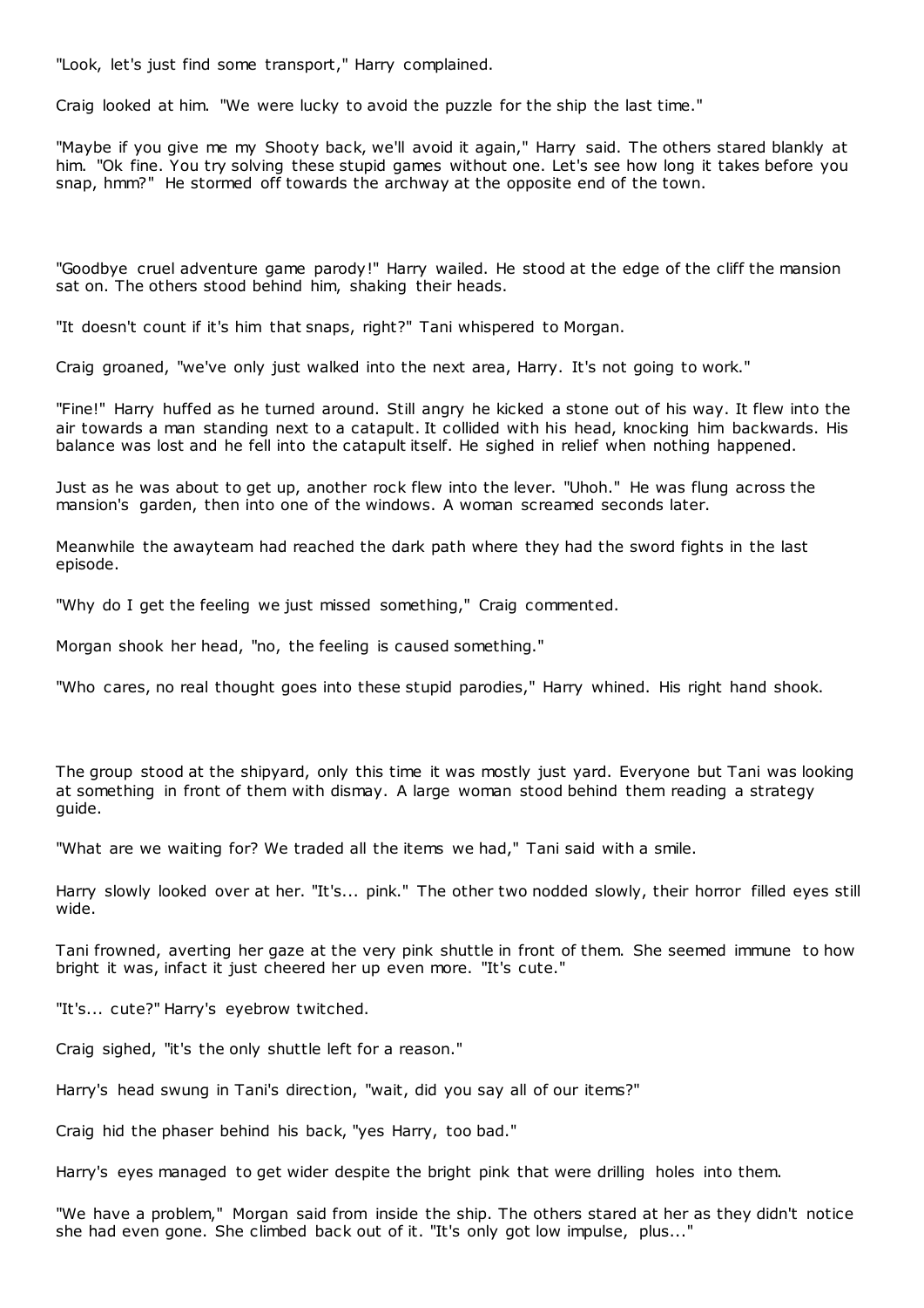"Look, let's just find some transport," Harry complained.

Craig looked at him. "We were lucky to avoid the puzzle for the ship the last time."

"Maybe if you give me my Shooty back, we'll avoid it again," Harry said. The others stared blankly at him. "Ok fine. You try solving these stupid games without one. Let's see how long it takes before you snap, hmm?" He stormed off towards the archway at the opposite end of the town.

"Goodbye cruel adventure game parody!" Harry wailed. He stood at the edge of the cliff the mansion sat on. The others stood behind him, shaking their heads.

"It doesn't count if it's him that snaps, right?" Tani whispered to Morgan.

Craig groaned, "we've only just walked into the next area, Harry. It's not going to work."

"Fine!" Harry huffed as he turned around. Still angry he kicked a stone out of his way. It flew into the air towards a man standing next to a catapult. It collided with his head, knocking him backwards. His balance was lost and he fell into the catapult itself. He sighed in relief when nothing happened.

Just as he was about to get up, another rock flew into the lever. "Uhoh." He was flung across the mansion's garden, then into one of the windows. A woman screamed seconds later.

Meanwhile the awayteam had reached the dark path where they had the sword fights in the last episode.

"Why do I get the feeling we just missed something," Craig commented.

Morgan shook her head, "no, the feeling is caused something."

"Who cares, no real thought goes into these stupid parodies," Harry whined. His right hand shook.

The group stood at the shipyard, only this time it was mostly just yard. Everyone but Tani was looking at something in front of them with dismay. A large woman stood behind them reading a strategy guide.

"What are we waiting for? We traded all the items we had," Tani said with a smile.

Harry slowly looked over at her. "It's... pink." The other two nodded slowly, their horror filled eyes still wide.

Tani frowned, averting her gaze at the very pink shuttle in front of them. She seemed immune to how bright it was, infact it just cheered her up even more. "It's cute."

"It's... cute?" Harry's eyebrow twitched.

Craig sighed, "it's the only shuttle left for a reason."

Harry's head swung in Tani's direction, "wait, did you say all of our items?"

Craig hid the phaser behind his back, "yes Harry, too bad."

Harry's eyes managed to get wider despite the bright pink that were drilling holes into them.

"We have a problem," Morgan said from inside the ship. The others stared at her as they didn't notice she had even gone. She climbed back out of it. "It's only got low impulse, plus..."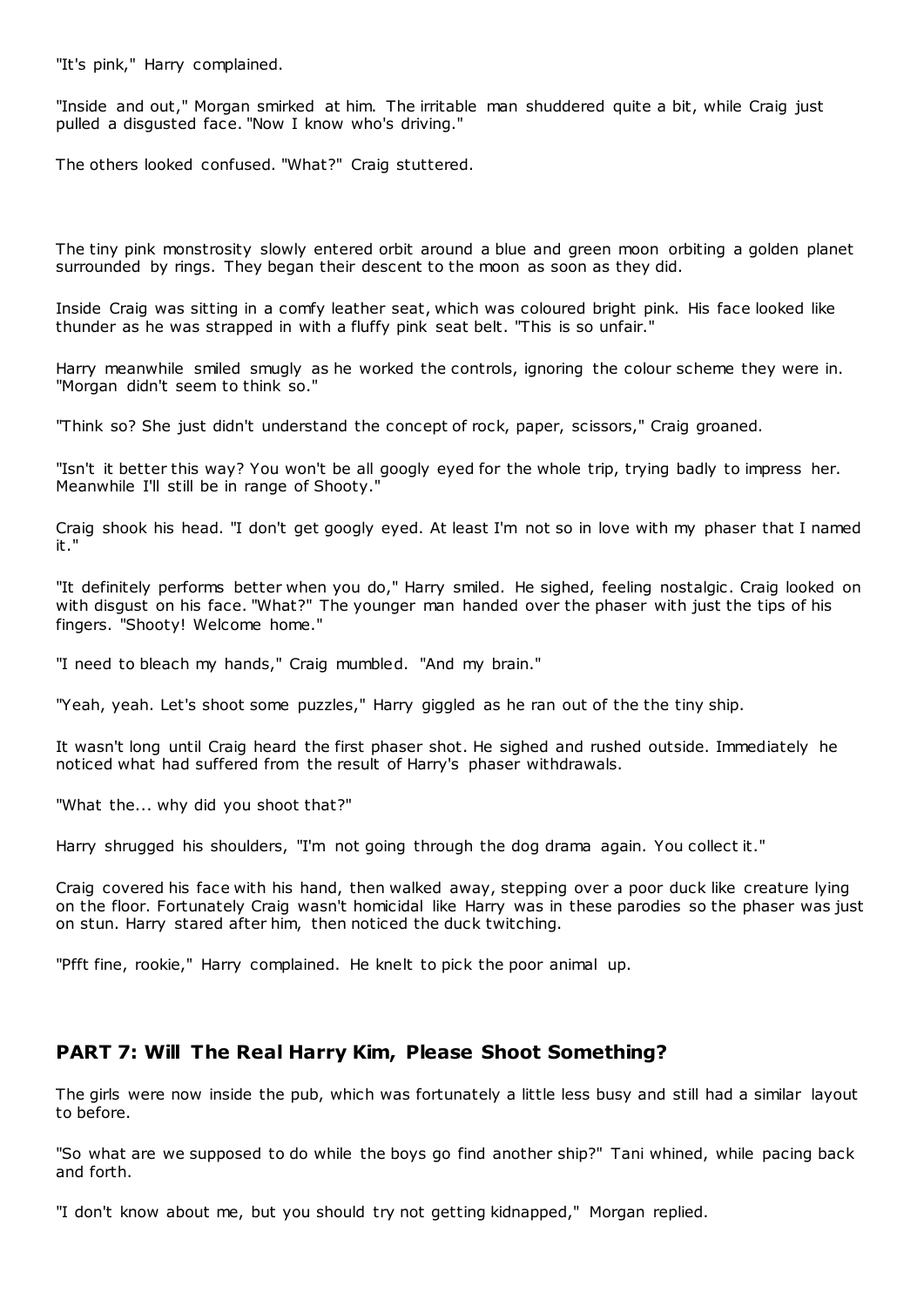"It's pink," Harry complained.

"Inside and out," Morgan smirked at him. The irritable man shuddered quite a bit, while Craig just pulled a disgusted face. "Now I know who's driving."

The others looked confused. "What?" Craig stuttered.

The tiny pink monstrosity slowly entered orbit around a blue and green moon orbiting a golden planet surrounded by rings. They began their descent to the moon as soon as they did.

Inside Craig was sitting in a comfy leather seat, which was coloured bright pink. His face looked like thunder as he was strapped in with a fluffy pink seat belt. "This is so unfair."

Harry meanwhile smiled smugly as he worked the controls, ignoring the colour scheme they were in. "Morgan didn't seem to think so."

"Think so? She just didn't understand the concept of rock, paper, scissors," Craig groaned.

"Isn't it better this way? You won't be all googly eyed for the whole trip, trying badly to impress her. Meanwhile I'll still be in range of Shooty."

Craig shook his head. "I don't get googly eyed. At least I'm not so in love with my phaser that I named it."

"It definitely performs better when you do," Harry smiled. He sighed, feeling nostalgic. Craig looked on with disgust on his face. "What?" The younger man handed over the phaser with just the tips of his fingers. "Shooty! Welcome home."

"I need to bleach my hands," Craig mumbled. "And my brain."

"Yeah, yeah. Let's shoot some puzzles," Harry giggled as he ran out of the the tiny ship.

It wasn't long until Craig heard the first phaser shot. He sighed and rushed outside. Immediately he noticed what had suffered from the result of Harry's phaser withdrawals.

"What the... why did you shoot that?"

Harry shrugged his shoulders, "I'm not going through the dog drama again. You collect it."

Craig covered his face with his hand, then walked away, stepping over a poor duck like creature lying on the floor. Fortunately Craig wasn't homicidal like Harry was in these parodies so the phaser was just on stun. Harry stared after him, then noticed the duck twitching.

"Pfft fine, rookie," Harry complained. He knelt to pick the poor animal up.

## PART 7: Will The Real Harry Kim, Please Shoot Something?

The girls were now inside the pub, which was fortunately a little less busy and still had a similar layout to before.

"So what are we supposed to do while the boys go find another ship?" Tani whined, while pacing back and forth.

"I don't know about me, but you should try not getting kidnapped," Morgan replied.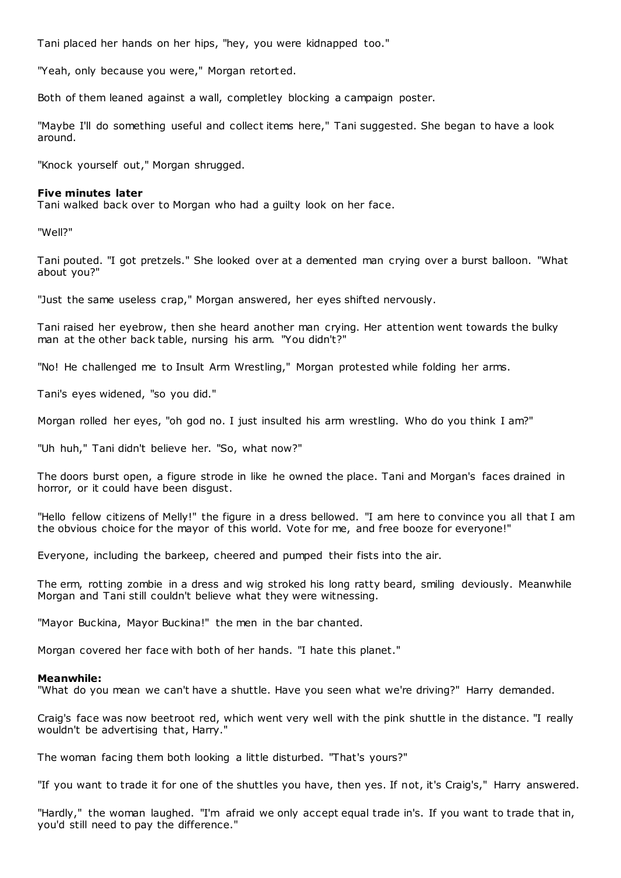Tani placed her hands on her hips, "hey, you were kidnapped too."

"Yeah, only because you were," Morgan retorted.

Both of them leaned against a wall, completley blocking a campaign poster.

"Maybe I'll do something useful and collect items here," Tani suggested. She began to have a look around.

"Knock yourself out," Morgan shrugged.

**Five minutes later**
Tani walked back over to Morgan who had a guilty look on her face.

"Well?"

Tani pouted. "I got pretzels." She looked over at a demented man crying over a burst balloon. "What about you?"

"Just the same useless crap," Morgan answered, her eyes shifted nervously.

Tani raised her eyebrow, then she heard another man crying. Her attention went towards the bulky man at the other back table, nursing his arm. "You didn't?"

"No! He challenged me to Insult Arm Wrestling," Morgan protested while folding her arms.

Tani's eyes widened, "so you did."

Morgan rolled her eyes, "oh god no. I just insulted his arm wrestling. Who do you think I am?"

"Uh huh," Tani didn't believe her. "So, what now?"

The doors burst open, a figure strode in like he owned the place. Tani and Morgan's faces drained in horror, or it could have been disgust.

"Hello fellow citizens of Melly!" the figure in a dress bellowed. "I am here to convince you all that I am the obvious choice for the mayor of this world. Vote for me, and free booze for everyone!"

Everyone, including the barkeep, cheered and pumped their fists into the air.

The erm, rotting zombie in a dress and wig stroked his long ratty beard, smiling deviously. Meanwhile Morgan and Tani still couldn't believe what they were witnessing.

"Mayor Buckina, Mayor Buckina!" the men in the bar chanted.

Morgan covered her face with both of her hands. "I hate this planet."

**Meanwhile:**
"What do you mean we can't have a shuttle. Have you seen what we're driving?" Harry demanded.

Craig's face was now beetroot red, which went very well with the pink shuttle in the distance. "I really wouldn't be advertising that, Harry."

The woman facing them both looking a little disturbed. "That's yours?"

"If you want to trade it for one of the shuttles you have, then yes. If not, it's Craig's," Harry answered.

"Hardly," the woman laughed. "I'm afraid we only accept equal trade in's. If you want to trade that in, you'd still need to pay the difference."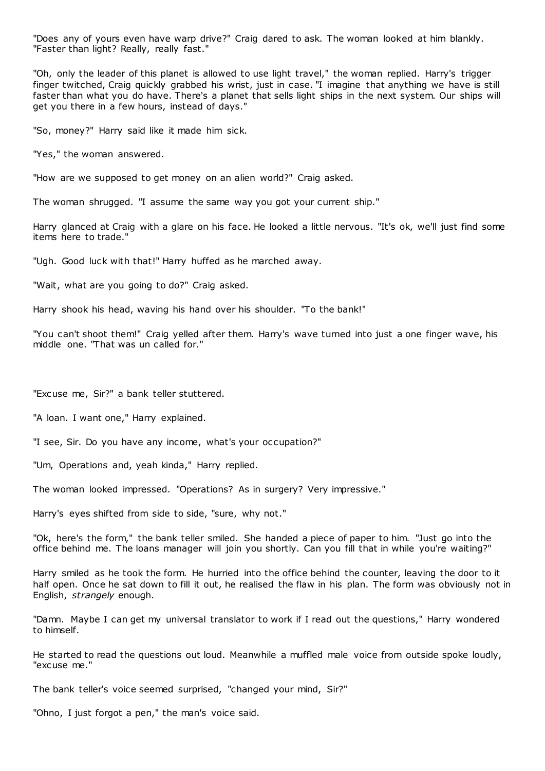"Does any of yours even have warp drive?" Craig dared to ask. The woman looked at him blankly. "Faster than light? Really, really fast."

"Oh, only the leader of this planet is allowed to use light travel," the woman replied. Harry's trigger finger twitched, Craig quickly grabbed his wrist, just in case. "I imagine that anything we have is still faster than what you do have. There's a planet that sells light ships in the next system. Our ships will get you there in a few hours, instead of days."

"So, money?" Harry said like it made him sick.

"Yes," the woman answered.

"How are we supposed to get money on an alien world?" Craig asked.

The woman shrugged. "I assume the same way you got your current ship."

Harry glanced at Craig with a glare on his face. He looked a little nervous. "It's ok, we'll just find some items here to trade."

"Ugh. Good luck with that!" Harry huffed as he marched away.

"Wait, what are you going to do?" Craig asked.

Harry shook his head, waving his hand over his shoulder. "To the bank!"

"You can't shoot them!" Craig yelled after them. Harry's wave turned into just a one finger wave, his middle one. "That was un called for."

"Excuse me, Sir?" a bank teller stuttered.

"A loan. I want one," Harry explained.

"I see, Sir. Do you have any income, what's your occupation?"

"Um, Operations and, yeah kinda," Harry replied.

The woman looked impressed. "Operations? As in surgery? Very impressive."

Harry's eyes shifted from side to side, "sure, why not."

"Ok, here's the form," the bank teller smiled. She handed a piece of paper to him. "Just go into the office behind me. The loans manager will join you shortly. Can you fill that in while you're waiting?"

Harry smiled as he took the form. He hurried into the office behind the counter, leaving the door to it half open. Once he sat down to fill it out, he realised the flaw in his plan. The form was obviously not in English, *strangely* enough.

"Damn. Maybe I can get my universal translator to work if I read out the questions," Harry wondered to himself.

He started to read the questions out loud. Meanwhile a muffled male voice from outside spoke loudly, "excuse me."

The bank teller's voice seemed surprised, "changed your mind, Sir?"

"Ohno, I just forgot a pen," the man's voice said.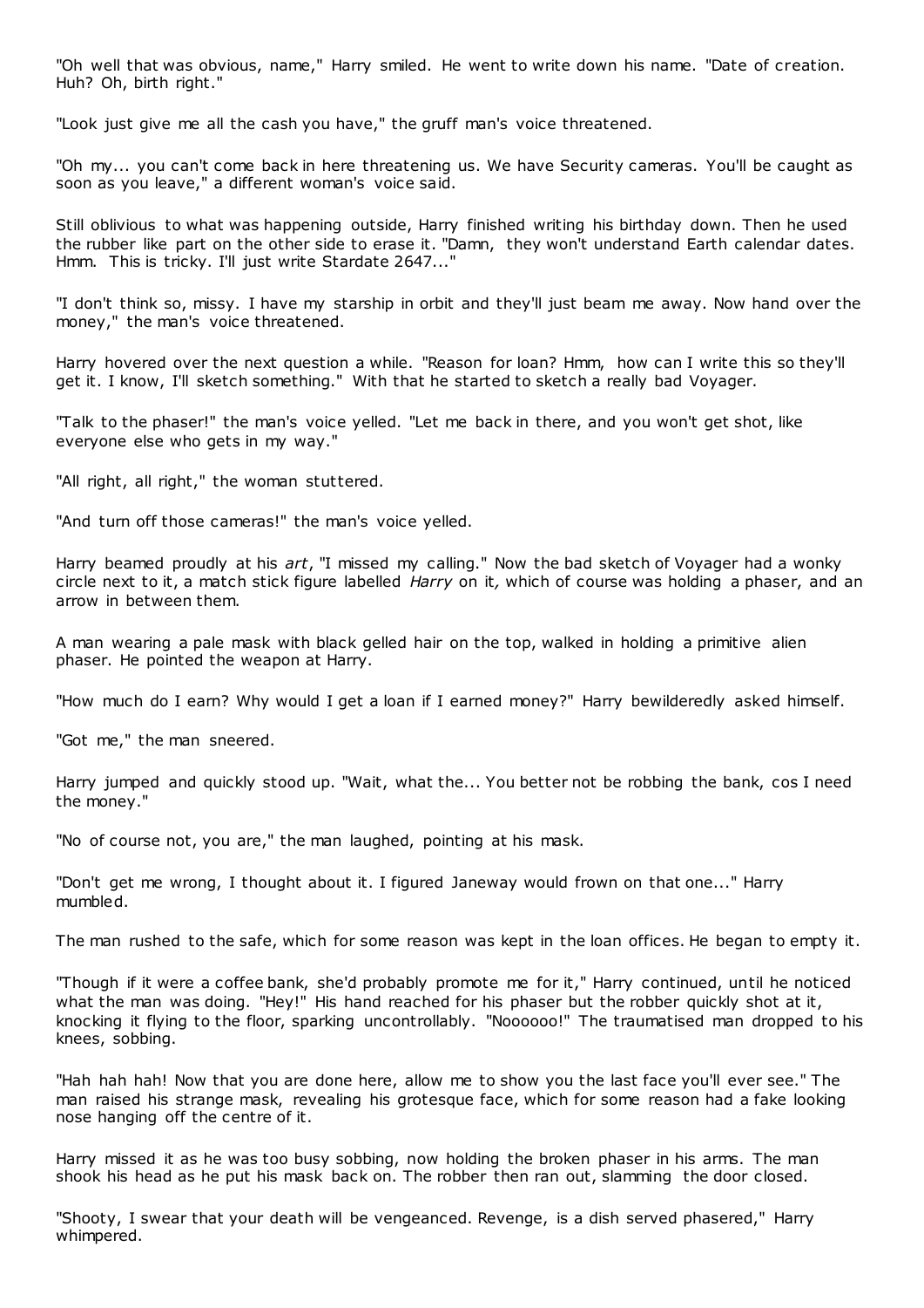"Oh well that was obvious, name," Harry smiled. He went to write down his name. "Date of creation. Huh? Oh, birth right."

"Look just give me all the cash you have," the gruff man's voice threatened.

"Oh my... you can't come back in here threatening us. We have Security cameras. You'll be caught as soon as you leave," a different woman's voice said.

Still oblivious to what was happening outside, Harry finished writing his birthday down. Then he used the rubber like part on the other side to erase it. "Damn, they won't understand Earth calendar dates. Hmm. This is tricky. I'll just write Stardate 2647..."

"I don't think so, missy. I have my starship in orbit and they'll just beam me away. Now hand over the money," the man's voice threatened.

Harry hovered over the next question a while. "Reason for loan? Hmm, how can I write this so they'll get it. I know, I'll sketch something." With that he started to sketch a really bad Voyager.

"Talk to the phaser!" the man's voice yelled. "Let me back in there, and you won't get shot, like everyone else who gets in my way."

"All right, all right," the woman stuttered.

"And turn off those cameras!" the man's voice yelled.

Harry beamed proudly at his *art*, "I missed my calling." Now the bad sketch of Voyager had a wonky circle next to it, a match stick figure labelled *Harry* on it*,* which of course was holding a phaser, and an arrow in between them.

A man wearing a pale mask with black gelled hair on the top, walked in holding a primitive alien phaser. He pointed the weapon at Harry.

"How much do I earn? Why would I get a loan if I earned money?" Harry bewilderedly asked himself.

"Got me," the man sneered.

Harry jumped and quickly stood up. "Wait, what the... You better not be robbing the bank, cos I need the money."

"No of course not, you are," the man laughed, pointing at his mask.

"Don't get me wrong, I thought about it. I figured Janeway would frown on that one..." Harry mumbled.

The man rushed to the safe, which for some reason was kept in the loan offices. He began to empty it.

"Though if it were a coffee bank, she'd probably promote me for it," Harry continued, until he noticed what the man was doing. "Hey!" His hand reached for his phaser but the robber quickly shot at it, knocking it flying to the floor, sparking uncontrollably. "Noooooo!" The traumatised man dropped to his knees, sobbing.

"Hah hah hah! Now that you are done here, allow me to show you the last face you'll ever see." The man raised his strange mask, revealing his grotesque face, which for some reason had a fake looking nose hanging off the centre of it.

Harry missed it as he was too busy sobbing, now holding the broken phaser in his arms. The man shook his head as he put his mask back on. The robber then ran out, slamming the door closed.

"Shooty, I swear that your death will be vengeanced. Revenge, is a dish served phasered," Harry whimpered.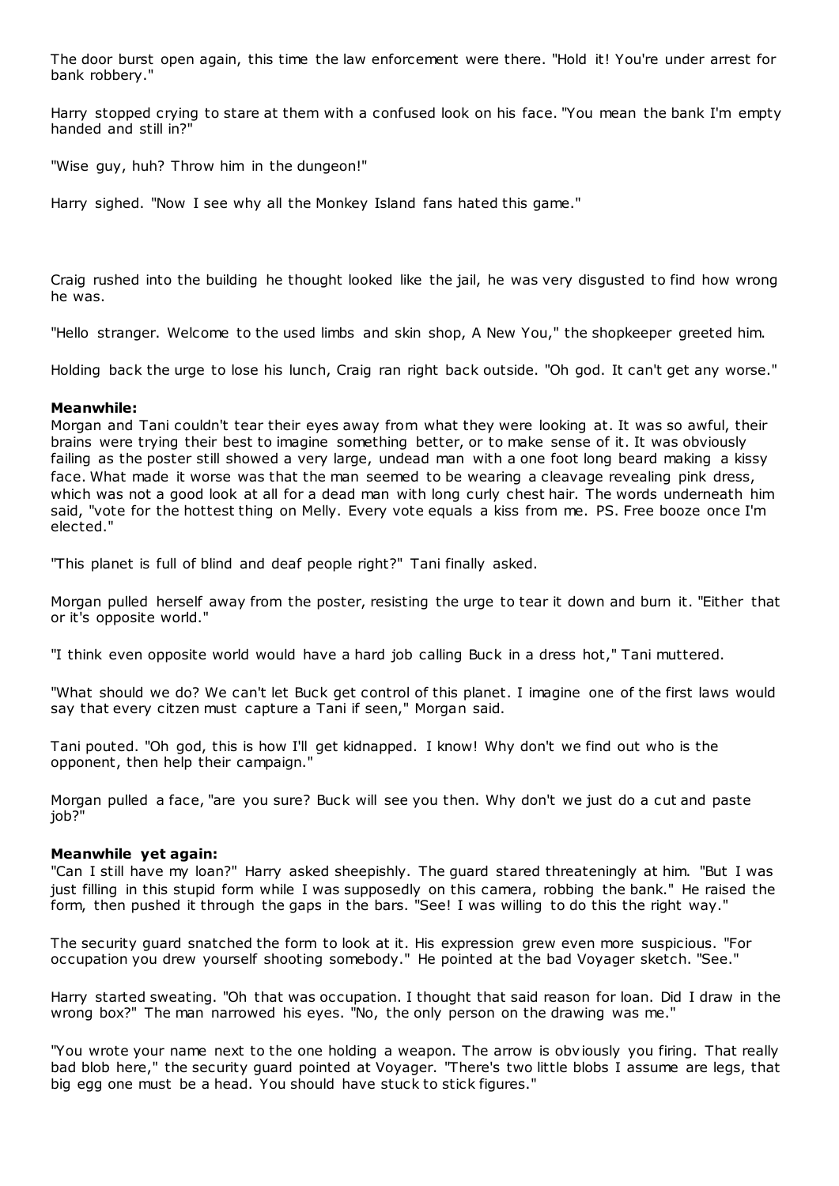The door burst open again, this time the law enforcement were there. "Hold it! You're under arrest for bank robbery."

Harry stopped crying to stare at them with a confused look on his face. "You mean the bank I'm empty handed and still in?"

"Wise guy, huh? Throw him in the dungeon!"

Harry sighed. "Now I see why all the Monkey Island fans hated this game."

Craig rushed into the building he thought looked like the jail, he was very disgusted to find how wrong he was.

"Hello stranger. Welcome to the used limbs and skin shop, A New You," the shopkeeper greeted him.

Holding back the urge to lose his lunch, Craig ran right back outside. "Oh god. It can't get any worse."

**Meanwhile:**

Morgan and Tani couldn't tear their eyes away from what they were looking at. It was so awful, their brains were trying their best to imagine something better, or to make sense of it. It was obviously failing as the poster still showed a very large, undead man with a one foot long beard making a kissy face. What made it worse was that the man seemed to be wearing a cleavage revealing pink dress, which was not a good look at all for a dead man with long curly chest hair. The words underneath him said, "vote for the hottest thing on Melly. Every vote equals a kiss from me. PS. Free booze once I'm elected."

"This planet is full of blind and deaf people right?" Tani finally asked.

Morgan pulled herself away from the poster, resisting the urge to tear it down and burn it. "Either that or it's opposite world."

"I think even opposite world would have a hard job calling Buck in a dress hot," Tani muttered.

"What should we do? We can't let Buck get control of this planet. I imagine one of the first laws would say that every citzen must capture a Tani if seen," Morgan said.

Tani pouted. "Oh god, this is how I'll get kidnapped. I know! Why don't we find out who is the opponent, then help their campaign."

Morgan pulled a face, "are you sure? Buck will see you then. Why don't we just do a cut and paste job?"

**Meanwhile yet again:**

"Can I still have my loan?" Harry asked sheepishly. The guard stared threateningly at him. "But I was just filling in this stupid form while I was supposedly on this camera, robbing the bank." He raised the form, then pushed it through the gaps in the bars. "See! I was willing to do this the right way."

The security guard snatched the form to look at it. His expression grew even more suspicious. "For occupation you drew yourself shooting somebody." He pointed at the bad Voyager sketch. "See."

Harry started sweating. "Oh that was occupation. I thought that said reason for loan. Did I draw in the wrong box?" The man narrowed his eyes. "No, the only person on the drawing was me."

"You wrote your name next to the one holding a weapon. The arrow is obviously you firing. That really bad blob here," the security guard pointed at Voyager. "There's two little blobs I assume are legs, that big egg one must be a head. You should have stuck to stick figures."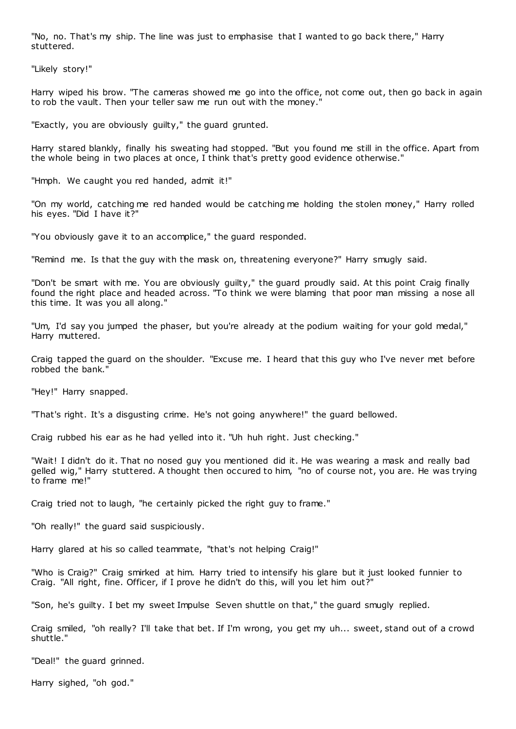"No, no. That's my ship. The line was just to emphasise that I wanted to go back there," Harry stuttered.

"Likely story!"

Harry wiped his brow. "The cameras showed me go into the office, not come out, then go back in again to rob the vault. Then your teller saw me run out with the money."

"Exactly, you are obviously guilty," the guard grunted.

Harry stared blankly, finally his sweating had stopped. "But you found me still in the office. Apart from the whole being in two places at once, I think that's pretty good evidence otherwise."

"Hmph. We caught you red handed, admit it!"

"On my world, catching me red handed would be catching me holding the stolen money," Harry rolled his eyes. "Did I have it?"

"You obviously gave it to an accomplice," the guard responded.

"Remind me. Is that the guy with the mask on, threatening everyone?" Harry smugly said.

"Don't be smart with me. You are obviously guilty," the guard proudly said. At this point Craig finally found the right place and headed across. "To think we were blaming that poor man missing a nose all this time. It was you all along."

"Um, I'd say you jumped the phaser, but you're already at the podium waiting for your gold medal," Harry muttered.

Craig tapped the guard on the shoulder. "Excuse me. I heard that this guy who I've never met before robbed the bank."

"Hey!" Harry snapped.

"That's right. It's a disgusting crime. He's not going anywhere!" the guard bellowed.

Craig rubbed his ear as he had yelled into it. "Uh huh right. Just checking."

"Wait! I didn't do it. That no nosed guy you mentioned did it. He was wearing a mask and really bad gelled wig," Harry stuttered. A thought then occured to him, "no of course not, you are. He was trying to frame me!"

Craig tried not to laugh, "he certainly picked the right guy to frame."

"Oh really!" the guard said suspiciously.

Harry glared at his so called teammate, "that's not helping Craig!"

"Who is Craig?" Craig smirked at him. Harry tried to intensify his glare but it just looked funnier to Craig. "All right, fine. Officer, if I prove he didn't do this, will you let him out?"

"Son, he's guilty. I bet my sweet Impulse Seven shuttle on that," the guard smugly replied.

Craig smiled, "oh really? I'll take that bet. If I'm wrong, you get my uh... sweet, stand out of a crowd shuttle."

"Deal!" the guard grinned.

Harry sighed, "oh god."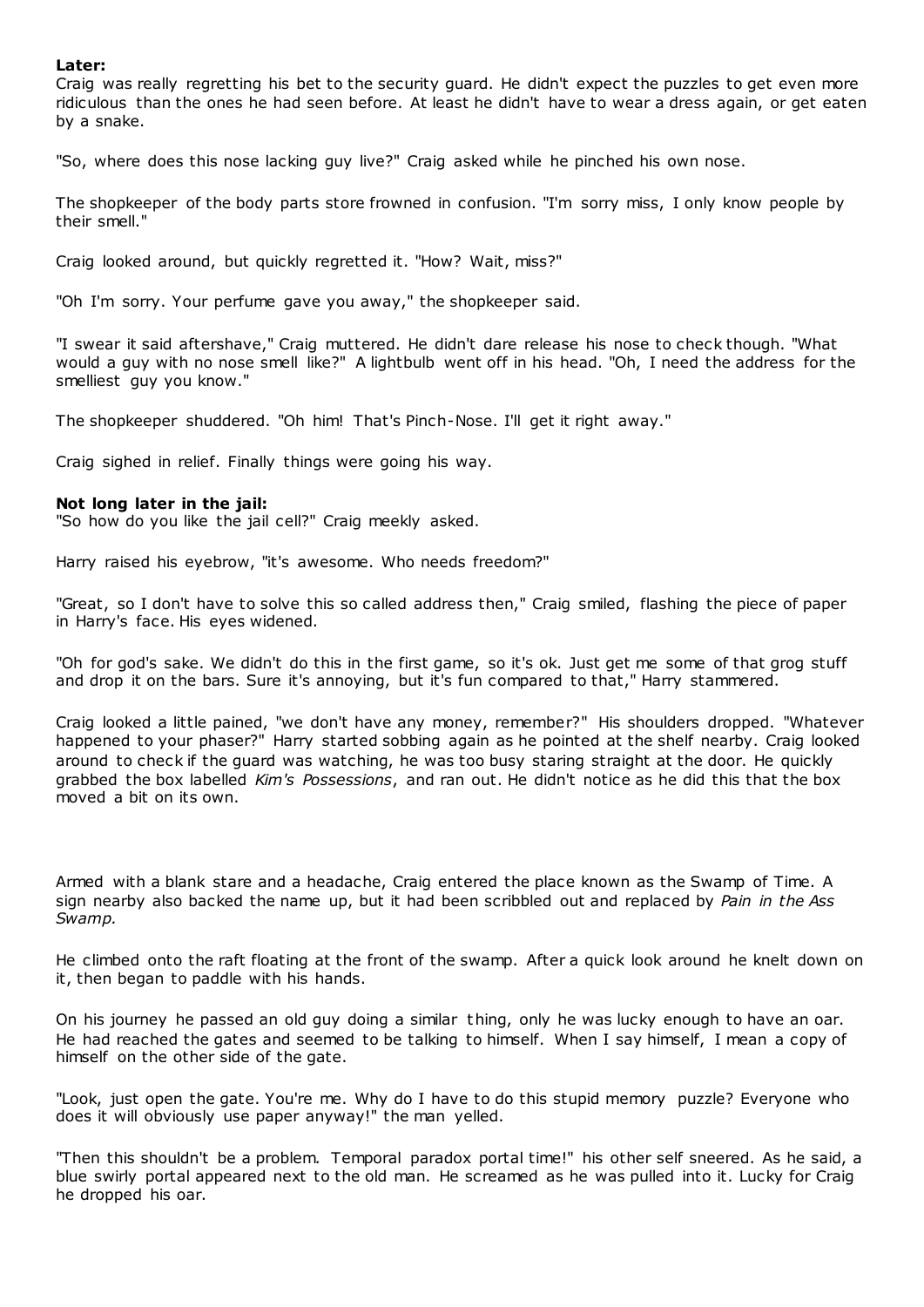**Later:**

Craig was really regretting his bet to the security guard. He didn't expect the puzzles to get even more ridiculous than the ones he had seen before. At least he didn't have to wear a dress again, or get eaten by a snake.

"So, where does this nose lacking guy live?" Craig asked while he pinched his own nose.

The shopkeeper of the body parts store frowned in confusion. "I'm sorry miss, I only know people by their smell."

Craig looked around, but quickly regretted it. "How? Wait, miss?"

"Oh I'm sorry. Your perfume gave you away," the shopkeeper said.

"I swear it said aftershave," Craig muttered. He didn't dare release his nose to check though. "What would a guy with no nose smell like?" A lightbulb went off in his head. "Oh, I need the address for the smelliest guy you know."

The shopkeeper shuddered. "Oh him! That's Pinch-Nose. I'll get it right away."

Craig sighed in relief. Finally things were going his way.

**Not long later in the jail:**

"So how do you like the jail cell?" Craig meekly asked.

Harry raised his eyebrow, "it's awesome. Who needs freedom?"

"Great, so I don't have to solve this so called address then," Craig smiled, flashing the piece of paper in Harry's face. His eyes widened.

"Oh for god's sake. We didn't do this in the first game, so it's ok. Just get me some of that grog stuff and drop it on the bars. Sure it's annoying, but it's fun compared to that," Harry stammered.

Craig looked a little pained, "we don't have any money, remember?" His shoulders dropped. "Whatever happened to your phaser?" Harry started sobbing again as he pointed at the shelf nearby. Craig looked around to check if the guard was watching, he was too busy staring straight at the door. He quickly grabbed the box labelled *Kim's Possessions*, and ran out. He didn't notice as he did this that the box moved a bit on its own.

Armed with a blank stare and a headache, Craig entered the place known as the Swamp of Time. A sign nearby also backed the name up, but it had been scribbled out and replaced by *Pain in the Ass Swamp.*

He climbed onto the raft floating at the front of the swamp. After a quick look around he knelt down on it, then began to paddle with his hands.

On his journey he passed an old guy doing a similar thing, only he was lucky enough to have an oar. He had reached the gates and seemed to be talking to himself. When I say himself, I mean a copy of himself on the other side of the gate.

"Look, just open the gate. You're me. Why do I have to do this stupid memory puzzle? Everyone who does it will obviously use paper anyway!" the man yelled.

"Then this shouldn't be a problem. Temporal paradox portal time!" his other self sneered. As he said, a blue swirly portal appeared next to the old man. He screamed as he was pulled into it. Lucky for Craig he dropped his oar.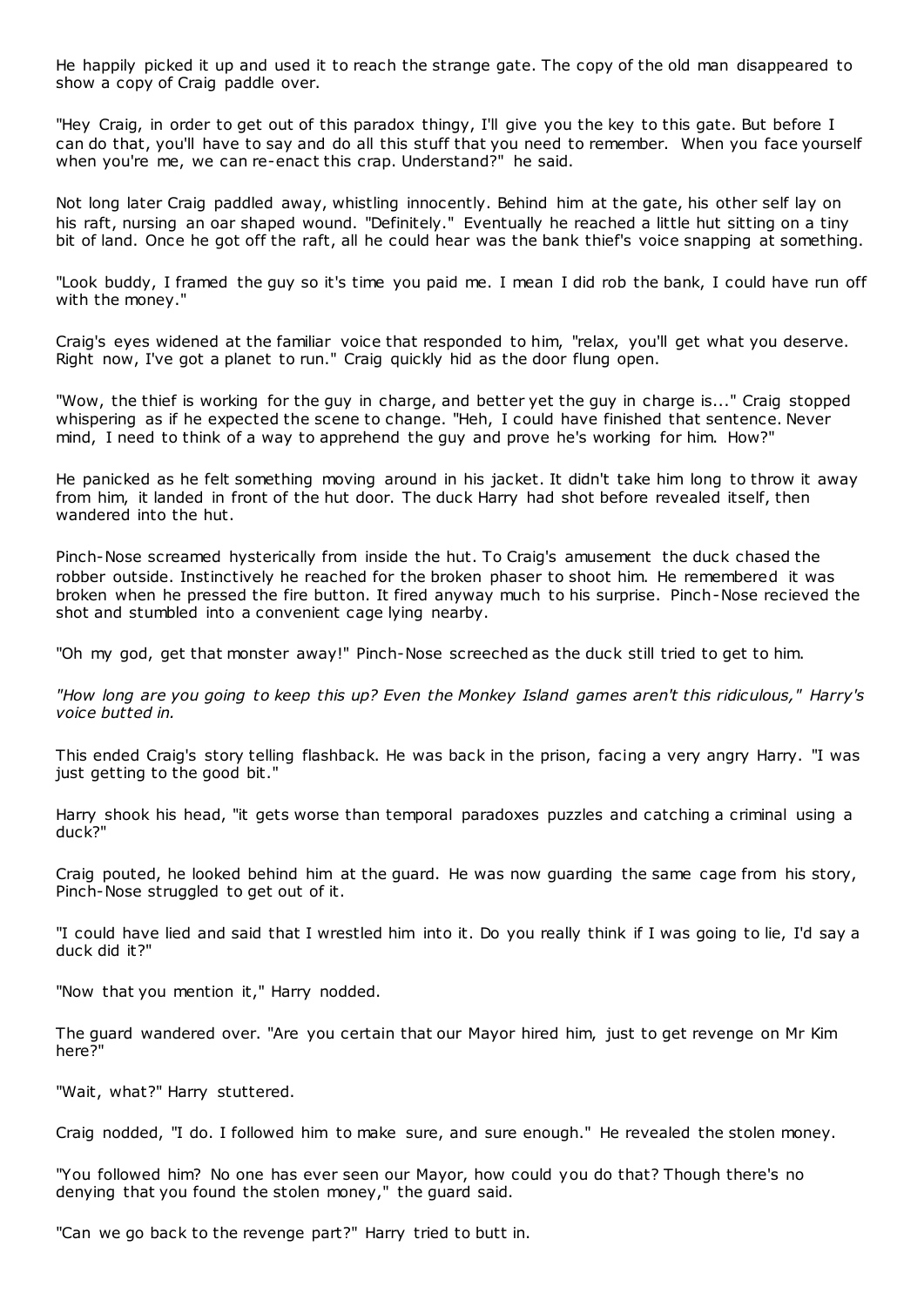He happily picked it up and used it to reach the strange gate. The copy of the old man disappeared to show a copy of Craig paddle over.

"Hey Craig, in order to get out of this paradox thingy, I'll give you the key to this gate. But before I can do that, you'll have to say and do all this stuff that you need to remember. When you face yourself when you're me, we can re-enact this crap. Understand?" he said.

Not long later Craig paddled away, whistling innocently. Behind him at the gate, his other self lay on his raft, nursing an oar shaped wound. "Definitely." Eventually he reached a little hut sitting on a tiny bit of land. Once he got off the raft, all he could hear was the bank thief's voice snapping at something.

"Look buddy, I framed the guy so it's time you paid me. I mean I did rob the bank, I could have run off with the money."

Craig's eyes widened at the familiar voice that responded to him, "relax, you'll get what you deserve. Right now, I've got a planet to run." Craig quickly hid as the door flung open.

"Wow, the thief is working for the guy in charge, and better yet the guy in charge is..." Craig stopped whispering as if he expected the scene to change. "Heh, I could have finished that sentence. Never mind, I need to think of a way to apprehend the guy and prove he's working for him. How?"

He panicked as he felt something moving around in his jacket. It didn't take him long to throw it away from him, it landed in front of the hut door. The duck Harry had shot before revealed itself, then wandered into the hut.

Pinch-Nose screamed hysterically from inside the hut. To Craig's amusement the duck chased the robber outside. Instinctively he reached for the broken phaser to shoot him. He remembered it was broken when he pressed the fire button. It fired anyway much to his surprise. Pinch-Nose recieved the shot and stumbled into a convenient cage lying nearby.

"Oh my god, get that monster away!" Pinch-Nose screeched as the duck still tried to get to him.

*"How long are you going to keep this up? Even the Monkey Island games aren't this ridiculous," Harry's voice butted in.*

This ended Craig's story telling flashback. He was back in the prison, facing a very angry Harry. "I was just getting to the good bit."

Harry shook his head, "it gets worse than temporal paradoxes puzzles and catching a criminal using a duck?"

Craig pouted, he looked behind him at the guard. He was now guarding the same cage from his story, Pinch-Nose struggled to get out of it.

"I could have lied and said that I wrestled him into it. Do you really think if I was going to lie, I'd say a duck did it?"

"Now that you mention it," Harry nodded.

The guard wandered over. "Are you certain that our Mayor hired him, just to get revenge on Mr Kim here?"

"Wait, what?" Harry stuttered.

Craig nodded, "I do. I followed him to make sure, and sure enough." He revealed the stolen money.

"You followed him? No one has ever seen our Mayor, how could you do that? Though there's no denying that you found the stolen money," the guard said.

"Can we go back to the revenge part?" Harry tried to butt in.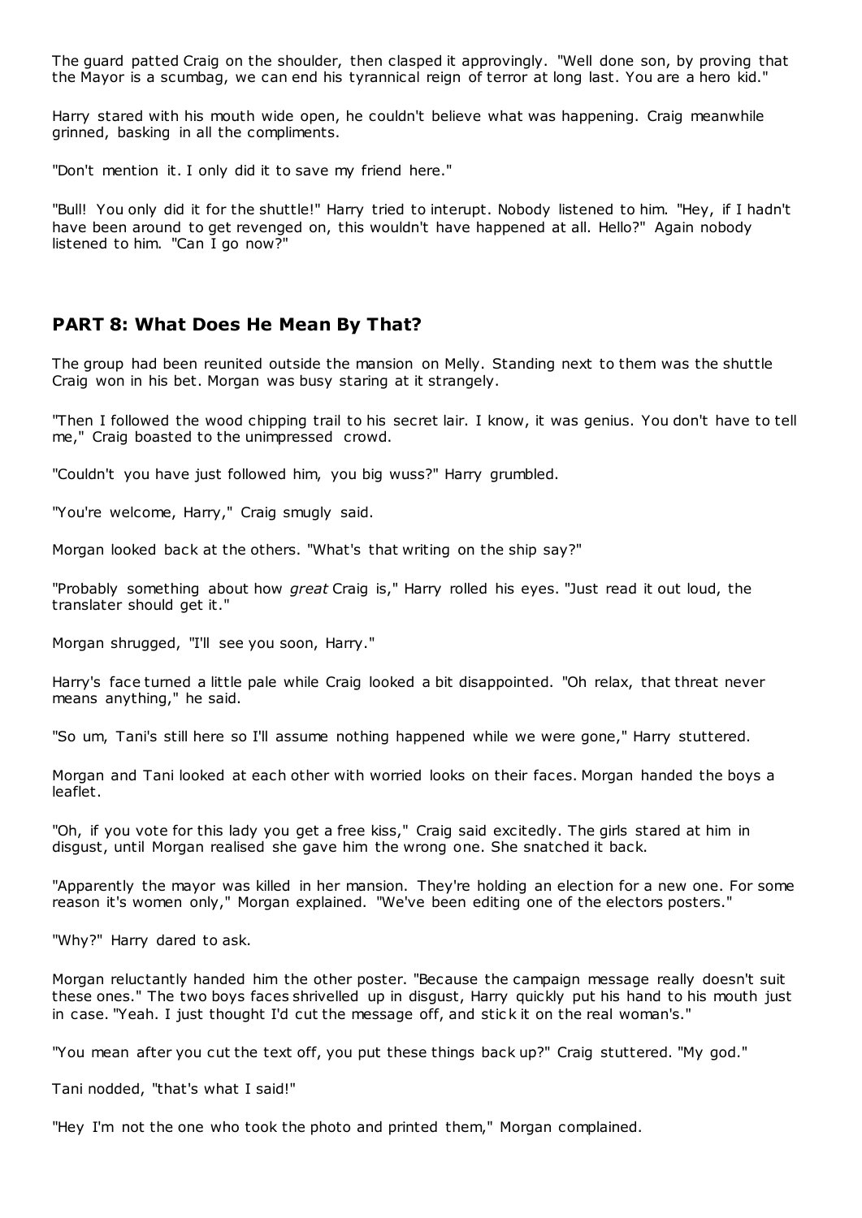The guard patted Craig on the shoulder, then clasped it approvingly. "Well done son, by proving that the Mayor is a scumbag, we can end his tyrannical reign of terror at long last. You are a hero kid."

Harry stared with his mouth wide open, he couldn't believe what was happening. Craig meanwhile grinned, basking in all the compliments.

"Don't mention it. I only did it to save my friend here."

"Bull! You only did it for the shuttle!" Harry tried to interupt. Nobody listened to him. "Hey, if I hadn't have been around to get revenged on, this wouldn't have happened at all. Hello?" Again nobody listened to him. "Can I go now?"

## PART 8: What Does He Mean By That?

The group had been reunited outside the mansion on Melly. Standing next to them was the shuttle Craig won in his bet. Morgan was busy staring at it strangely.

"Then I followed the wood chipping trail to his secret lair. I know, it was genius. You don't have to tell me," Craig boasted to the unimpressed crowd.

"Couldn't you have just followed him, you big wuss?" Harry grumbled.

"You're welcome, Harry," Craig smugly said.

Morgan looked back at the others. "What's that writing on the ship say?"

"Probably something about how *great* Craig is," Harry rolled his eyes. "Just read it out loud, the translater should get it."

Morgan shrugged, "I'll see you soon, Harry."

Harry's face turned a little pale while Craig looked a bit disappointed. "Oh relax, that threat never means anything," he said.

"So um, Tani's still here so I'll assume nothing happened while we were gone," Harry stuttered.

Morgan and Tani looked at each other with worried looks on their faces. Morgan handed the boys a leaflet.

"Oh, if you vote for this lady you get a free kiss," Craig said excitedly. The girls stared at him in disgust, until Morgan realised she gave him the wrong one. She snatched it back.

"Apparently the mayor was killed in her mansion. They're holding an election for a new one. For some reason it's women only," Morgan explained. "We've been editing one of the electors posters."

"Why?" Harry dared to ask.

Morgan reluctantly handed him the other poster. "Because the campaign message really doesn't suit these ones." The two boys faces shrivelled up in disgust, Harry quickly put his hand to his mouth just in case. "Yeah. I just thought I'd cut the message off, and stick it on the real woman's."

"You mean after you cut the text off, you put these things back up?" Craig stuttered. "My god."

Tani nodded, "that's what I said!"

"Hey I'm not the one who took the photo and printed them," Morgan complained.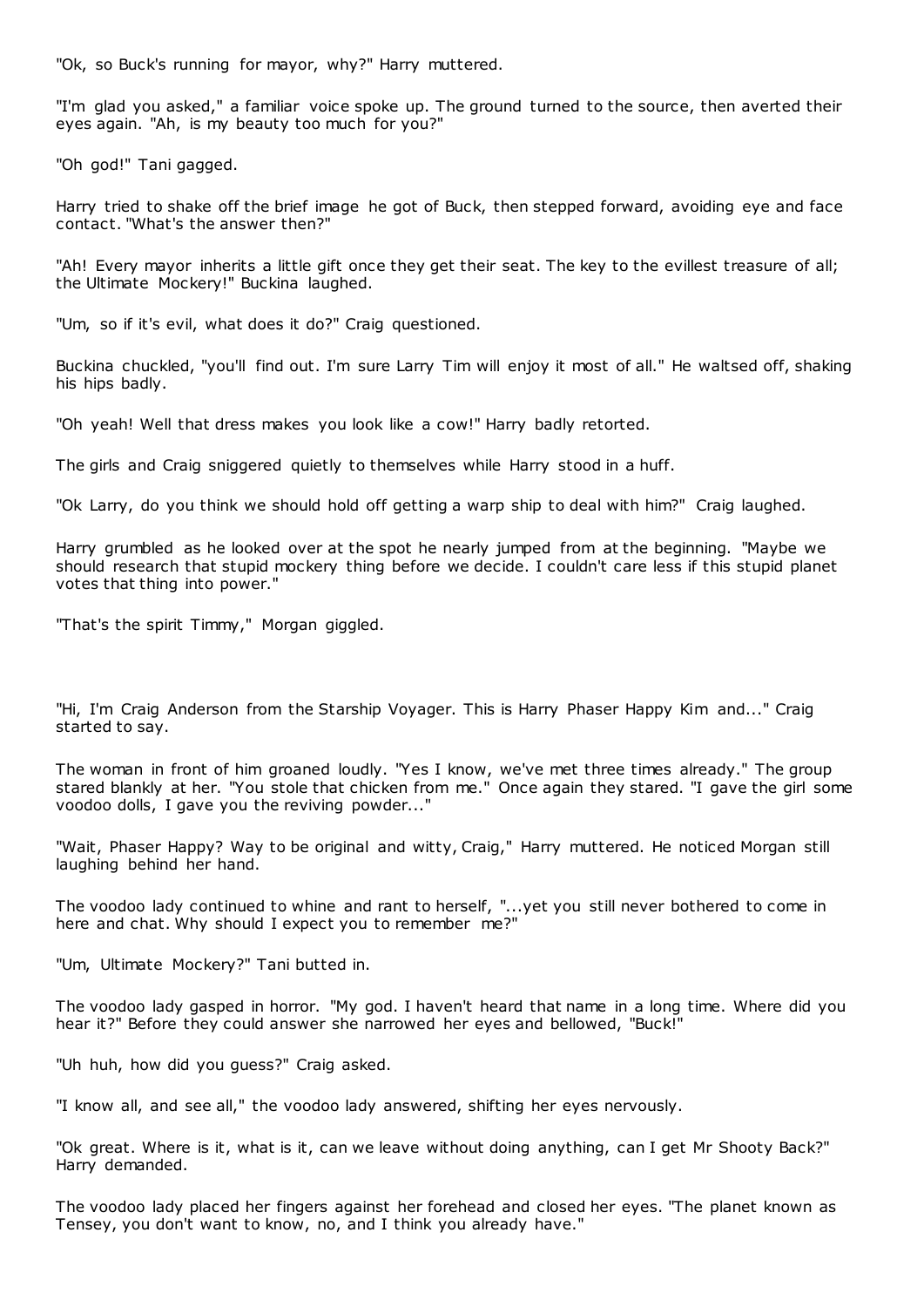"Ok, so Buck's running for mayor, why?" Harry muttered.

"I'm glad you asked," a familiar voice spoke up. The ground turned to the source, then averted their eyes again. "Ah, is my beauty too much for you?"

"Oh god!" Tani gagged.

Harry tried to shake off the brief image he got of Buck, then stepped forward, avoiding eye and face contact. "What's the answer then?"

"Ah! Every mayor inherits a little gift once they get their seat. The key to the evillest treasure of all; the Ultimate Mockery!" Buckina laughed.

"Um, so if it's evil, what does it do?" Craig questioned.

Buckina chuckled, "you'll find out. I'm sure Larry Tim will enjoy it most of all." He waltsed off, shaking his hips badly.

"Oh yeah! Well that dress makes you look like a cow!" Harry badly retorted.

The girls and Craig sniggered quietly to themselves while Harry stood in a huff.

"Ok Larry, do you think we should hold off getting a warp ship to deal with him?" Craig laughed.

Harry grumbled as he looked over at the spot he nearly jumped from at the beginning. "Maybe we should research that stupid mockery thing before we decide. I couldn't care less if this stupid planet votes that thing into power."

"That's the spirit Timmy," Morgan giggled.

"Hi, I'm Craig Anderson from the Starship Voyager. This is Harry Phaser Happy Kim and..." Craig started to say.

The woman in front of him groaned loudly. "Yes I know, we've met three times already." The group stared blankly at her. "You stole that chicken from me." Once again they stared. "I gave the girl some voodoo dolls, I gave you the reviving powder..."

"Wait, Phaser Happy? Way to be original and witty, Craig," Harry muttered. He noticed Morgan still laughing behind her hand.

The voodoo lady continued to whine and rant to herself, "...yet you still never bothered to come in here and chat. Why should I expect you to remember me?"

"Um, Ultimate Mockery?" Tani butted in.

The voodoo lady gasped in horror. "My god. I haven't heard that name in a long time. Where did you hear it?" Before they could answer she narrowed her eyes and bellowed, "Buck!"

"Uh huh, how did you guess?" Craig asked.

"I know all, and see all," the voodoo lady answered, shifting her eyes nervously.

"Ok great. Where is it, what is it, can we leave without doing anything, can I get Mr Shooty Back?" Harry demanded.

The voodoo lady placed her fingers against her forehead and closed her eyes. "The planet known as Tensey, you don't want to know, no, and I think you already have."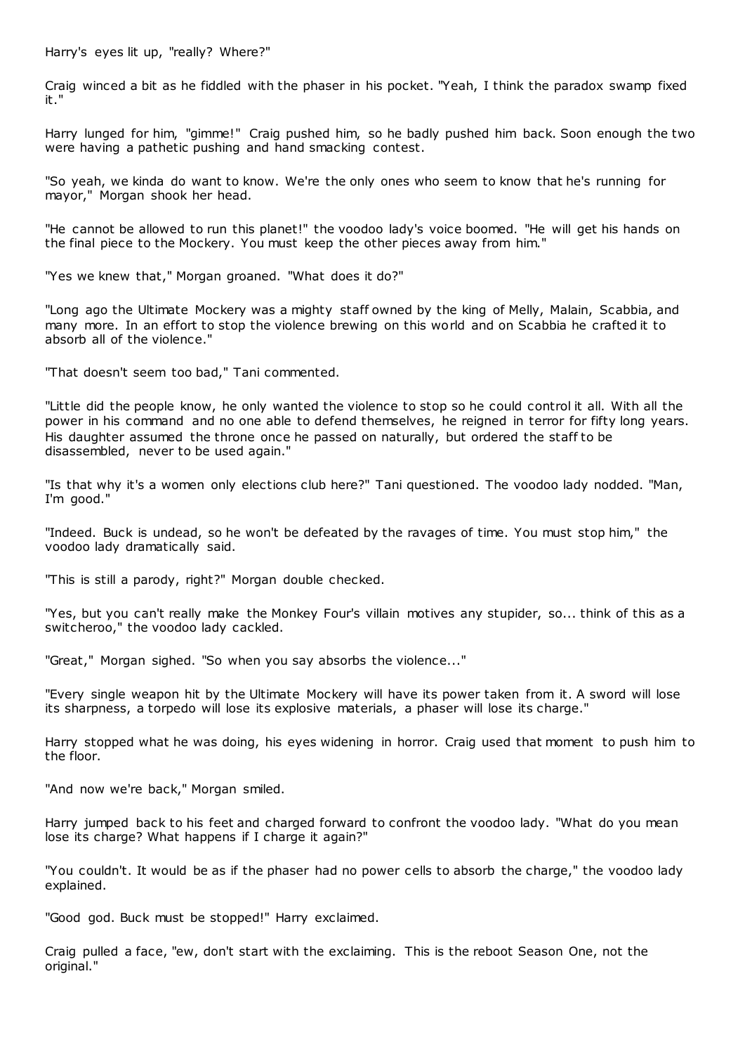Harry's eyes lit up, "really? Where?"

Craig winced a bit as he fiddled with the phaser in his pocket. "Yeah, I think the paradox swamp fixed it."

Harry lunged for him, "gimme!" Craig pushed him, so he badly pushed him back. Soon enough the two were having a pathetic pushing and hand smacking contest.

"So yeah, we kinda do want to know. We're the only ones who seem to know that he's running for mayor," Morgan shook her head.

"He cannot be allowed to run this planet!" the voodoo lady's voice boomed. "He will get his hands on the final piece to the Mockery. You must keep the other pieces away from him."

"Yes we knew that," Morgan groaned. "What does it do?"

"Long ago the Ultimate Mockery was a mighty staff owned by the king of Melly, Malain, Scabbia, and many more. In an effort to stop the violence brewing on this world and on Scabbia he crafted it to absorb all of the violence."

"That doesn't seem too bad," Tani commented.

"Little did the people know, he only wanted the violence to stop so he could control it all. With all the power in his command and no one able to defend themselves, he reigned in terror for fifty long years. His daughter assumed the throne once he passed on naturally, but ordered the staff to be disassembled, never to be used again."

"Is that why it's a women only elections club here?" Tani questioned. The voodoo lady nodded. "Man, I'm good."

"Indeed. Buck is undead, so he won't be defeated by the ravages of time. You must stop him," the voodoo lady dramatically said.

"This is still a parody, right?" Morgan double checked.

"Yes, but you can't really make the Monkey Four's villain motives any stupider, so... think of this as a switcheroo," the voodoo lady cackled.

"Great," Morgan sighed. "So when you say absorbs the violence..."

"Every single weapon hit by the Ultimate Mockery will have its power taken from it. A sword will lose its sharpness, a torpedo will lose its explosive materials, a phaser will lose its charge."

Harry stopped what he was doing, his eyes widening in horror. Craig used that moment to push him to the floor.

"And now we're back," Morgan smiled.

Harry jumped back to his feet and charged forward to confront the voodoo lady. "What do you mean lose its charge? What happens if I charge it again?"

"You couldn't. It would be as if the phaser had no power cells to absorb the charge," the voodoo lady explained.

"Good god. Buck must be stopped!" Harry exclaimed.

Craig pulled a face, "ew, don't start with the exclaiming. This is the reboot Season One, not the original."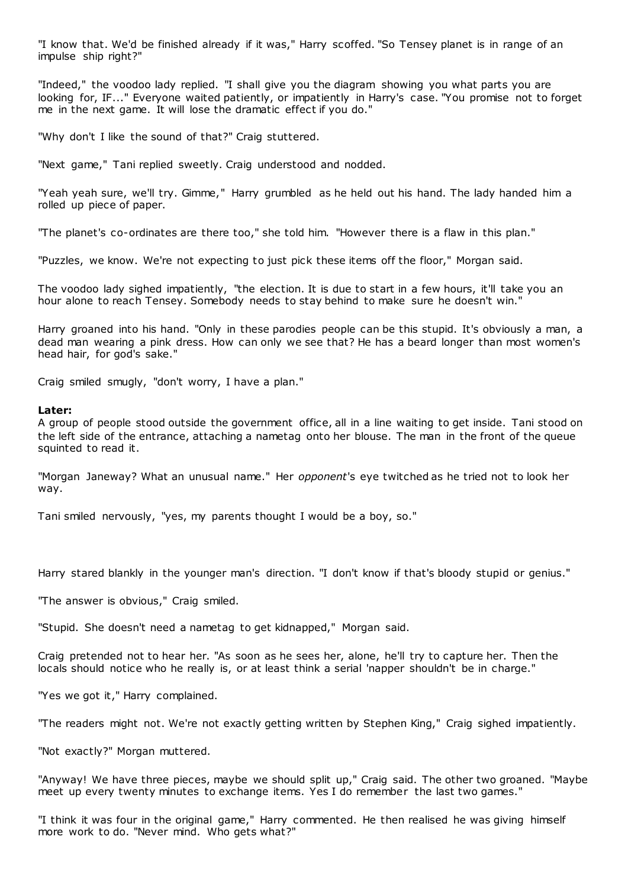"I know that. We'd be finished already if it was," Harry scoffed. "So Tensey planet is in range of an impulse ship right?"

"Indeed," the voodoo lady replied. "I shall give you the diagram showing you what parts you are looking for, IF..." Everyone waited patiently, or impatiently in Harry's case. "You promise not to forget me in the next game. It will lose the dramatic effect if you do."

"Why don't I like the sound of that?" Craig stuttered.

"Next game," Tani replied sweetly. Craig understood and nodded.

"Yeah yeah sure, we'll try. Gimme," Harry grumbled as he held out his hand. The lady handed him a rolled up piece of paper.

"The planet's co-ordinates are there too," she told him. "However there is a flaw in this plan."

"Puzzles, we know. We're not expecting to just pick these items off the floor," Morgan said.

The voodoo lady sighed impatiently, "the election. It is due to start in a few hours, it'll take you an hour alone to reach Tensey. Somebody needs to stay behind to make sure he doesn't win."

Harry groaned into his hand. "Only in these parodies people can be this stupid. It's obviously a man, a dead man wearing a pink dress. How can only we see that? He has a beard longer than most women's head hair, for god's sake."

Craig smiled smugly, "don't worry, I have a plan."

**Later:**
A group of people stood outside the government office, all in a line waiting to get inside. Tani stood on the left side of the entrance, attaching a nametag onto her blouse. The man in the front of the queue squinted to read it.

"Morgan Janeway? What an unusual name." Her *opponent*'s eye twitched as he tried not to look her way.

Tani smiled nervously, "yes, my parents thought I would be a boy, so."

Harry stared blankly in the younger man's direction. "I don't know if that's bloody stupid or genius."

"The answer is obvious," Craig smiled.

"Stupid. She doesn't need a nametag to get kidnapped," Morgan said.

Craig pretended not to hear her. "As soon as he sees her, alone, he'll try to capture her. Then the locals should notice who he really is, or at least think a serial 'napper shouldn't be in charge."

"Yes we got it," Harry complained.

"The readers might not. We're not exactly getting written by Stephen King," Craig sighed impatiently.

"Not exactly?" Morgan muttered.

"Anyway! We have three pieces, maybe we should split up," Craig said. The other two groaned. "Maybe meet up every twenty minutes to exchange items. Yes I do remember the last two games."

"I think it was four in the original game," Harry commented. He then realised he was giving himself more work to do. "Never mind. Who gets what?"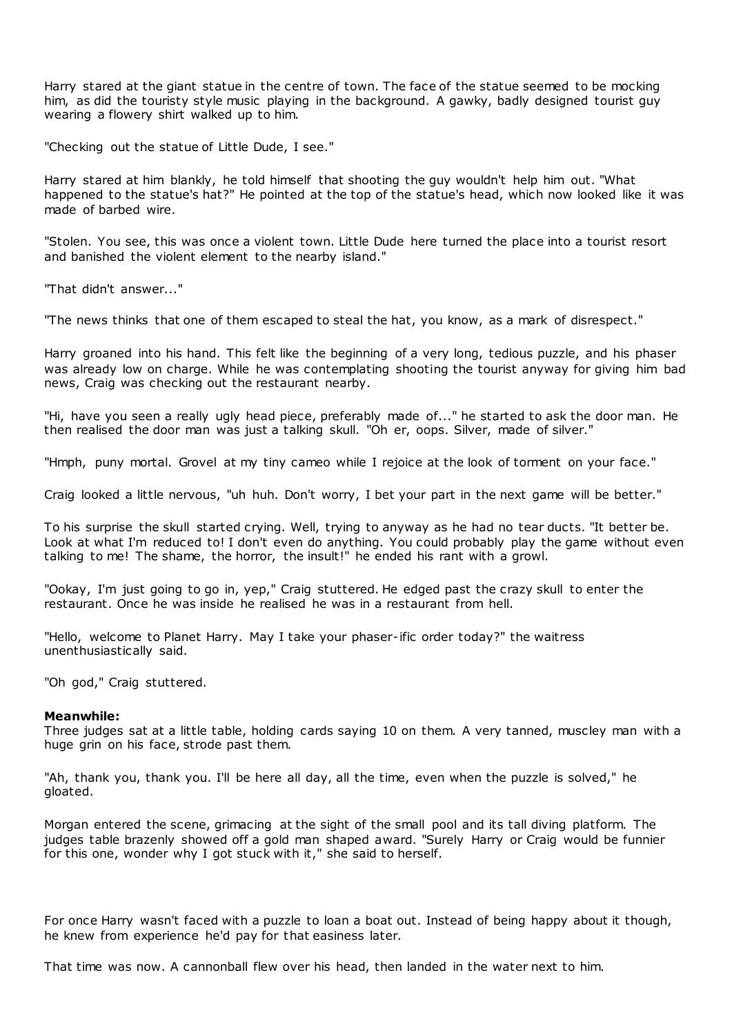Harry stared at the giant statue in the centre of town. The face of the statue seemed to be mocking him, as did the touristy style music playing in the background. A gawky, badly designed tourist guy wearing a flowery shirt walked up to him.

"Checking out the statue of Little Dude, I see."

Harry stared at him blankly, he told himself that shooting the guy wouldn't help him out. "What happened to the statue's hat?" He pointed at the top of the statue's head, which now looked like it was made of barbed wire.

"Stolen. You see, this was once a violent town. Little Dude here turned the place into a tourist resort and banished the violent element to the nearby island."

"That didn't answer..."

"The news thinks that one of them escaped to steal the hat, you know, as a mark of disrespect."

Harry groaned into his hand. This felt like the beginning of a very long, tedious puzzle, and his phaser was already low on charge. While he was contemplating shooting the tourist anyway for giving him bad news, Craig was checking out the restaurant nearby.

"Hi, have you seen a really ugly head piece, preferably made of..." he started to ask the door man. He then realised the door man was just a talking skull. "Oh er, oops. Silver, made of silver."

"Hmph, puny mortal. Grovel at my tiny cameo while I rejoice at the look of torment on your face."

Craig looked a little nervous, "uh huh. Don't worry, I bet your part in the next game will be better."

To his surprise the skull started crying. Well, trying to anyway as he had no tear ducts. "It better be. Look at what I'm reduced to! I don't even do anything. You could probably play the game without even talking to me! The shame, the horror, the insult!" he ended his rant with a growl.

"Ookay, I'm just going to go in, yep," Craig stuttered. He edged past the crazy skull to enter the restaurant. Once he was inside he realised he was in a restaurant from hell.

"Hello, welcome to Planet Harry. May I take your phaser-ific order today?" the waitress unenthusiastically said.

"Oh god," Craig stuttered.

**Meanwhile:**
Three judges sat at a little table, holding cards saying 10 on them. A very tanned, muscley man with a huge grin on his face, strode past them.

"Ah, thank you, thank you. I'll be here all day, all the time, even when the puzzle is solved," he gloated.

Morgan entered the scene, grimacing at the sight of the small pool and its tall diving platform. The judges table brazenly showed off a gold man shaped award. "Surely Harry or Craig would be funnier for this one, wonder why I got stuck with it," she said to herself.

For once Harry wasn't faced with a puzzle to loan a boat out. Instead of being happy about it though, he knew from experience he'd pay for that easiness later.

That time was now. A cannonball flew over his head, then landed in the water next to him.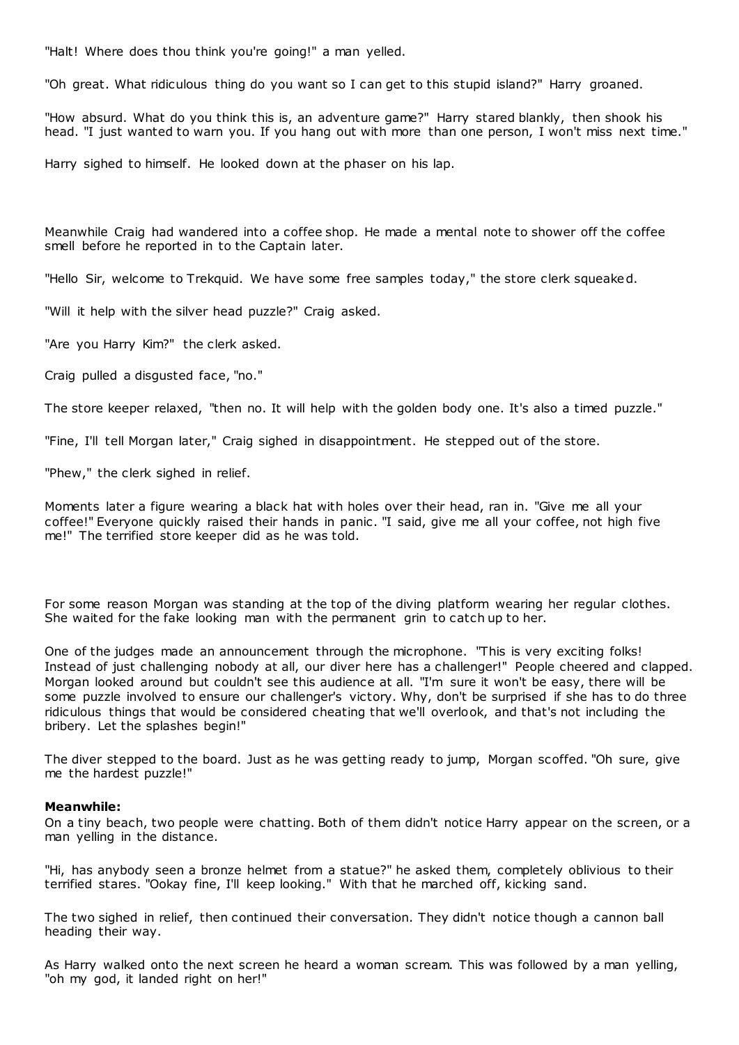"Halt! Where does thou think you're going!" a man yelled.

"Oh great. What ridiculous thing do you want so I can get to this stupid island?" Harry groaned.

"How absurd. What do you think this is, an adventure game?" Harry stared blankly, then shook his head. "I just wanted to warn you. If you hang out with more than one person, I won't miss next time."

Harry sighed to himself. He looked down at the phaser on his lap.

Meanwhile Craig had wandered into a coffee shop. He made a mental note to shower off the coffee smell before he reported in to the Captain later.

"Hello Sir, welcome to Trekquid. We have some free samples today," the store clerk squeaked.

"Will it help with the silver head puzzle?" Craig asked.

"Are you Harry Kim?" the clerk asked.

Craig pulled a disgusted face, "no."

The store keeper relaxed, "then no. It will help with the golden body one. It's also a timed puzzle."

"Fine, I'll tell Morgan later," Craig sighed in disappointment. He stepped out of the store.

"Phew," the clerk sighed in relief.

Moments later a figure wearing a black hat with holes over their head, ran in. "Give me all your coffee!" Everyone quickly raised their hands in panic. "I said, give me all your coffee, not high five me!" The terrified store keeper did as he was told.

For some reason Morgan was standing at the top of the diving platform wearing her regular clothes. She waited for the fake looking man with the permanent grin to catch up to her.

One of the judges made an announcement through the microphone. "This is very exciting folks! Instead of just challenging nobody at all, our diver here has a challenger!" People cheered and clapped. Morgan looked around but couldn't see this audience at all. "I'm sure it won't be easy, there will be some puzzle involved to ensure our challenger's victory. Why, don't be surprised if she has to do three ridiculous things that would be considered cheating that we'll overlook, and that's not including the bribery. Let the splashes begin!"

The diver stepped to the board. Just as he was getting ready to jump, Morgan scoffed. "Oh sure, give me the hardest puzzle!"

**Meanwhile:**
On a tiny beach, two people were chatting. Both of them didn't notice Harry appear on the screen, or a man yelling in the distance.

"Hi, has anybody seen a bronze helmet from a statue?" he asked them, completely oblivious to their terrified stares. "Ookay fine, I'll keep looking." With that he marched off, kicking sand.

The two sighed in relief, then continued their conversation. They didn't notice though a cannon ball heading their way.

As Harry walked onto the next screen he heard a woman scream. This was followed by a man yelling, "oh my god, it landed right on her!"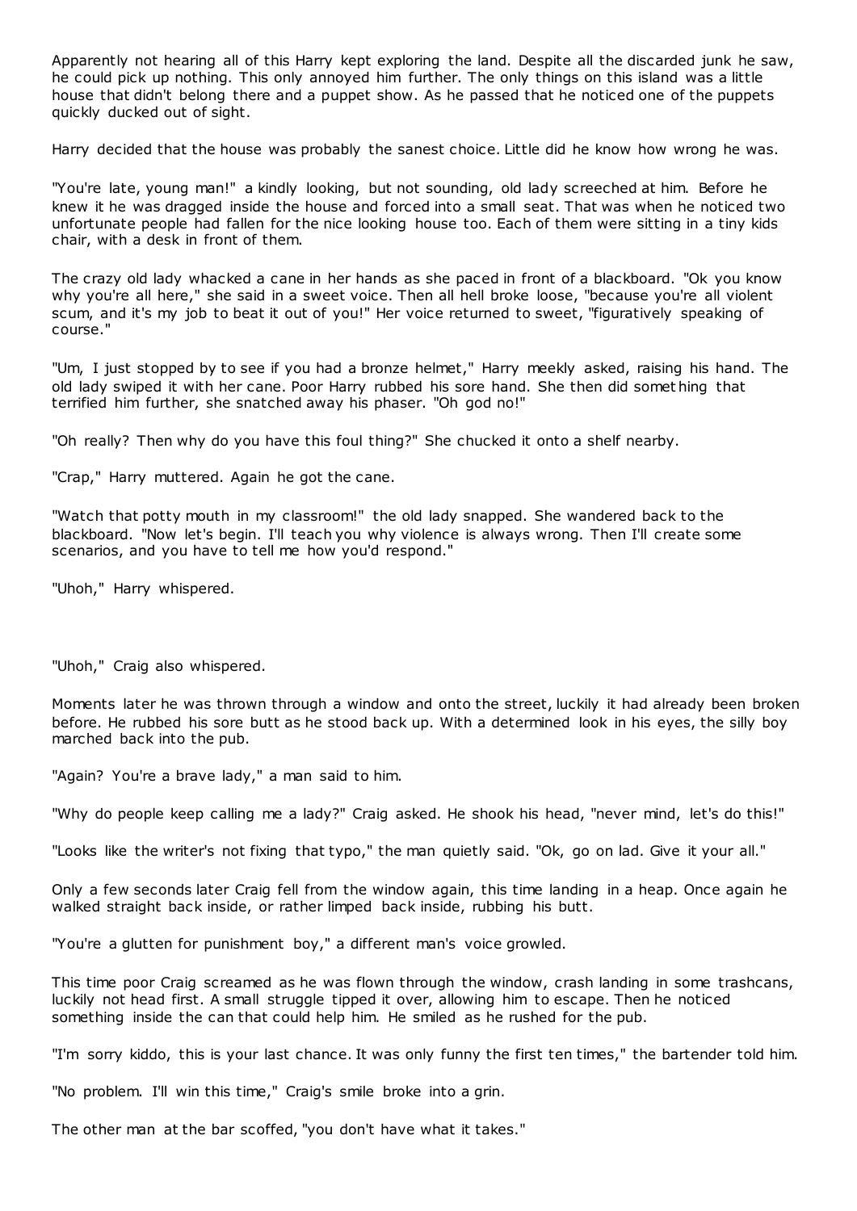Apparently not hearing all of this Harry kept exploring the land. Despite all the discarded junk he saw, he could pick up nothing. This only annoyed him further. The only things on this island was a little house that didn't belong there and a puppet show. As he passed that he noticed one of the puppets quickly ducked out of sight.

Harry decided that the house was probably the sanest choice. Little did he know how wrong he was.

"You're late, young man!" a kindly looking, but not sounding, old lady screeched at him. Before he knew it he was dragged inside the house and forced into a small seat. That was when he noticed two unfortunate people had fallen for the nice looking house too. Each of them were sitting in a tiny kids chair, with a desk in front of them.

The crazy old lady whacked a cane in her hands as she paced in front of a blackboard. "Ok you know why you're all here," she said in a sweet voice. Then all hell broke loose, "because you're all violent scum, and it's my job to beat it out of you!" Her voice returned to sweet, "figuratively speaking of course."

"Um, I just stopped by to see if you had a bronze helmet," Harry meekly asked, raising his hand. The old lady swiped it with her cane. Poor Harry rubbed his sore hand. She then did something that terrified him further, she snatched away his phaser. "Oh god no!"

"Oh really? Then why do you have this foul thing?" She chucked it onto a shelf nearby.

"Crap," Harry muttered. Again he got the cane.

"Watch that potty mouth in my classroom!" the old lady snapped. She wandered back to the blackboard. "Now let's begin. I'll teach you why violence is always wrong. Then I'll create some scenarios, and you have to tell me how you'd respond."

"Uhoh," Harry whispered.

"Uhoh," Craig also whispered.

Moments later he was thrown through a window and onto the street, luckily it had already been broken before. He rubbed his sore butt as he stood back up. With a determined look in his eyes, the silly boy marched back into the pub.

"Again? You're a brave lady," a man said to him.

"Why do people keep calling me a lady?" Craig asked. He shook his head, "never mind, let's do this!"

"Looks like the writer's not fixing that typo," the man quietly said. "Ok, go on lad. Give it your all."

Only a few seconds later Craig fell from the window again, this time landing in a heap. Once again he walked straight back inside, or rather limped back inside, rubbing his butt.

"You're a glutten for punishment boy," a different man's voice growled.

This time poor Craig screamed as he was flown through the window, crash landing in some trashcans, luckily not head first. A small struggle tipped it over, allowing him to escape. Then he noticed something inside the can that could help him. He smiled as he rushed for the pub.

"I'm sorry kiddo, this is your last chance. It was only funny the first ten times," the bartender told him.

"No problem. I'll win this time," Craig's smile broke into a grin.

The other man at the bar scoffed, "you don't have what it takes."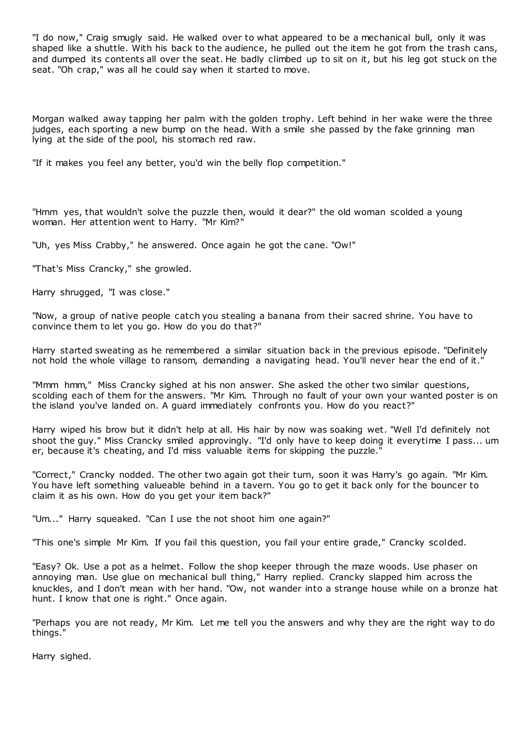"I do now," Craig smugly said. He walked over to what appeared to be a mechanical bull, only it was shaped like a shuttle. With his back to the audience, he pulled out the item he got from the trash cans, and dumped its contents all over the seat. He badly climbed up to sit on it, but his leg got stuck on the seat. "Oh crap," was all he could say when it started to move.

Morgan walked away tapping her palm with the golden trophy. Left behind in her wake were the three judges, each sporting a new bump on the head. With a smile she passed by the fake grinning man lying at the side of the pool, his stomach red raw.

"If it makes you feel any better, you'd win the belly flop competition."

"Hmm yes, that wouldn't solve the puzzle then, would it dear?" the old woman scolded a young woman. Her attention went to Harry. "Mr Kim?"

"Uh, yes Miss Crabby," he answered. Once again he got the cane. "Ow!"

"That's Miss Crancky," she growled.

Harry shrugged, "I was close."

"Now, a group of native people catch you stealing a banana from their sacred shrine. You have to convince them to let you go. How do you do that?"

Harry started sweating as he remembered a similar situation back in the previous episode. "Definitely not hold the whole village to ransom, demanding a navigating head. You'll never hear the end of it."

"Mmm hmm," Miss Crancky sighed at his non answer. She asked the other two similar questions, scolding each of them for the answers. "Mr Kim. Through no fault of your own your wanted poster is on the island you've landed on. A guard immediately confronts you. How do you react?"

Harry wiped his brow but it didn't help at all. His hair by now was soaking wet. "Well I'd definitely not shoot the guy." Miss Crancky smiled approvingly. "I'd only have to keep doing it everytime I pass... um er, because it's cheating, and I'd miss valuable items for skipping the puzzle."

"Correct," Crancky nodded. The other two again got their turn, soon it was Harry's go again. "Mr Kim. You have left something valueable behind in a tavern. You go to get it back only for the bouncer to claim it as his own. How do you get your item back?"

"Um..." Harry squeaked. "Can I use the not shoot him one again?"

"This one's simple Mr Kim. If you fail this question, you fail your entire grade," Crancky scolded.

"Easy? Ok. Use a pot as a helmet. Follow the shop keeper through the maze woods. Use phaser on annoying man. Use glue on mechanical bull thing," Harry replied. Crancky slapped him across the knuckles, and I don't mean with her hand. "Ow, not wander into a strange house while on a bronze hat hunt. I know that one is right." Once again.

"Perhaps you are not ready, Mr Kim. Let me tell you the answers and why they are the right way to do things."

Harry sighed.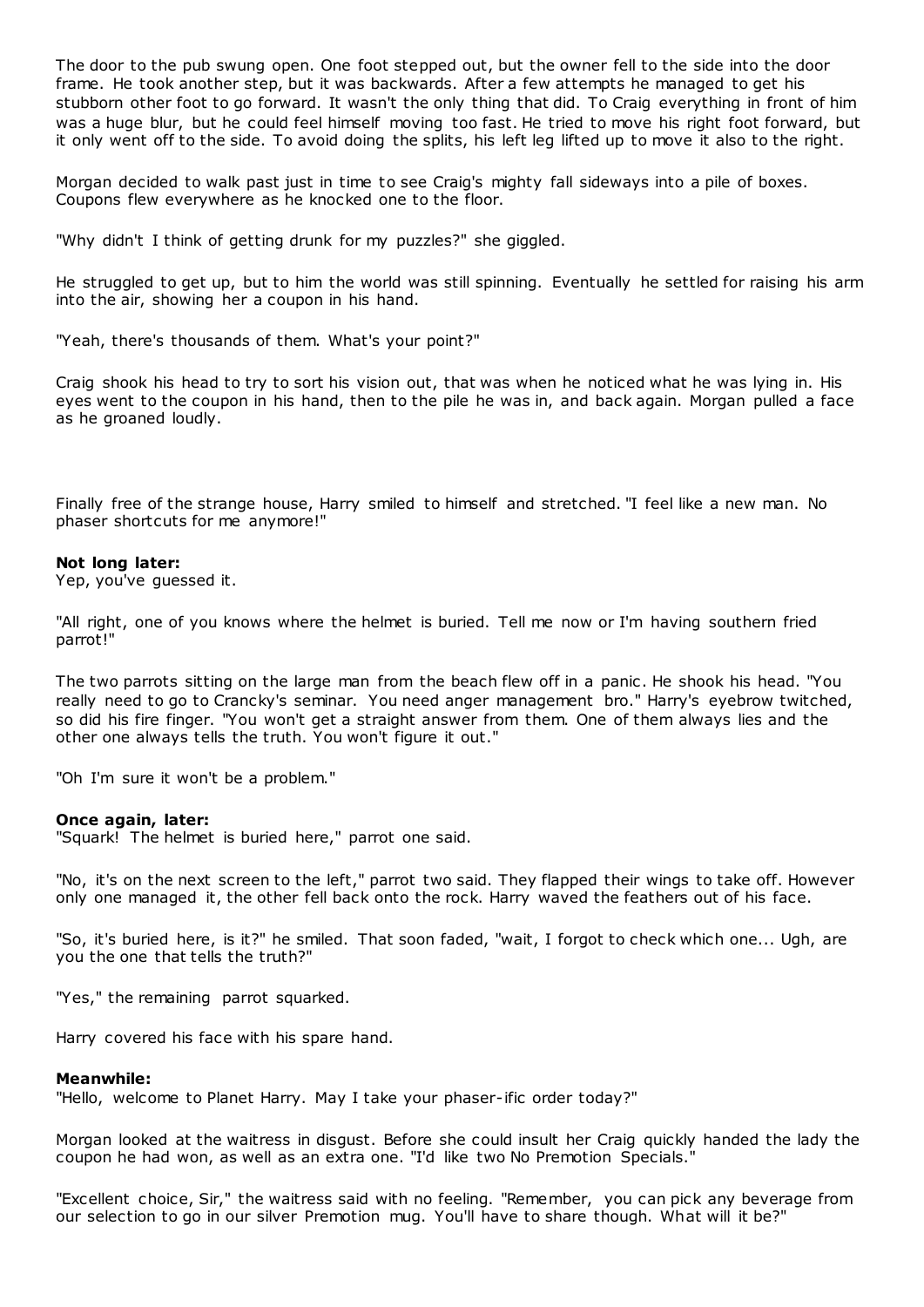The door to the pub swung open. One foot stepped out, but the owner fell to the side into the door frame. He took another step, but it was backwards. After a few attempts he managed to get his stubborn other foot to go forward. It wasn't the only thing that did. To Craig everything in front of him was a huge blur, but he could feel himself moving too fast. He tried to move his right foot forward, but it only went off to the side. To avoid doing the splits, his left leg lifted up to move it also to the right.

Morgan decided to walk past just in time to see Craig's mighty fall sideways into a pile of boxes. Coupons flew everywhere as he knocked one to the floor.

"Why didn't I think of getting drunk for my puzzles?" she giggled.

He struggled to get up, but to him the world was still spinning. Eventually he settled for raising his arm into the air, showing her a coupon in his hand.

"Yeah, there's thousands of them. What's your point?"

Craig shook his head to try to sort his vision out, that was when he noticed what he was lying in. His eyes went to the coupon in his hand, then to the pile he was in, and back again. Morgan pulled a face as he groaned loudly.

Finally free of the strange house, Harry smiled to himself and stretched. "I feel like a new man. No phaser shortcuts for me anymore!"

**Not long later:**
Yep, you've guessed it.

"All right, one of you knows where the helmet is buried. Tell me now or I'm having southern fried parrot!"

The two parrots sitting on the large man from the beach flew off in a panic. He shook his head. "You really need to go to Crancky's seminar. You need anger management bro." Harry's eyebrow twitched, so did his fire finger. "You won't get a straight answer from them. One of them always lies and the other one always tells the truth. You won't figure it out."

"Oh I'm sure it won't be a problem."

**Once again, later:**
"Squark! The helmet is buried here," parrot one said.

"No, it's on the next screen to the left," parrot two said. They flapped their wings to take off. However only one managed it, the other fell back onto the rock. Harry waved the feathers out of his face.

"So, it's buried here, is it?" he smiled. That soon faded, "wait, I forgot to check which one... Ugh, are you the one that tells the truth?"

"Yes," the remaining parrot squarked.

Harry covered his face with his spare hand.

**Meanwhile:**
"Hello, welcome to Planet Harry. May I take your phaser-ific order today?"

Morgan looked at the waitress in disgust. Before she could insult her Craig quickly handed the lady the coupon he had won, as well as an extra one. "I'd like two No Premotion Specials."

"Excellent choice, Sir," the waitress said with no feeling. "Remember, you can pick any beverage from our selection to go in our silver Premotion mug. You'll have to share though. What will it be?"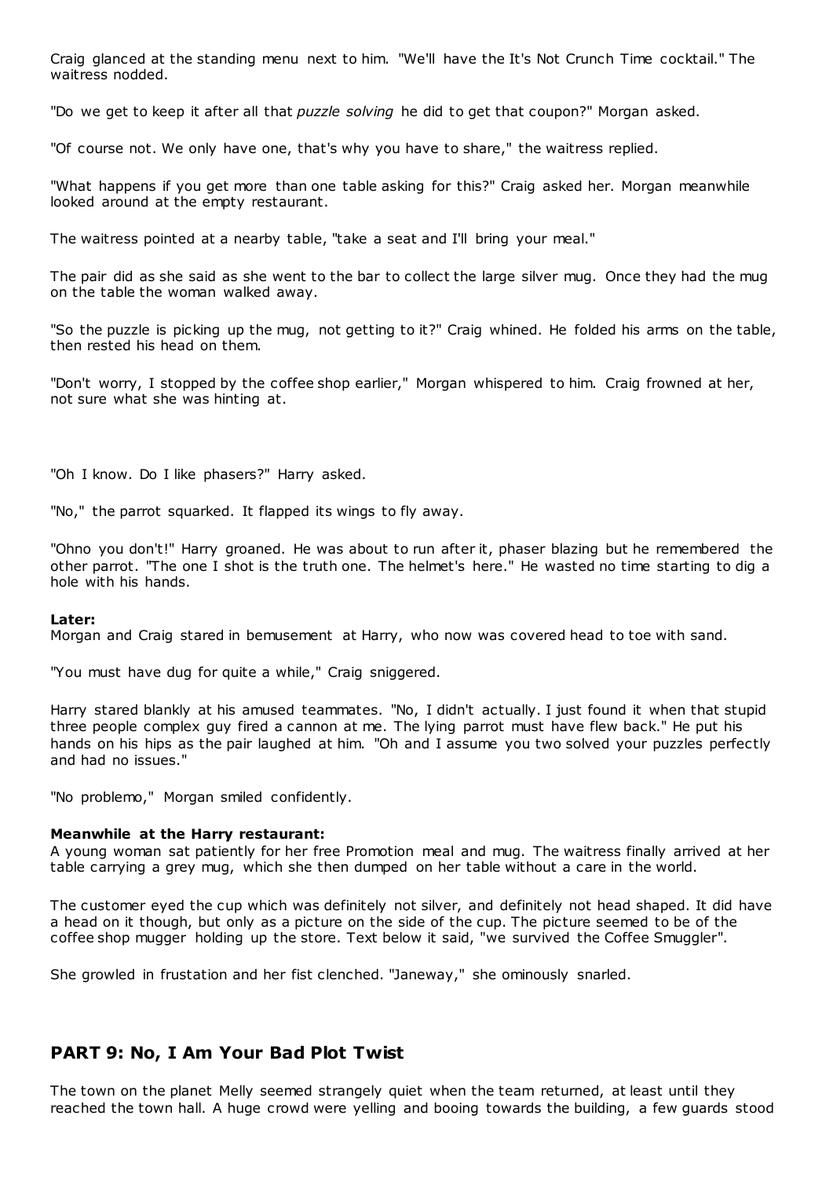Craig glanced at the standing menu next to him. "We'll have the It's Not Crunch Time cocktail." The waitress nodded.

"Do we get to keep it after all that *puzzle solving* he did to get that coupon?" Morgan asked.

"Of course not. We only have one, that's why you have to share," the waitress replied.

"What happens if you get more than one table asking for this?" Craig asked her. Morgan meanwhile looked around at the empty restaurant.

The waitress pointed at a nearby table, "take a seat and I'll bring your meal."

The pair did as she said as she went to the bar to collect the large silver mug. Once they had the mug on the table the woman walked away.

"So the puzzle is picking up the mug, not getting to it?" Craig whined. He folded his arms on the table, then rested his head on them.

"Don't worry, I stopped by the coffee shop earlier," Morgan whispered to him. Craig frowned at her, not sure what she was hinting at.

"Oh I know. Do I like phasers?" Harry asked.

"No," the parrot squarked. It flapped its wings to fly away.

"Ohno you don't!" Harry groaned. He was about to run after it, phaser blazing but he remembered the other parrot. "The one I shot is the truth one. The helmet's here." He wasted no time starting to dig a hole with his hands.

**Later:**
Morgan and Craig stared in bemusement at Harry, who now was covered head to toe with sand.

"You must have dug for quite a while," Craig sniggered.

Harry stared blankly at his amused teammates. "No, I didn't actually. I just found it when that stupid three people complex guy fired a cannon at me. The lying parrot must have flew back." He put his hands on his hips as the pair laughed at him. "Oh and I assume you two solved your puzzles perfectly and had no issues."

"No problemo," Morgan smiled confidently.

**Meanwhile at the Harry restaurant:**
A young woman sat patiently for her free Promotion meal and mug. The waitress finally arrived at her table carrying a grey mug, which she then dumped on her table without a care in the world.

The customer eyed the cup which was definitely not silver, and definitely not head shaped. It did have a head on it though, but only as a picture on the side of the cup. The picture seemed to be of the coffee shop mugger holding up the store. Text below it said, "we survived the Coffee Smuggler".

She growled in frustation and her fist clenched. "Janeway," she ominously snarled.

## PART 9: No, I Am Your Bad Plot Twist

The town on the planet Melly seemed strangely quiet when the team returned, at least until they reached the town hall. A huge crowd were yelling and booing towards the building, a few guards stood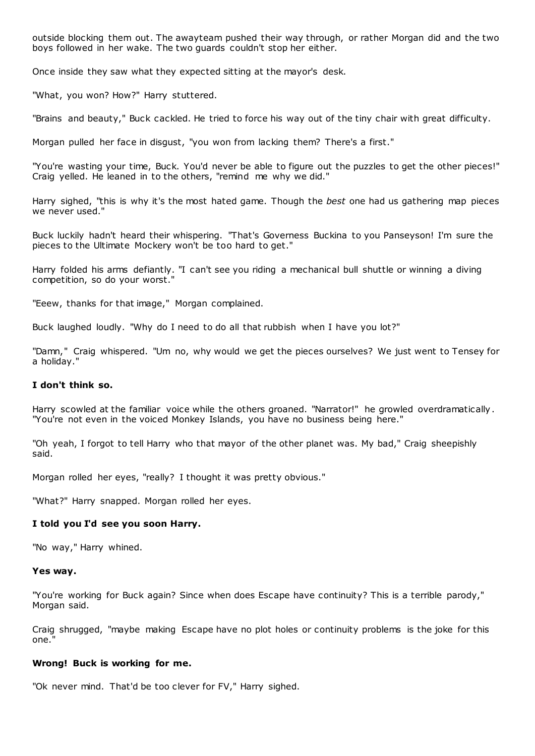outside blocking them out. The awayteam pushed their way through, or rather Morgan did and the two boys followed in her wake. The two guards couldn't stop her either.

Once inside they saw what they expected sitting at the mayor's desk.

"What, you won? How?" Harry stuttered.

"Brains and beauty," Buck cackled. He tried to force his way out of the tiny chair with great difficulty.

Morgan pulled her face in disgust, "you won from lacking them? There's a first."

"You're wasting your time, Buck. You'd never be able to figure out the puzzles to get the other pieces!" Craig yelled. He leaned in to the others, "remind me why we did."

Harry sighed, "this is why it's the most hated game. Though the *best* one had us gathering map pieces we never used."

Buck luckily hadn't heard their whispering. "That's Governess Buckina to you Panseyson! I'm sure the pieces to the Ultimate Mockery won't be too hard to get."

Harry folded his arms defiantly. "I can't see you riding a mechanical bull shuttle or winning a diving competition, so do your worst."

"Eeew, thanks for that image," Morgan complained.

Buck laughed loudly. "Why do I need to do all that rubbish when I have you lot?"

"Damn," Craig whispered. "Um no, why would we get the pieces ourselves? We just went to Tensey for a holiday."

**I don't think so.**

Harry scowled at the familiar voice while the others groaned. "Narrator!" he growled overdramatically. "You're not even in the voiced Monkey Islands, you have no business being here."

"Oh yeah, I forgot to tell Harry who that mayor of the other planet was. My bad," Craig sheepishly said.

Morgan rolled her eyes, "really? I thought it was pretty obvious."

"What?" Harry snapped. Morgan rolled her eyes.

**I told you I'd see you soon Harry.**

"No way," Harry whined.

**Yes way.**

"You're working for Buck again? Since when does Escape have continuity? This is a terrible parody," Morgan said.

Craig shrugged, "maybe making Escape have no plot holes or continuity problems is the joke for this one."

**Wrong! Buck is working for me.**

"Ok never mind. That'd be too clever for FV," Harry sighed.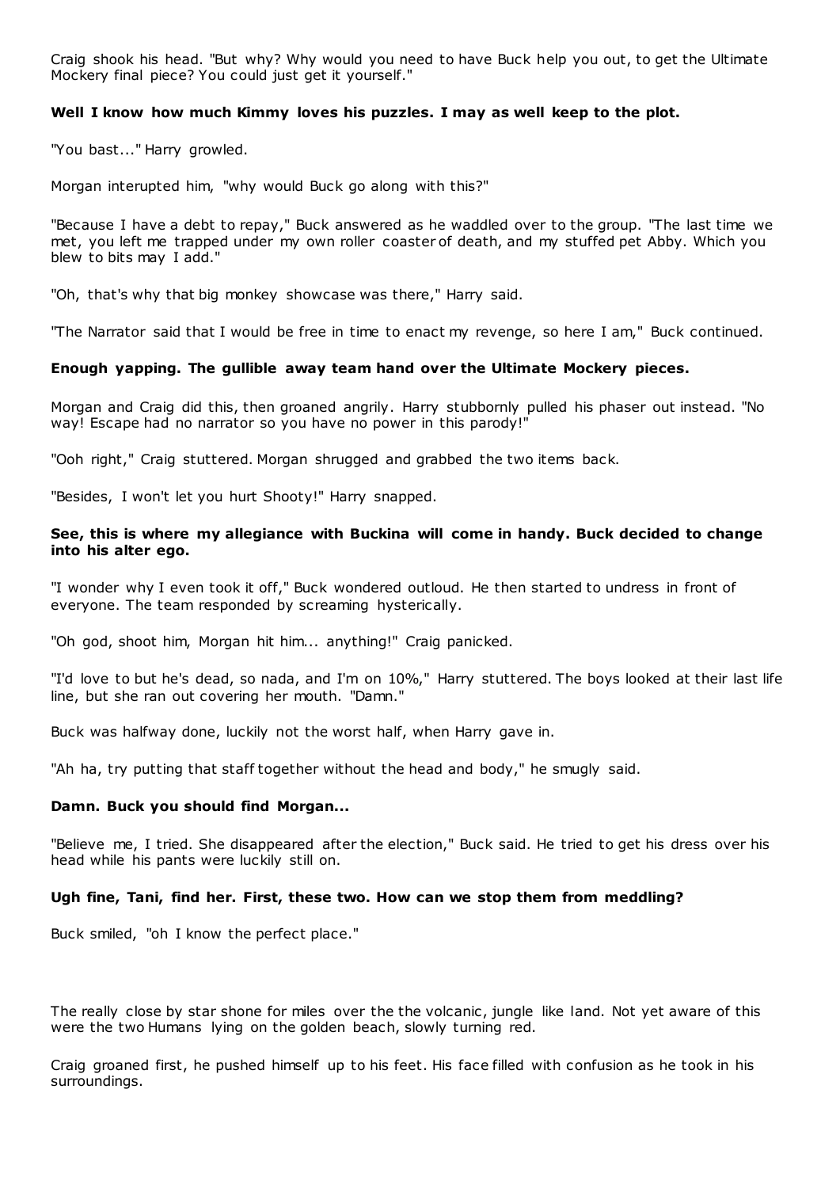Craig shook his head. "But why? Why would you need to have Buck help you out, to get the Ultimate Mockery final piece? You could just get it yourself."

**Well I know how much Kimmy loves his puzzles. I may as well keep to the plot.**

"You bast..." Harry growled.

Morgan interupted him, "why would Buck go along with this?"

"Because I have a debt to repay," Buck answered as he waddled over to the group. "The last time we met, you left me trapped under my own roller coaster of death, and my stuffed pet Abby. Which you blew to bits may I add."

"Oh, that's why that big monkey showcase was there," Harry said.

"The Narrator said that I would be free in time to enact my revenge, so here I am," Buck continued.

**Enough yapping. The gullible away team hand over the Ultimate Mockery pieces.**

Morgan and Craig did this, then groaned angrily. Harry stubbornly pulled his phaser out instead. "No way! Escape had no narrator so you have no power in this parody!"

"Ooh right," Craig stuttered. Morgan shrugged and grabbed the two items back.

"Besides, I won't let you hurt Shooty!" Harry snapped.

**See, this is where my allegiance with Buckina will come in handy. Buck decided to change into his alter ego.**

"I wonder why I even took it off," Buck wondered outloud. He then started to undress in front of everyone. The team responded by screaming hysterically.

"Oh god, shoot him, Morgan hit him... anything!" Craig panicked.

"I'd love to but he's dead, so nada, and I'm on 10%," Harry stuttered. The boys looked at their last life line, but she ran out covering her mouth. "Damn."

Buck was halfway done, luckily not the worst half, when Harry gave in.

"Ah ha, try putting that staff together without the head and body," he smugly said.

**Damn. Buck you should find Morgan...**

"Believe me, I tried. She disappeared after the election," Buck said. He tried to get his dress over his head while his pants were luckily still on.

**Ugh fine, Tani, find her. First, these two. How can we stop them from meddling?**

Buck smiled, "oh I know the perfect place."

The really close by star shone for miles over the the volcanic, jungle like land. Not yet aware of this were the two Humans lying on the golden beach, slowly turning red.

Craig groaned first, he pushed himself up to his feet. His face filled with confusion as he took in his surroundings.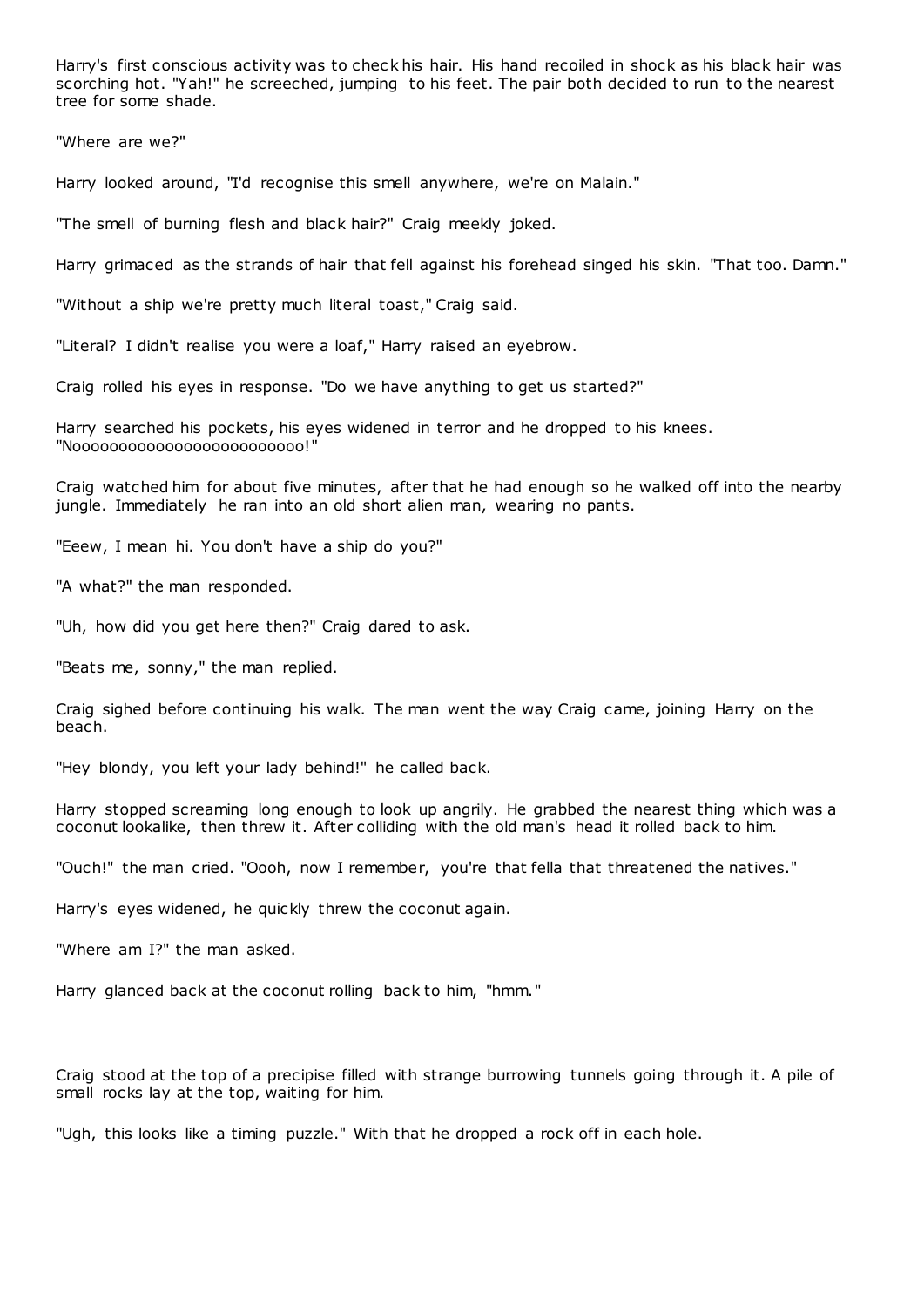Harry's first conscious activity was to check his hair. His hand recoiled in shock as his black hair was scorching hot. "Yah!" he screeched, jumping to his feet. The pair both decided to run to the nearest tree for some shade.

"Where are we?"

Harry looked around, "I'd recognise this smell anywhere, we're on Malain."

"The smell of burning flesh and black hair?" Craig meekly joked.

Harry grimaced as the strands of hair that fell against his forehead singed his skin. "That too. Damn."

"Without a ship we're pretty much literal toast," Craig said.

"Literal? I didn't realise you were a loaf," Harry raised an eyebrow.

Craig rolled his eyes in response. "Do we have anything to get us started?"

Harry searched his pockets, his eyes widened in terror and he dropped to his knees. "Nooooooooooooooooooooooooo!"

Craig watched him for about five minutes, after that he had enough so he walked off into the nearby jungle. Immediately he ran into an old short alien man, wearing no pants.

"Eeew, I mean hi. You don't have a ship do you?"

"A what?" the man responded.

"Uh, how did you get here then?" Craig dared to ask.

"Beats me, sonny," the man replied.

Craig sighed before continuing his walk. The man went the way Craig came, joining Harry on the beach.

"Hey blondy, you left your lady behind!" he called back.

Harry stopped screaming long enough to look up angrily. He grabbed the nearest thing which was a coconut lookalike, then threw it. After colliding with the old man's head it rolled back to him.

"Ouch!" the man cried. "Oooh, now I remember, you're that fella that threatened the natives."

Harry's eyes widened, he quickly threw the coconut again.

"Where am I?" the man asked.

Harry glanced back at the coconut rolling back to him, "hmm."

Craig stood at the top of a precipise filled with strange burrowing tunnels going through it. A pile of small rocks lay at the top, waiting for him.

"Ugh, this looks like a timing puzzle." With that he dropped a rock off in each hole.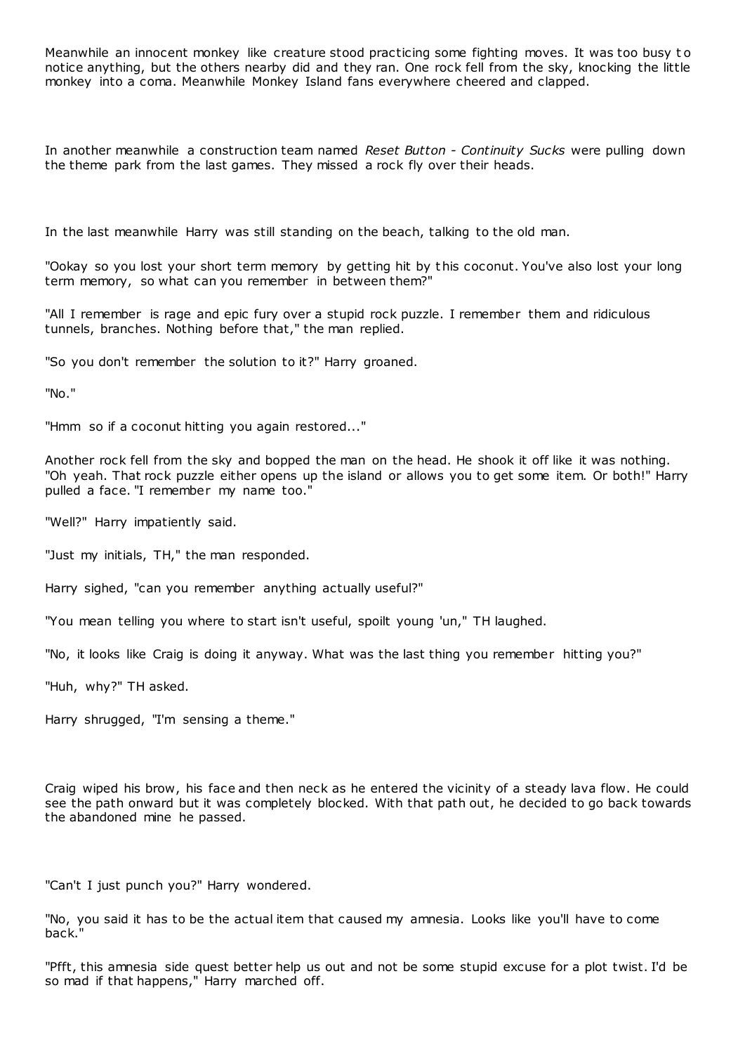Meanwhile an innocent monkey like creature stood practicing some fighting moves. It was too busy to notice anything, but the others nearby did and they ran. One rock fell from the sky, knocking the little monkey into a coma. Meanwhile Monkey Island fans everywhere cheered and clapped.

In another meanwhile a construction team named *Reset Button - Continuity Sucks* were pulling down the theme park from the last games. They missed a rock fly over their heads.

In the last meanwhile Harry was still standing on the beach, talking to the old man.

"Ookay so you lost your short term memory by getting hit by this coconut. You've also lost your long term memory, so what can you remember in between them?"

"All I remember is rage and epic fury over a stupid rock puzzle. I remember them and ridiculous tunnels, branches. Nothing before that," the man replied.

"So you don't remember the solution to it?" Harry groaned.

"No."

"Hmm so if a coconut hitting you again restored..."

Another rock fell from the sky and bopped the man on the head. He shook it off like it was nothing. "Oh yeah. That rock puzzle either opens up the island or allows you to get some item. Or both!" Harry pulled a face. "I remember my name too."

"Well?" Harry impatiently said.

"Just my initials, TH," the man responded.

Harry sighed, "can you remember anything actually useful?"

"You mean telling you where to start isn't useful, spoilt young 'un," TH laughed.

"No, it looks like Craig is doing it anyway. What was the last thing you remember hitting you?"

"Huh, why?" TH asked.

Harry shrugged, "I'm sensing a theme."

Craig wiped his brow, his face and then neck as he entered the vicinity of a steady lava flow. He could see the path onward but it was completely blocked. With that path out, he decided to go back towards the abandoned mine he passed.

"Can't I just punch you?" Harry wondered.

"No, you said it has to be the actual item that caused my amnesia. Looks like you'll have to come back."

"Pfft, this amnesia side quest better help us out and not be some stupid excuse for a plot twist. I'd be so mad if that happens," Harry marched off.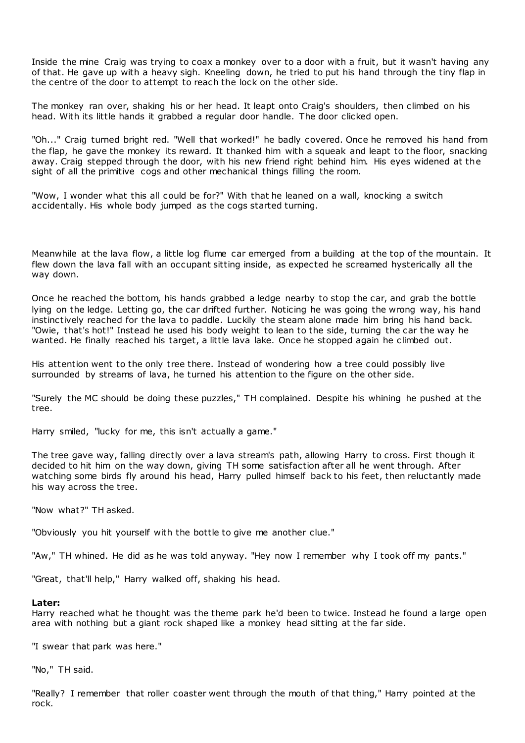Inside the mine Craig was trying to coax a monkey over to a door with a fruit, but it wasn't having any of that. He gave up with a heavy sigh. Kneeling down, he tried to put his hand through the tiny flap in the centre of the door to attempt to reach the lock on the other side.

The monkey ran over, shaking his or her head. It leapt onto Craig's shoulders, then climbed on his head. With its little hands it grabbed a regular door handle. The door clicked open.

"Oh..." Craig turned bright red. "Well that worked!" he badly covered. Once he removed his hand from the flap, he gave the monkey its reward. It thanked him with a squeak and leapt to the floor, snacking away. Craig stepped through the door, with his new friend right behind him. His eyes widened at the sight of all the primitive cogs and other mechanical things filling the room.

"Wow, I wonder what this all could be for?" With that he leaned on a wall, knocking a switch accidentally. His whole body jumped as the cogs started turning.

Meanwhile at the lava flow, a little log flume car emerged from a building at the top of the mountain. It flew down the lava fall with an occupant sitting inside, as expected he screamed hysterically all the way down.

Once he reached the bottom, his hands grabbed a ledge nearby to stop the car, and grab the bottle lying on the ledge. Letting go, the car drifted further. Noticing he was going the wrong way, his hand instinctively reached for the lava to paddle. Luckily the steam alone made him bring his hand back. "Owie, that's hot!" Instead he used his body weight to lean to the side, turning the car the way he wanted. He finally reached his target, a little lava lake. Once he stopped again he climbed out.

His attention went to the only tree there. Instead of wondering how a tree could possibly live surrounded by streams of lava, he turned his attention to the figure on the other side.

"Surely the MC should be doing these puzzles," TH complained. Despite his whining he pushed at the tree.

Harry smiled, "lucky for me, this isn't actually a game."

The tree gave way, falling directly over a lava stream's path, allowing Harry to cross. First though it decided to hit him on the way down, giving TH some satisfaction after all he went through. After watching some birds fly around his head, Harry pulled himself back to his feet, then reluctantly made his way across the tree.

"Now what?" TH asked.

"Obviously you hit yourself with the bottle to give me another clue."

"Aw," TH whined. He did as he was told anyway. "Hey now I remember why I took off my pants."

"Great, that'll help," Harry walked off, shaking his head.

**Later:**
Harry reached what he thought was the theme park he'd been to twice. Instead he found a large open area with nothing but a giant rock shaped like a monkey head sitting at the far side.

"I swear that park was here."

"No," TH said.

"Really? I remember that roller coaster went through the mouth of that thing," Harry pointed at the rock.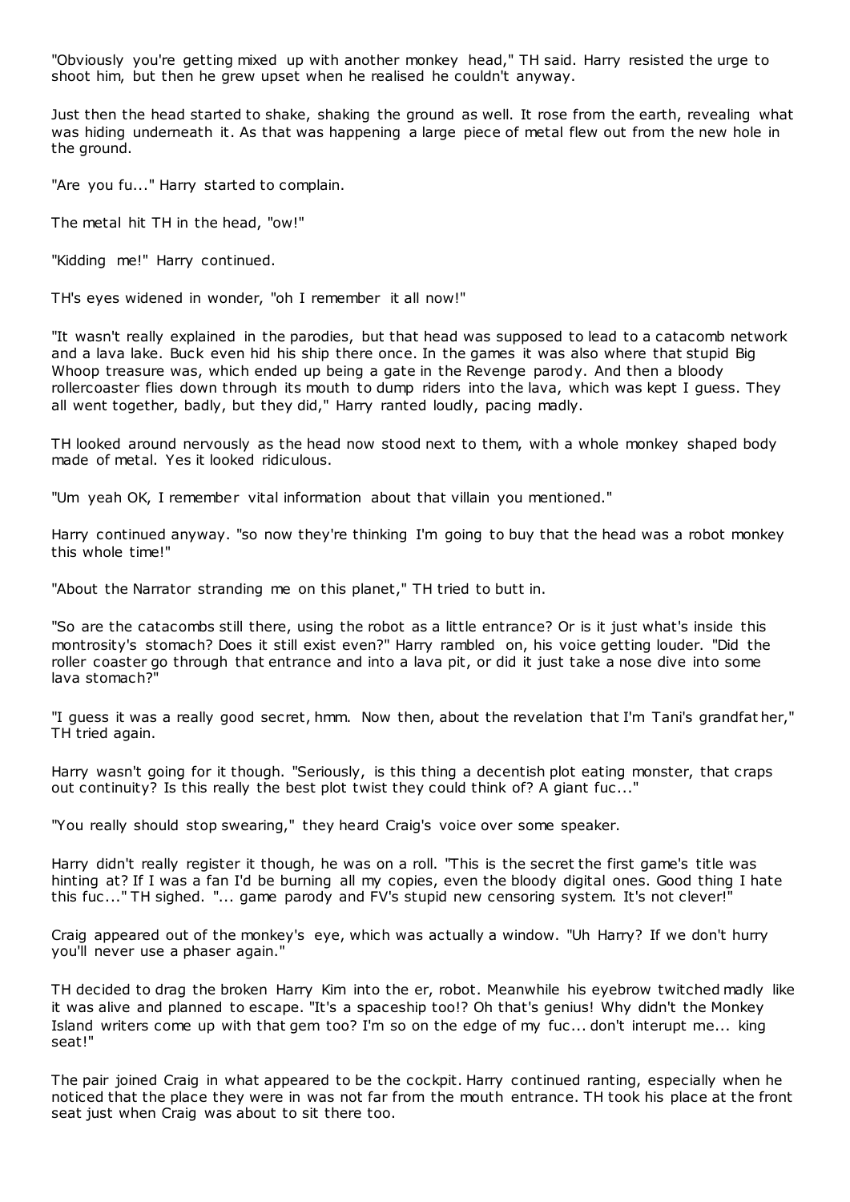"Obviously you're getting mixed up with another monkey head," TH said. Harry resisted the urge to shoot him, but then he grew upset when he realised he couldn't anyway.

Just then the head started to shake, shaking the ground as well. It rose from the earth, revealing what was hiding underneath it. As that was happening a large piece of metal flew out from the new hole in the ground.

"Are you fu..." Harry started to complain.

The metal hit TH in the head, "ow!"

"Kidding me!" Harry continued.

TH's eyes widened in wonder, "oh I remember it all now!"

"It wasn't really explained in the parodies, but that head was supposed to lead to a catacomb network and a lava lake. Buck even hid his ship there once. In the games it was also where that stupid Big Whoop treasure was, which ended up being a gate in the Revenge parody. And then a bloody rollercoaster flies down through its mouth to dump riders into the lava, which was kept I guess. They all went together, badly, but they did," Harry ranted loudly, pacing madly.

TH looked around nervously as the head now stood next to them, with a whole monkey shaped body made of metal. Yes it looked ridiculous.

"Um yeah OK, I remember vital information about that villain you mentioned."

Harry continued anyway. "so now they're thinking I'm going to buy that the head was a robot monkey this whole time!"

"About the Narrator stranding me on this planet," TH tried to butt in.

"So are the catacombs still there, using the robot as a little entrance? Or is it just what's inside this montrosity's stomach? Does it still exist even?" Harry rambled on, his voice getting louder. "Did the roller coaster go through that entrance and into a lava pit, or did it just take a nose dive into some lava stomach?"

"I guess it was a really good secret, hmm. Now then, about the revelation that I'm Tani's grandfather," TH tried again.

Harry wasn't going for it though. "Seriously, is this thing a decentish plot eating monster, that craps out continuity? Is this really the best plot twist they could think of? A giant fuc..."

"You really should stop swearing," they heard Craig's voice over some speaker.

Harry didn't really register it though, he was on a roll. "This is the secret the first game's title was hinting at? If I was a fan I'd be burning all my copies, even the bloody digital ones. Good thing I hate this fuc..." TH sighed. "... game parody and FV's stupid new censoring system. It's not clever!"

Craig appeared out of the monkey's eye, which was actually a window. "Uh Harry? If we don't hurry you'll never use a phaser again."

TH decided to drag the broken Harry Kim into the er, robot. Meanwhile his eyebrow twitched madly like it was alive and planned to escape. "It's a spaceship too!? Oh that's genius! Why didn't the Monkey Island writers come up with that gem too? I'm so on the edge of my fuc... don't interupt me... king seat!"

The pair joined Craig in what appeared to be the cockpit. Harry continued ranting, especially when he noticed that the place they were in was not far from the mouth entrance. TH took his place at the front seat just when Craig was about to sit there too.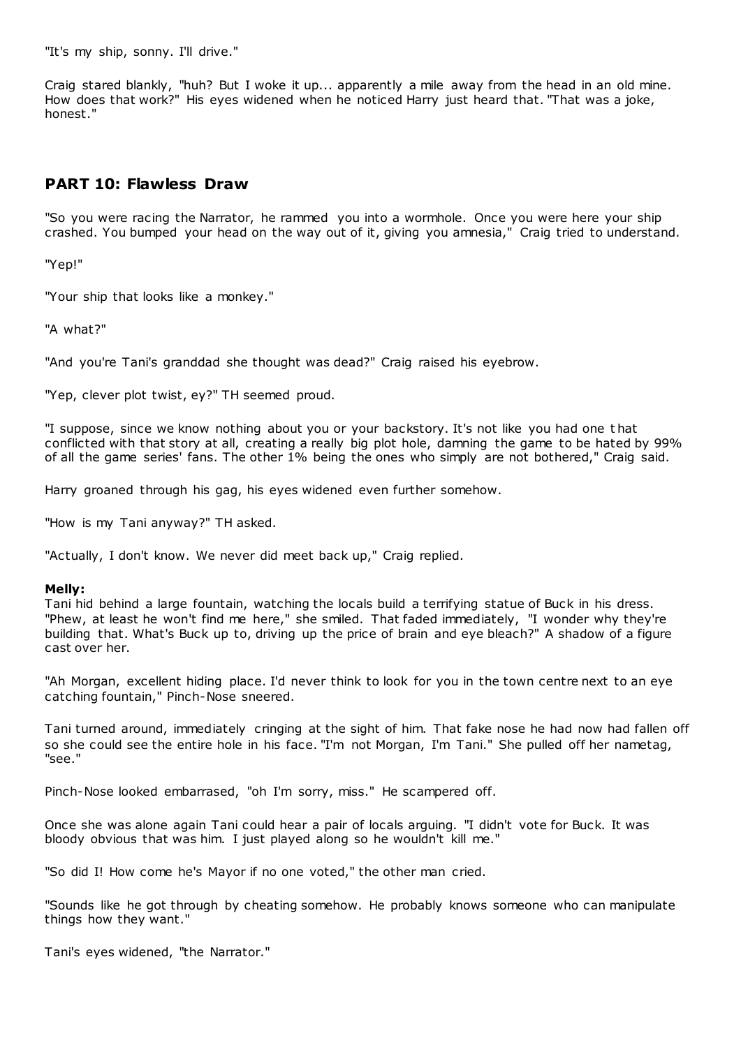"It's my ship, sonny. I'll drive."

Craig stared blankly, "huh? But I woke it up... apparently a mile away from the head in an old mine. How does that work?" His eyes widened when he noticed Harry just heard that. "That was a joke, honest."

## PART 10: Flawless Draw

"So you were racing the Narrator, he rammed you into a wormhole. Once you were here your ship crashed. You bumped your head on the way out of it, giving you amnesia," Craig tried to understand.

"Yep!"

"Your ship that looks like a monkey."

"A what?"

"And you're Tani's granddad she thought was dead?" Craig raised his eyebrow.

"Yep, clever plot twist, ey?" TH seemed proud.

"I suppose, since we know nothing about you or your backstory. It's not like you had one that conflicted with that story at all, creating a really big plot hole, damning the game to be hated by 99% of all the game series' fans. The other 1% being the ones who simply are not bothered," Craig said.

Harry groaned through his gag, his eyes widened even further somehow.

"How is my Tani anyway?" TH asked.

"Actually, I don't know. We never did meet back up," Craig replied.

**Melly:**
Tani hid behind a large fountain, watching the locals build a terrifying statue of Buck in his dress. "Phew, at least he won't find me here," she smiled. That faded immediately, "I wonder why they're building that. What's Buck up to, driving up the price of brain and eye bleach?" A shadow of a figure cast over her.

"Ah Morgan, excellent hiding place. I'd never think to look for you in the town centre next to an eye catching fountain," Pinch-Nose sneered.

Tani turned around, immediately cringing at the sight of him. That fake nose he had now had fallen off so she could see the entire hole in his face. "I'm not Morgan, I'm Tani." She pulled off her nametag, "see."

Pinch-Nose looked embarrased, "oh I'm sorry, miss." He scampered off.

Once she was alone again Tani could hear a pair of locals arguing. "I didn't vote for Buck. It was bloody obvious that was him. I just played along so he wouldn't kill me."

"So did I! How come he's Mayor if no one voted," the other man cried.

"Sounds like he got through by cheating somehow. He probably knows someone who can manipulate things how they want."

Tani's eyes widened, "the Narrator."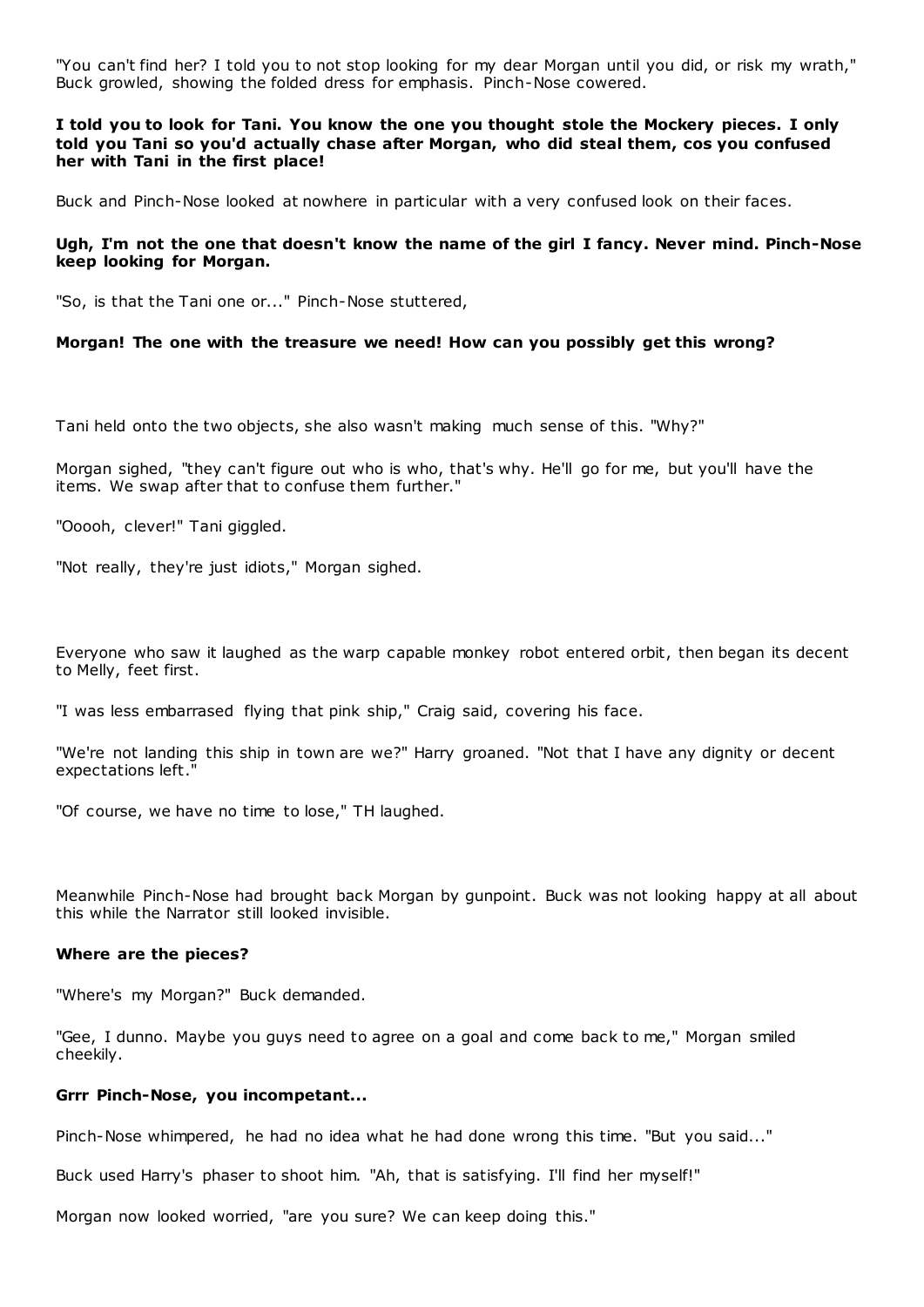"You can't find her? I told you to not stop looking for my dear Morgan until you did, or risk my wrath," Buck growled, showing the folded dress for emphasis. Pinch-Nose cowered.

**I told you to look for Tani. You know the one you thought stole the Mockery pieces. I only told you Tani so you'd actually chase after Morgan, who did steal them, cos you confused her with Tani in the first place!**

Buck and Pinch-Nose looked at nowhere in particular with a very confused look on their faces.

**Ugh, I'm not the one that doesn't know the name of the girl I fancy. Never mind. Pinch-Nose keep looking for Morgan.**

"So, is that the Tani one or..." Pinch-Nose stuttered,

**Morgan! The one with the treasure we need! How can you possibly get this wrong?**

Tani held onto the two objects, she also wasn't making much sense of this. "Why?"

Morgan sighed, "they can't figure out who is who, that's why. He'll go for me, but you'll have the items. We swap after that to confuse them further."

"Ooooh, clever!" Tani giggled.

"Not really, they're just idiots," Morgan sighed.

Everyone who saw it laughed as the warp capable monkey robot entered orbit, then began its decent to Melly, feet first.

"I was less embarrased flying that pink ship," Craig said, covering his face.

"We're not landing this ship in town are we?" Harry groaned. "Not that I have any dignity or decent expectations left."

"Of course, we have no time to lose," TH laughed.

Meanwhile Pinch-Nose had brought back Morgan by gunpoint. Buck was not looking happy at all about this while the Narrator still looked invisible.

**Where are the pieces?**

"Where's my Morgan?" Buck demanded.

"Gee, I dunno. Maybe you guys need to agree on a goal and come back to me," Morgan smiled cheekily.

**Grrr Pinch-Nose, you incompetant...**

Pinch-Nose whimpered, he had no idea what he had done wrong this time. "But you said..."

Buck used Harry's phaser to shoot him. "Ah, that is satisfying. I'll find her myself!"

Morgan now looked worried, "are you sure? We can keep doing this."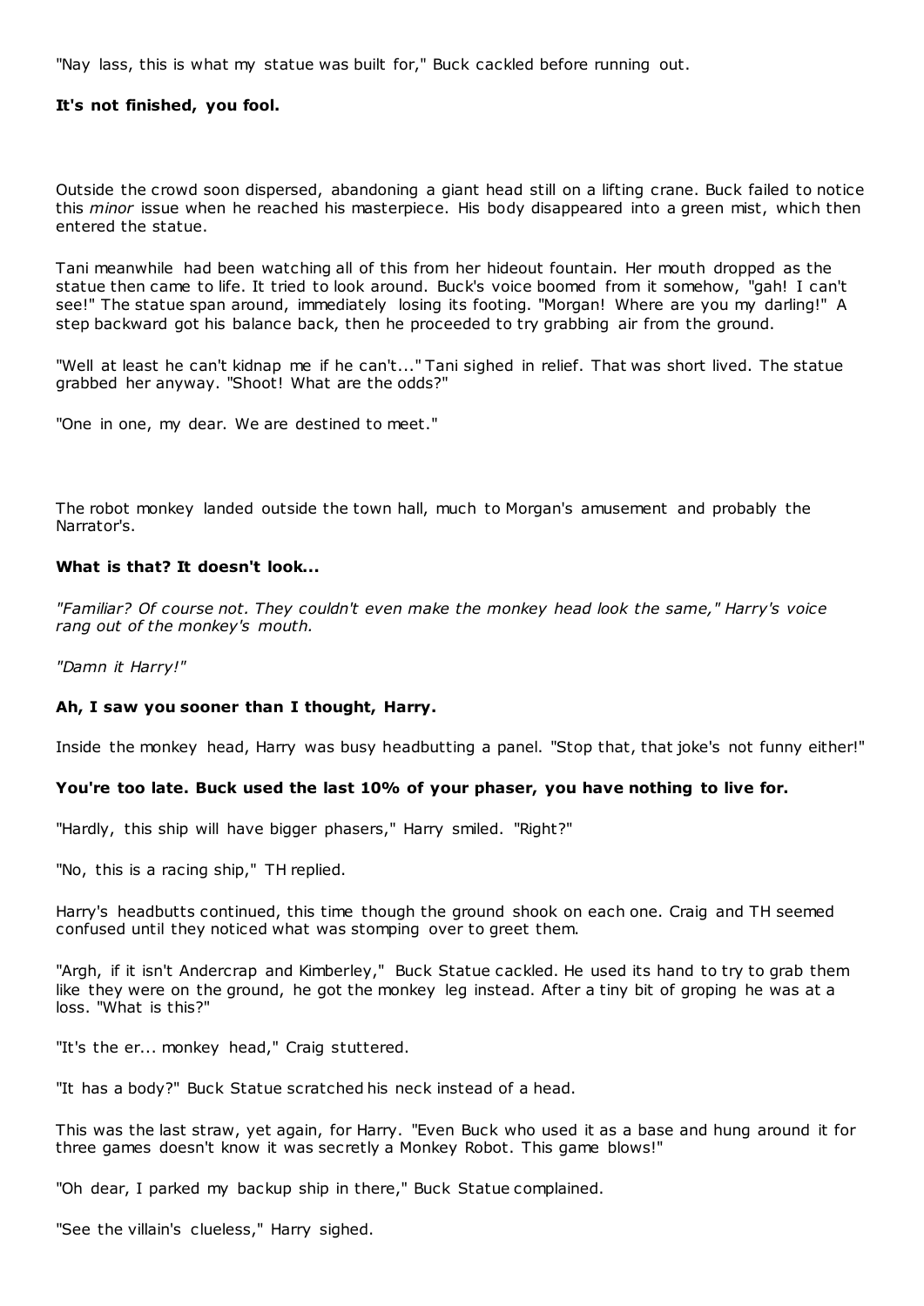"Nay lass, this is what my statue was built for," Buck cackled before running out.

**It's not finished, you fool.**

Outside the crowd soon dispersed, abandoning a giant head still on a lifting crane. Buck failed to notice this *minor* issue when he reached his masterpiece. His body disappeared into a green mist, which then entered the statue.

Tani meanwhile had been watching all of this from her hideout fountain. Her mouth dropped as the statue then came to life. It tried to look around. Buck's voice boomed from it somehow, "gah! I can't see!" The statue span around, immediately losing its footing. "Morgan! Where are you my darling!" A step backward got his balance back, then he proceeded to try grabbing air from the ground.

"Well at least he can't kidnap me if he can't..." Tani sighed in relief. That was short lived. The statue grabbed her anyway. "Shoot! What are the odds?"

"One in one, my dear. We are destined to meet."

The robot monkey landed outside the town hall, much to Morgan's amusement and probably the Narrator's.

**What is that? It doesn't look...**

*"Familiar? Of course not. They couldn't even make the monkey head look the same," Harry's voice rang out of the monkey's mouth.*

*"Damn it Harry!"*

**Ah, I saw you sooner than I thought, Harry.**

Inside the monkey head, Harry was busy headbutting a panel. "Stop that, that joke's not funny either!"

**You're too late. Buck used the last 10% of your phaser, you have nothing to live for.**

"Hardly, this ship will have bigger phasers," Harry smiled. "Right?"

"No, this is a racing ship," TH replied.

Harry's headbutts continued, this time though the ground shook on each one. Craig and TH seemed confused until they noticed what was stomping over to greet them.

"Argh, if it isn't Andercrap and Kimberley," Buck Statue cackled. He used its hand to try to grab them like they were on the ground, he got the monkey leg instead. After a tiny bit of groping he was at a loss. "What is this?"

"It's the er... monkey head," Craig stuttered.

"It has a body?" Buck Statue scratched his neck instead of a head.

This was the last straw, yet again, for Harry. "Even Buck who used it as a base and hung around it for three games doesn't know it was secretly a Monkey Robot. This game blows!"

"Oh dear, I parked my backup ship in there," Buck Statue complained.

"See the villain's clueless," Harry sighed.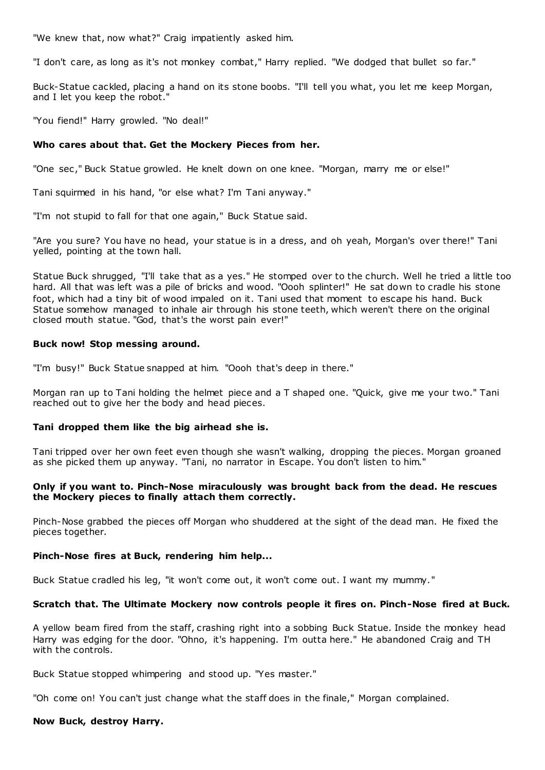"We knew that, now what?" Craig impatiently asked him.

"I don't care, as long as it's not monkey combat," Harry replied. "We dodged that bullet so far."

Buck-Statue cackled, placing a hand on its stone boobs. "I'll tell you what, you let me keep Morgan, and I let you keep the robot."

"You fiend!" Harry growled. "No deal!"

**Who cares about that. Get the Mockery Pieces from her.**

"One sec," Buck Statue growled. He knelt down on one knee. "Morgan, marry me or else!"

Tani squirmed in his hand, "or else what? I'm Tani anyway."

"I'm not stupid to fall for that one again," Buck Statue said.

"Are you sure? You have no head, your statue is in a dress, and oh yeah, Morgan's over there!" Tani yelled, pointing at the town hall.

Statue Buck shrugged, "I'll take that as a yes." He stomped over to the church. Well he tried a little too hard. All that was left was a pile of bricks and wood. "Oooh splinter!" He sat down to cradle his stone foot, which had a tiny bit of wood impaled on it. Tani used that moment to escape his hand. Buck Statue somehow managed to inhale air through his stone teeth, which weren't there on the original closed mouth statue. "God, that's the worst pain ever!"

**Buck now! Stop messing around.**

"I'm busy!" Buck Statue snapped at him. "Oooh that's deep in there."

Morgan ran up to Tani holding the helmet piece and a T shaped one. "Quick, give me your two." Tani reached out to give her the body and head pieces.

**Tani dropped them like the big airhead she is.**

Tani tripped over her own feet even though she wasn't walking, dropping the pieces. Morgan groaned as she picked them up anyway. "Tani, no narrator in Escape. You don't listen to him."

**Only if you want to. Pinch-Nose miraculously was brought back from the dead. He rescues the Mockery pieces to finally attach them correctly.**

Pinch-Nose grabbed the pieces off Morgan who shuddered at the sight of the dead man. He fixed the pieces together.

**Pinch-Nose fires at Buck, rendering him help...**

Buck Statue cradled his leg, "it won't come out, it won't come out. I want my mummy."

**Scratch that. The Ultimate Mockery now controls people it fires on. Pinch-Nose fired at Buck.**

A yellow beam fired from the staff, crashing right into a sobbing Buck Statue. Inside the monkey head Harry was edging for the door. "Ohno, it's happening. I'm outta here." He abandoned Craig and TH with the controls.

Buck Statue stopped whimpering and stood up. "Yes master."

"Oh come on! You can't just change what the staff does in the finale," Morgan complained.

**Now Buck, destroy Harry.**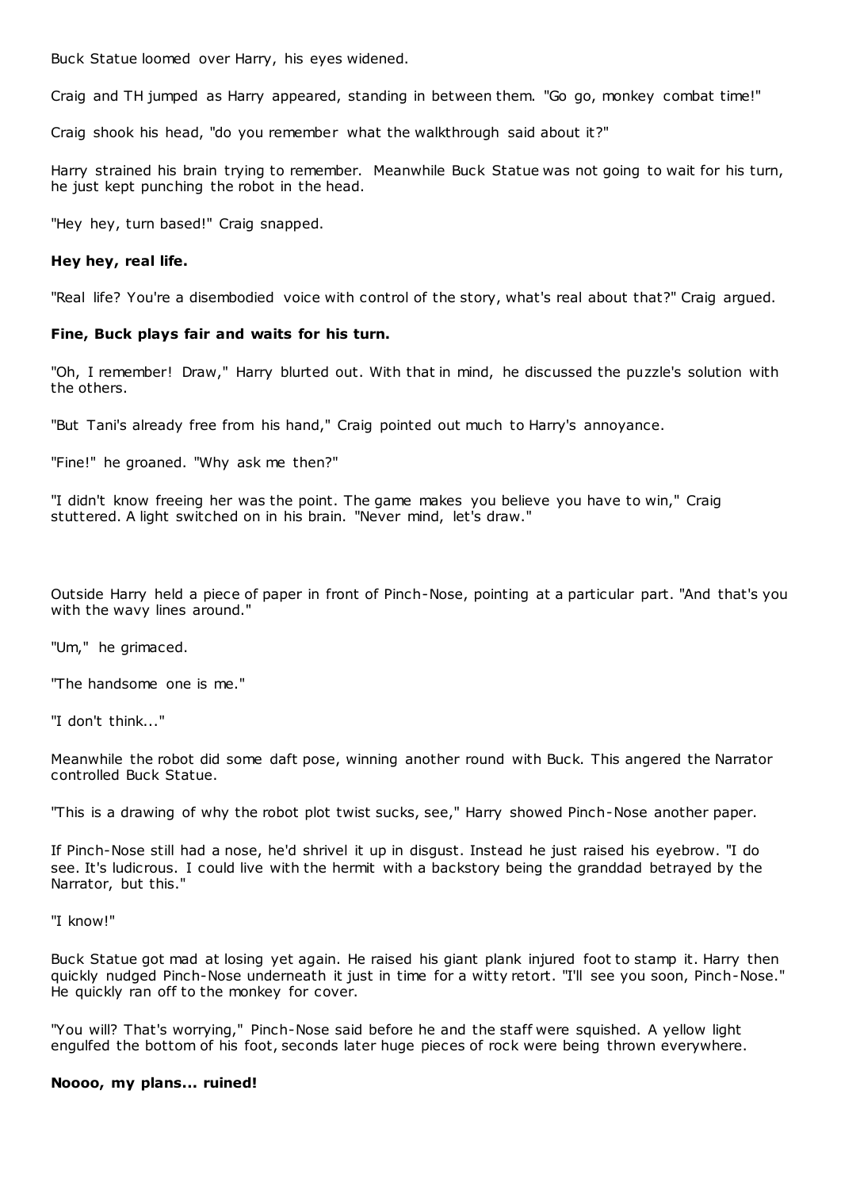Buck Statue loomed over Harry, his eyes widened.

Craig and TH jumped as Harry appeared, standing in between them. "Go go, monkey combat time!"

Craig shook his head, "do you remember what the walkthrough said about it?"

Harry strained his brain trying to remember. Meanwhile Buck Statue was not going to wait for his turn, he just kept punching the robot in the head.

"Hey hey, turn based!" Craig snapped.

**Hey hey, real life.**

"Real life? You're a disembodied voice with control of the story, what's real about that?" Craig argued.

**Fine, Buck plays fair and waits for his turn.**

"Oh, I remember! Draw," Harry blurted out. With that in mind, he discussed the puzzle's solution with the others.

"But Tani's already free from his hand," Craig pointed out much to Harry's annoyance.

"Fine!" he groaned. "Why ask me then?"

"I didn't know freeing her was the point. The game makes you believe you have to win," Craig stuttered. A light switched on in his brain. "Never mind, let's draw."

Outside Harry held a piece of paper in front of Pinch-Nose, pointing at a particular part. "And that's you with the wavy lines around."

"Um," he grimaced.

"The handsome one is me."

"I don't think..."

Meanwhile the robot did some daft pose, winning another round with Buck. This angered the Narrator controlled Buck Statue.

"This is a drawing of why the robot plot twist sucks, see," Harry showed Pinch-Nose another paper.

If Pinch-Nose still had a nose, he'd shrivel it up in disgust. Instead he just raised his eyebrow. "I do see. It's ludicrous. I could live with the hermit with a backstory being the granddad betrayed by the Narrator, but this."

"I know!"

Buck Statue got mad at losing yet again. He raised his giant plank injured foot to stamp it. Harry then quickly nudged Pinch-Nose underneath it just in time for a witty retort. "I'll see you soon, Pinch-Nose." He quickly ran off to the monkey for cover.

"You will? That's worrying," Pinch-Nose said before he and the staff were squished. A yellow light engulfed the bottom of his foot, seconds later huge pieces of rock were being thrown everywhere.

**Noooo, my plans... ruined!**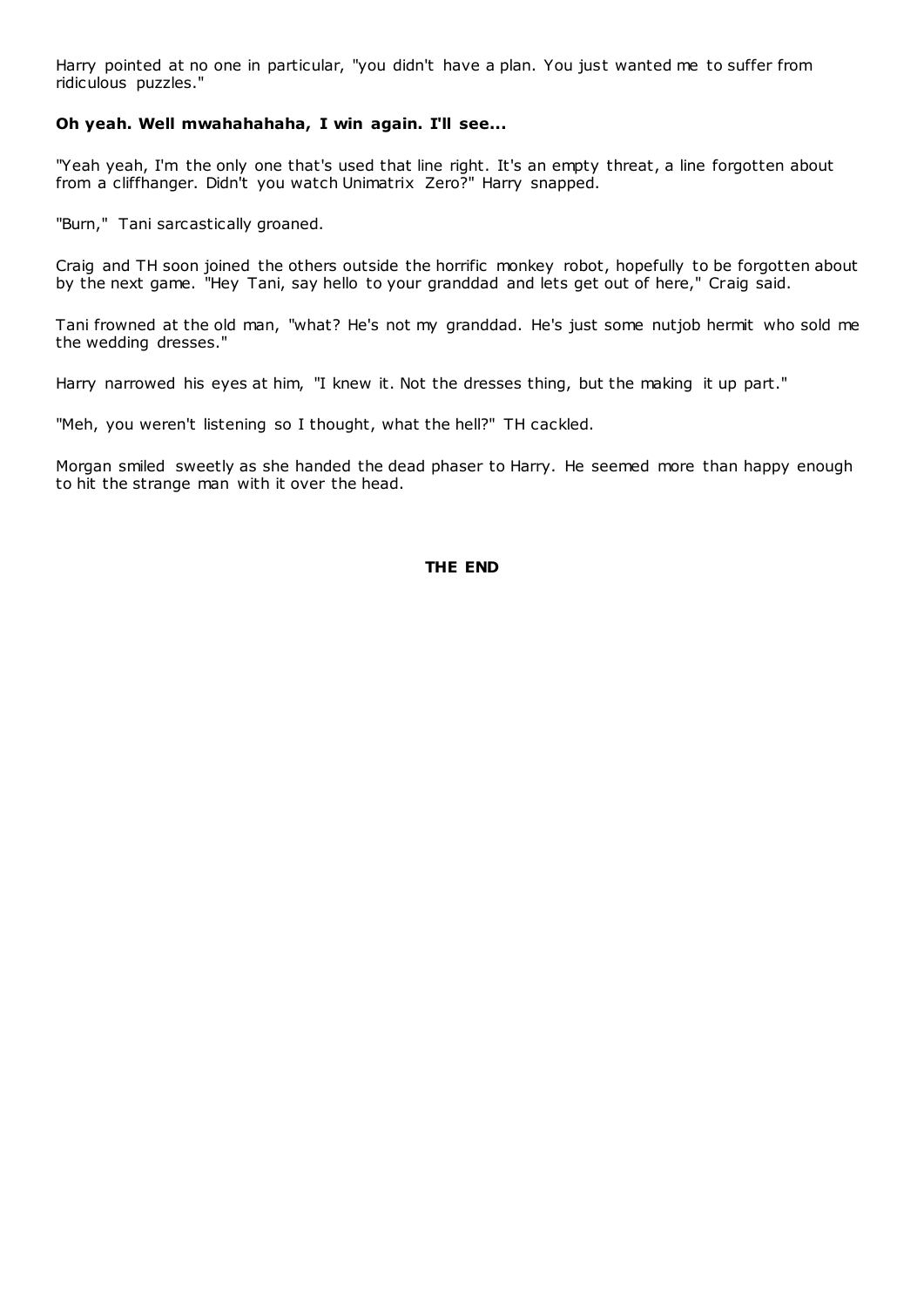Harry pointed at no one in particular, "you didn't have a plan. You just wanted me to suffer from ridiculous puzzles."

**Oh yeah. Well mwahahahaha, I win again. I'll see...**

"Yeah yeah, I'm the only one that's used that line right. It's an empty threat, a line forgotten about from a cliffhanger. Didn't you watch Unimatrix Zero?" Harry snapped.

"Burn," Tani sarcastically groaned.

Craig and TH soon joined the others outside the horrific monkey robot, hopefully to be forgotten about by the next game. "Hey Tani, say hello to your granddad and lets get out of here," Craig said.

Tani frowned at the old man, "what? He's not my granddad. He's just some nutjob hermit who sold me the wedding dresses."

Harry narrowed his eyes at him, "I knew it. Not the dresses thing, but the making it up part."

"Meh, you weren't listening so I thought, what the hell?" TH cackled.

Morgan smiled sweetly as she handed the dead phaser to Harry. He seemed more than happy enough to hit the strange man with it over the head.

**THE END**